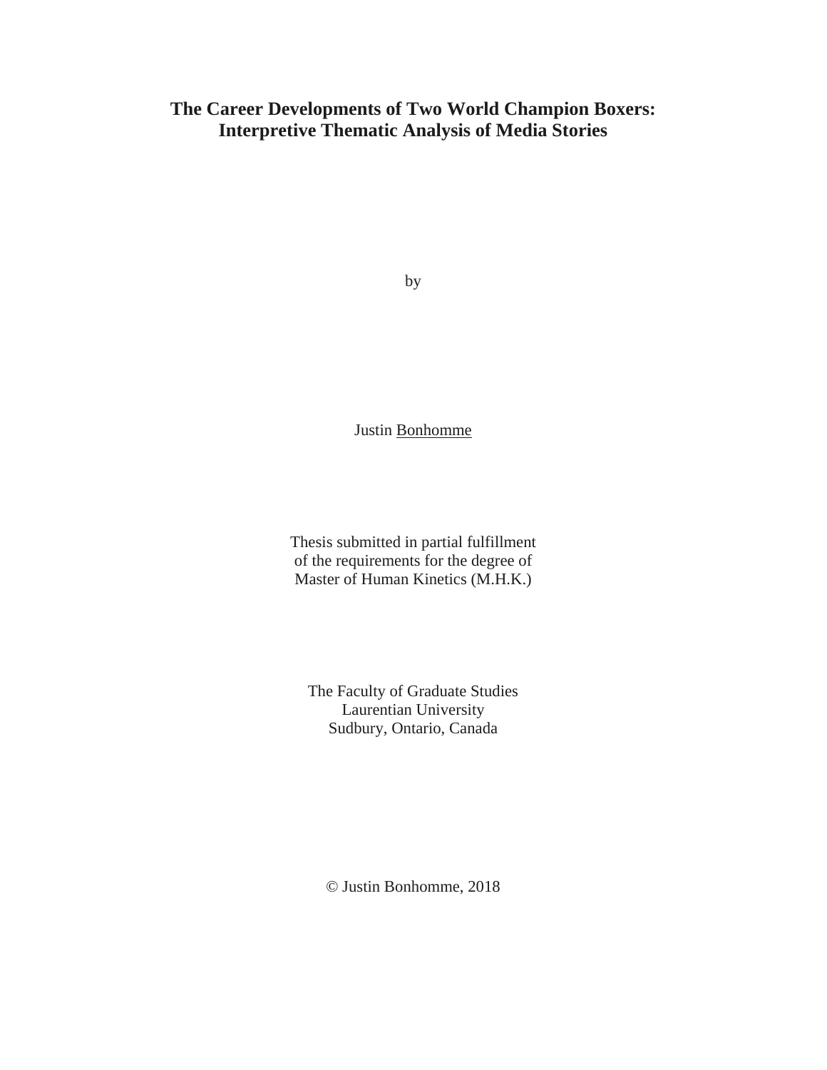# The Career Developments of Two World Champion Boxers: Interpretive Thematic Analysis of Media Stories

by

Justin Bonhomme

Thesis submitted in partial fulfillment of the requirements for the degree of Master of Human Kinetics (M.H.K.)

The Faculty of Graduate Studies
Laurentian University
Sudbury, Ontario, Canada

© Justin Bonhomme, 2018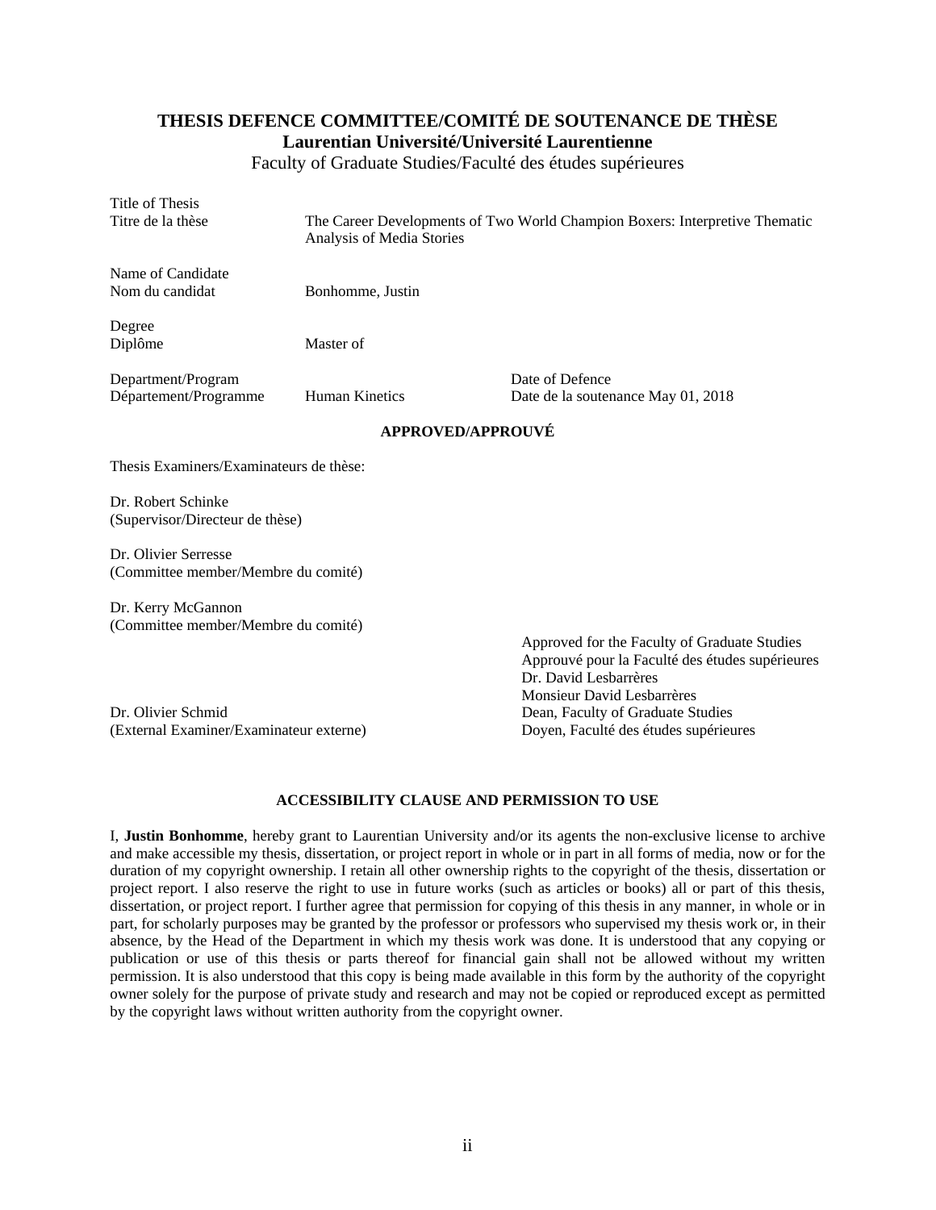# THESIS DEFENCE COMMITTEE/COMITÉ DE SOUTENANCE DE THÈSE

## Laurentian Université/Université Laurentienne

Faculty of Graduate Studies/Faculté des études supérieures

Title of Thesis
Titre de la thèse — The Career Developments of Two World Champion Boxers: Interpretive Thematic Analysis of Media Stories

Name of Candidate
Nom du candidat — Bonhomme, Justin

Degree
Diplôme — Master of

Department/Program
Département/Programme — Human Kinetics

Date of Defence
Date de la soutenance May 01, 2018

**APPROVED/APPROUVÉ**

Thesis Examiners/Examinateurs de thèse:

Dr. Robert Schinke
(Supervisor/Directeur de thèse)

Dr. Olivier Serresse
(Committee member/Membre du comité)

Dr. Kerry McGannon
(Committee member/Membre du comité)

Dr. Olivier Schmid
(External Examiner/Examinateur externe)

Approved for the Faculty of Graduate Studies
Approuvé pour la Faculté des études supérieures
Dr. David Lesbarrères
Monsieur David Lesbarrères
Dean, Faculty of Graduate Studies
Doyen, Faculté des études supérieures

**ACCESSIBILITY CLAUSE AND PERMISSION TO USE**

I, **Justin Bonhomme**, hereby grant to Laurentian University and/or its agents the non-exclusive license to archive and make accessible my thesis, dissertation, or project report in whole or in part in all forms of media, now or for the duration of my copyright ownership. I retain all other ownership rights to the copyright of the thesis, dissertation or project report. I also reserve the right to use in future works (such as articles or books) all or part of this thesis, dissertation, or project report. I further agree that permission for copying of this thesis in any manner, in whole or in part, for scholarly purposes may be granted by the professor or professors who supervised my thesis work or, in their absence, by the Head of the Department in which my thesis work was done. It is understood that any copying or publication or use of this thesis or parts thereof for financial gain shall not be allowed without my written permission. It is also understood that this copy is being made available in this form by the authority of the copyright owner solely for the purpose of private study and research and may not be copied or reproduced except as permitted by the copyright laws without written authority from the copyright owner.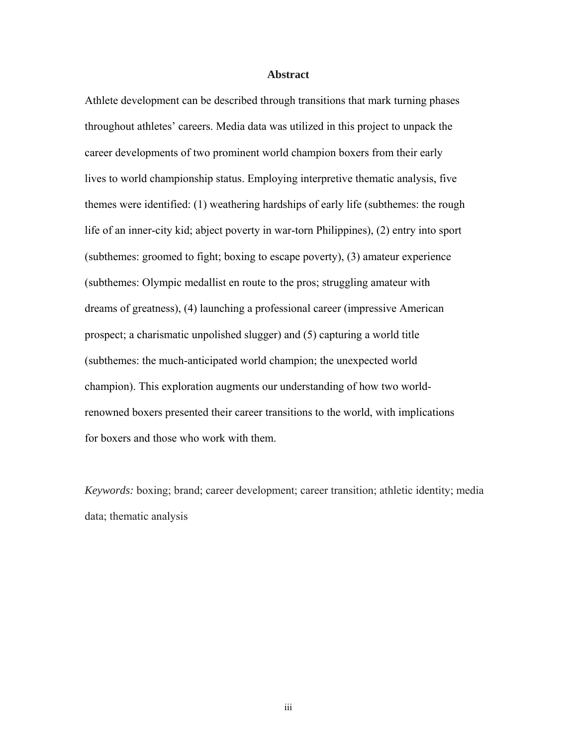## Abstract

Athlete development can be described through transitions that mark turning phases throughout athletes' careers. Media data was utilized in this project to unpack the career developments of two prominent world champion boxers from their early lives to world championship status. Employing interpretive thematic analysis, five themes were identified: (1) weathering hardships of early life (subthemes: the rough life of an inner-city kid; abject poverty in war-torn Philippines), (2) entry into sport (subthemes: groomed to fight; boxing to escape poverty), (3) amateur experience (subthemes: Olympic medallist en route to the pros; struggling amateur with dreams of greatness), (4) launching a professional career (impressive American prospect; a charismatic unpolished slugger) and (5) capturing a world title (subthemes: the much-anticipated world champion; the unexpected world champion). This exploration augments our understanding of how two world-renowned boxers presented their career transitions to the world, with implications for boxers and those who work with them.

*Keywords:* boxing; brand; career development; career transition; athletic identity; media data; thematic analysis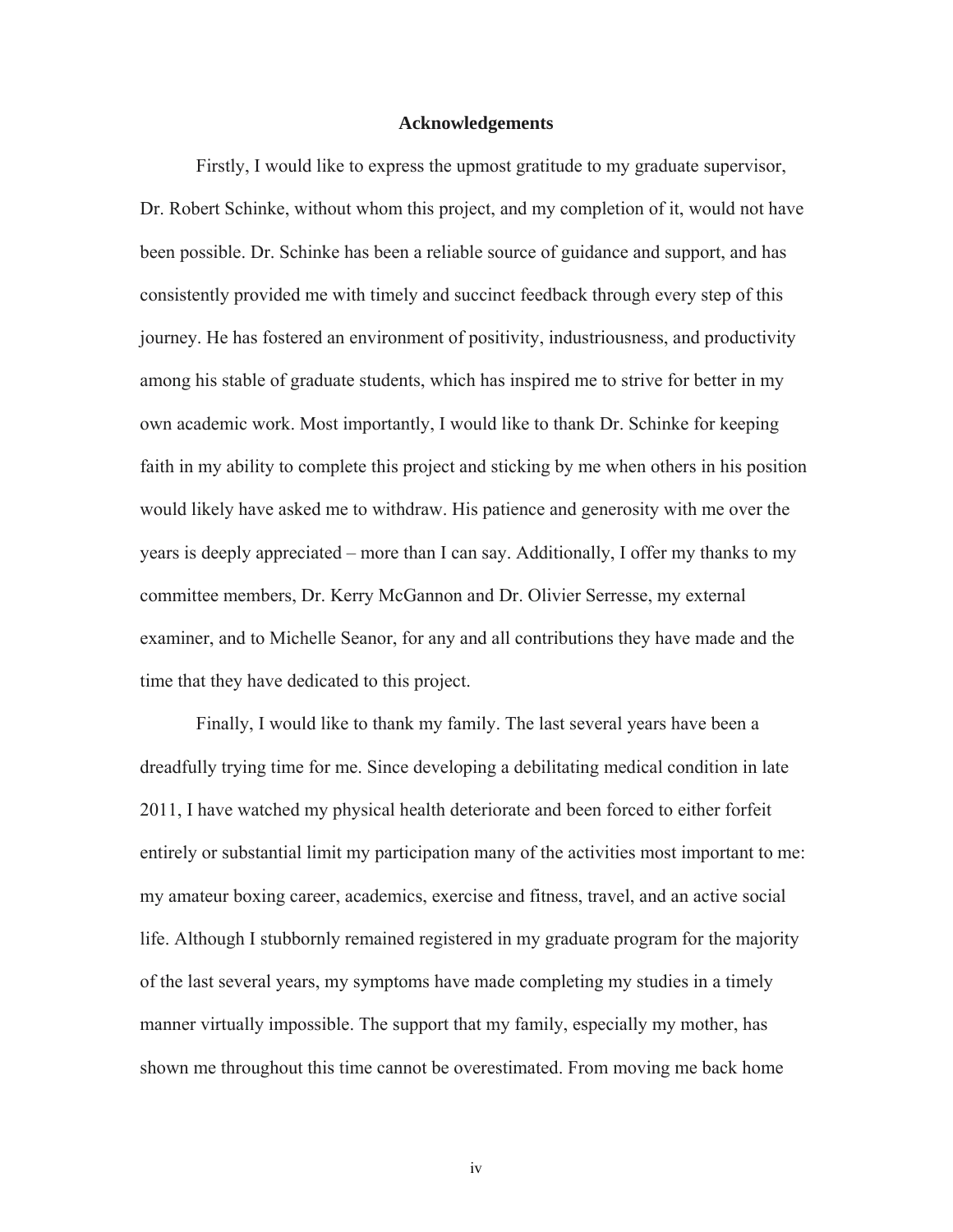## Acknowledgements

Firstly, I would like to express the upmost gratitude to my graduate supervisor, Dr. Robert Schinke, without whom this project, and my completion of it, would not have been possible. Dr. Schinke has been a reliable source of guidance and support, and has consistently provided me with timely and succinct feedback through every step of this journey. He has fostered an environment of positivity, industriousness, and productivity among his stable of graduate students, which has inspired me to strive for better in my own academic work. Most importantly, I would like to thank Dr. Schinke for keeping faith in my ability to complete this project and sticking by me when others in his position would likely have asked me to withdraw. His patience and generosity with me over the years is deeply appreciated – more than I can say. Additionally, I offer my thanks to my committee members, Dr. Kerry McGannon and Dr. Olivier Serresse, my external examiner, and to Michelle Seanor, for any and all contributions they have made and the time that they have dedicated to this project.

Finally, I would like to thank my family. The last several years have been a dreadfully trying time for me. Since developing a debilitating medical condition in late 2011, I have watched my physical health deteriorate and been forced to either forfeit entirely or substantial limit my participation many of the activities most important to me: my amateur boxing career, academics, exercise and fitness, travel, and an active social life. Although I stubbornly remained registered in my graduate program for the majority of the last several years, my symptoms have made completing my studies in a timely manner virtually impossible. The support that my family, especially my mother, has shown me throughout this time cannot be overestimated. From moving me back home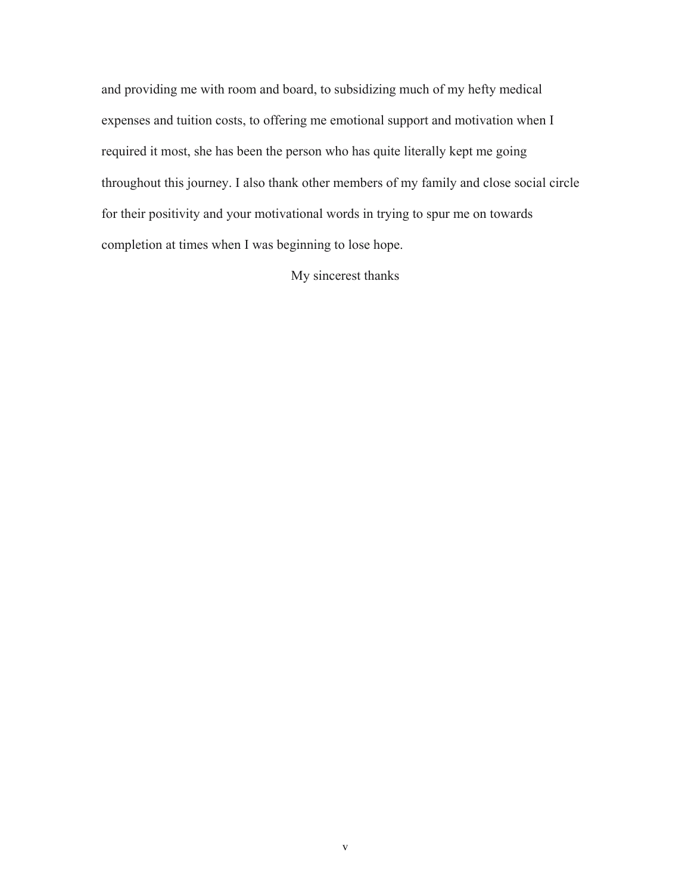and providing me with room and board, to subsidizing much of my hefty medical expenses and tuition costs, to offering me emotional support and motivation when I required it most, she has been the person who has quite literally kept me going throughout this journey. I also thank other members of my family and close social circle for their positivity and your motivational words in trying to spur me on towards completion at times when I was beginning to lose hope.

My sincerest thanks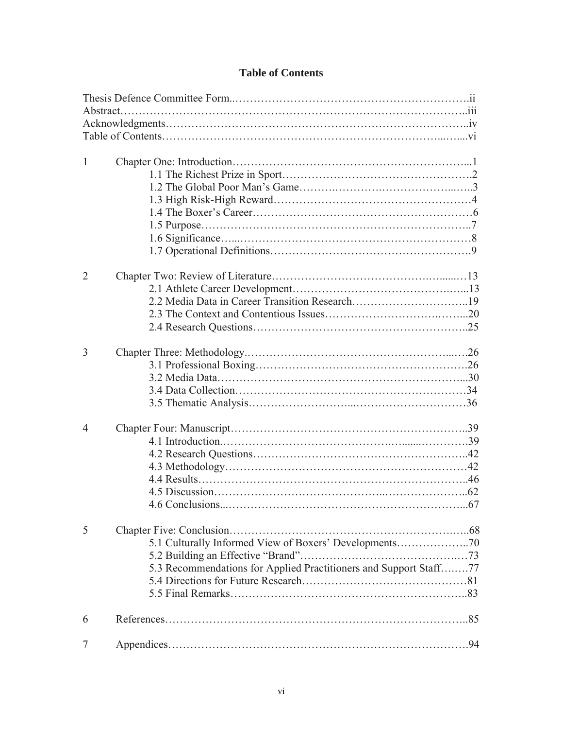# Table of Contents

Thesis Defence Committee Form....ii
Abstract....iii
Acknowledgments....iv
Table of Contents....vi

1 Chapter One: Introduction....1
- 1.1 The Richest Prize in Sport....2
- 1.2 The Global Poor Man's Game....3
- 1.3 High Risk-High Reward....4
- 1.4 The Boxer's Career....6
- 1.5 Purpose....7
- 1.6 Significance....8
- 1.7 Operational Definitions....9

2 Chapter Two: Review of Literature....13
- 2.1 Athlete Career Development....13
- 2.2 Media Data in Career Transition Research....19
- 2.3 The Context and Contentious Issues....20
- 2.4 Research Questions....25

3 Chapter Three: Methodology....26
- 3.1 Professional Boxing....26
- 3.2 Media Data....30
- 3.4 Data Collection....34
- 3.5 Thematic Analysis....36

4 Chapter Four: Manuscript....39
- 4.1 Introduction....39
- 4.2 Research Questions....42
- 4.3 Methodology....42
- 4.4 Results....46
- 4.5 Discussion....62
- 4.6 Conclusions....67

5 Chapter Five: Conclusion....68
- 5.1 Culturally Informed View of Boxers' Developments....70
- 5.2 Building an Effective "Brand"....73
- 5.3 Recommendations for Applied Practitioners and Support Staff....77
- 5.4 Directions for Future Research....81
- 5.5 Final Remarks....83

6 References....85

7 Appendices....94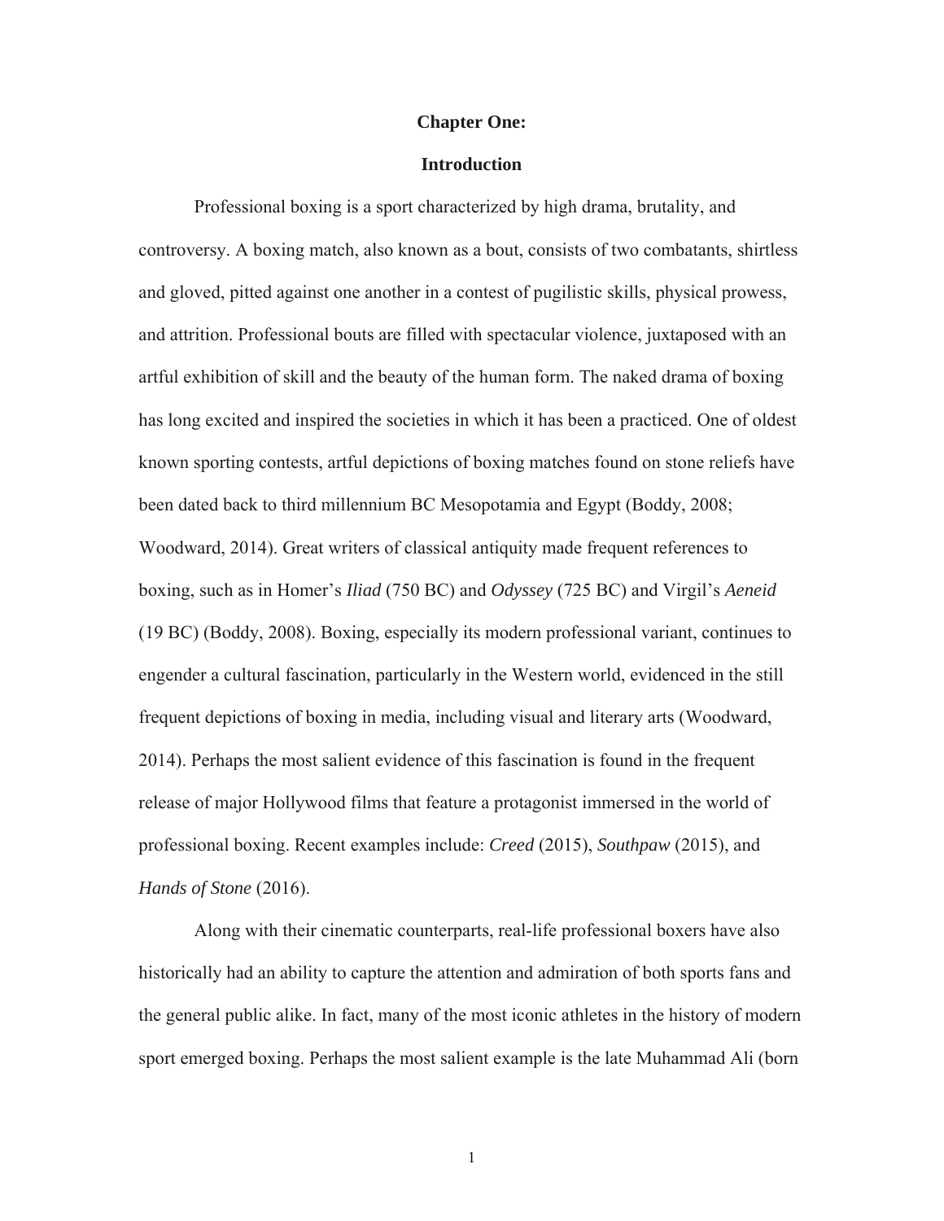# Chapter One:

## Introduction

Professional boxing is a sport characterized by high drama, brutality, and controversy. A boxing match, also known as a bout, consists of two combatants, shirtless and gloved, pitted against one another in a contest of pugilistic skills, physical prowess, and attrition. Professional bouts are filled with spectacular violence, juxtaposed with an artful exhibition of skill and the beauty of the human form. The naked drama of boxing has long excited and inspired the societies in which it has been a practiced. One of oldest known sporting contests, artful depictions of boxing matches found on stone reliefs have been dated back to third millennium BC Mesopotamia and Egypt (Boddy, 2008; Woodward, 2014). Great writers of classical antiquity made frequent references to boxing, such as in Homer's *Iliad* (750 BC) and *Odyssey* (725 BC) and Virgil's *Aeneid* (19 BC) (Boddy, 2008). Boxing, especially its modern professional variant, continues to engender a cultural fascination, particularly in the Western world, evidenced in the still frequent depictions of boxing in media, including visual and literary arts (Woodward, 2014). Perhaps the most salient evidence of this fascination is found in the frequent release of major Hollywood films that feature a protagonist immersed in the world of professional boxing. Recent examples include: *Creed* (2015), *Southpaw* (2015), and *Hands of Stone* (2016).

Along with their cinematic counterparts, real-life professional boxers have also historically had an ability to capture the attention and admiration of both sports fans and the general public alike. In fact, many of the most iconic athletes in the history of modern sport emerged boxing. Perhaps the most salient example is the late Muhammad Ali (born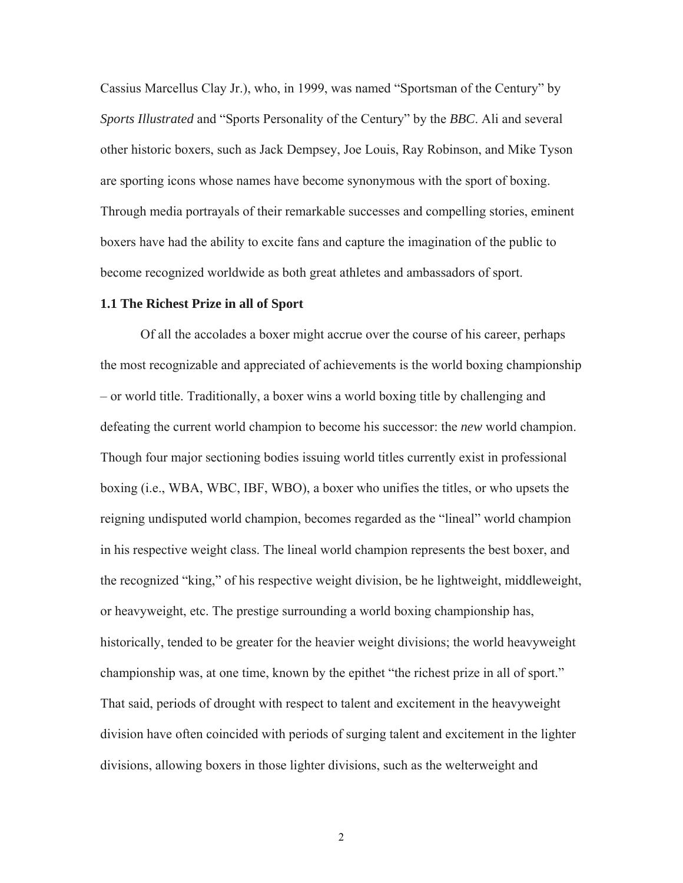Cassius Marcellus Clay Jr.), who, in 1999, was named "Sportsman of the Century" by *Sports Illustrated* and "Sports Personality of the Century" by the *BBC*. Ali and several other historic boxers, such as Jack Dempsey, Joe Louis, Ray Robinson, and Mike Tyson are sporting icons whose names have become synonymous with the sport of boxing. Through media portrayals of their remarkable successes and compelling stories, eminent boxers have had the ability to excite fans and capture the imagination of the public to become recognized worldwide as both great athletes and ambassadors of sport.

### 1.1 The Richest Prize in all of Sport

Of all the accolades a boxer might accrue over the course of his career, perhaps the most recognizable and appreciated of achievements is the world boxing championship – or world title. Traditionally, a boxer wins a world boxing title by challenging and defeating the current world champion to become his successor: the *new* world champion. Though four major sectioning bodies issuing world titles currently exist in professional boxing (i.e., WBA, WBC, IBF, WBO), a boxer who unifies the titles, or who upsets the reigning undisputed world champion, becomes regarded as the "lineal" world champion in his respective weight class. The lineal world champion represents the best boxer, and the recognized "king," of his respective weight division, be he lightweight, middleweight, or heavyweight, etc. The prestige surrounding a world boxing championship has, historically, tended to be greater for the heavier weight divisions; the world heavyweight championship was, at one time, known by the epithet "the richest prize in all of sport." That said, periods of drought with respect to talent and excitement in the heavyweight division have often coincided with periods of surging talent and excitement in the lighter divisions, allowing boxers in those lighter divisions, such as the welterweight and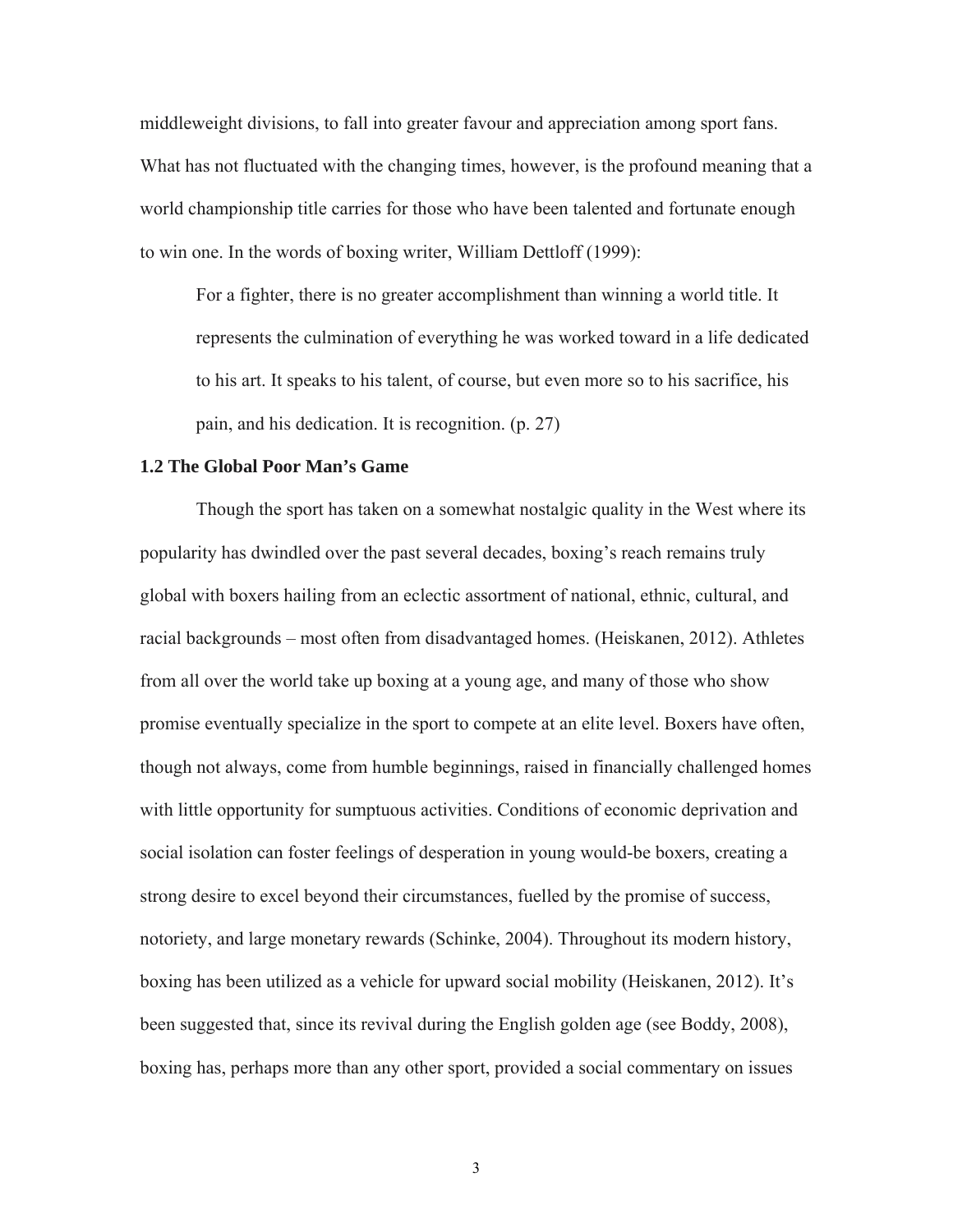middleweight divisions, to fall into greater favour and appreciation among sport fans. What has not fluctuated with the changing times, however, is the profound meaning that a world championship title carries for those who have been talented and fortunate enough to win one. In the words of boxing writer, William Dettloff (1999):

> For a fighter, there is no greater accomplishment than winning a world title. It represents the culmination of everything he was worked toward in a life dedicated to his art. It speaks to his talent, of course, but even more so to his sacrifice, his pain, and his dedication. It is recognition. (p. 27)

### 1.2 The Global Poor Man's Game

Though the sport has taken on a somewhat nostalgic quality in the West where its popularity has dwindled over the past several decades, boxing's reach remains truly global with boxers hailing from an eclectic assortment of national, ethnic, cultural, and racial backgrounds – most often from disadvantaged homes. (Heiskanen, 2012). Athletes from all over the world take up boxing at a young age, and many of those who show promise eventually specialize in the sport to compete at an elite level. Boxers have often, though not always, come from humble beginnings, raised in financially challenged homes with little opportunity for sumptuous activities. Conditions of economic deprivation and social isolation can foster feelings of desperation in young would-be boxers, creating a strong desire to excel beyond their circumstances, fuelled by the promise of success, notoriety, and large monetary rewards (Schinke, 2004). Throughout its modern history, boxing has been utilized as a vehicle for upward social mobility (Heiskanen, 2012). It's been suggested that, since its revival during the English golden age (see Boddy, 2008), boxing has, perhaps more than any other sport, provided a social commentary on issues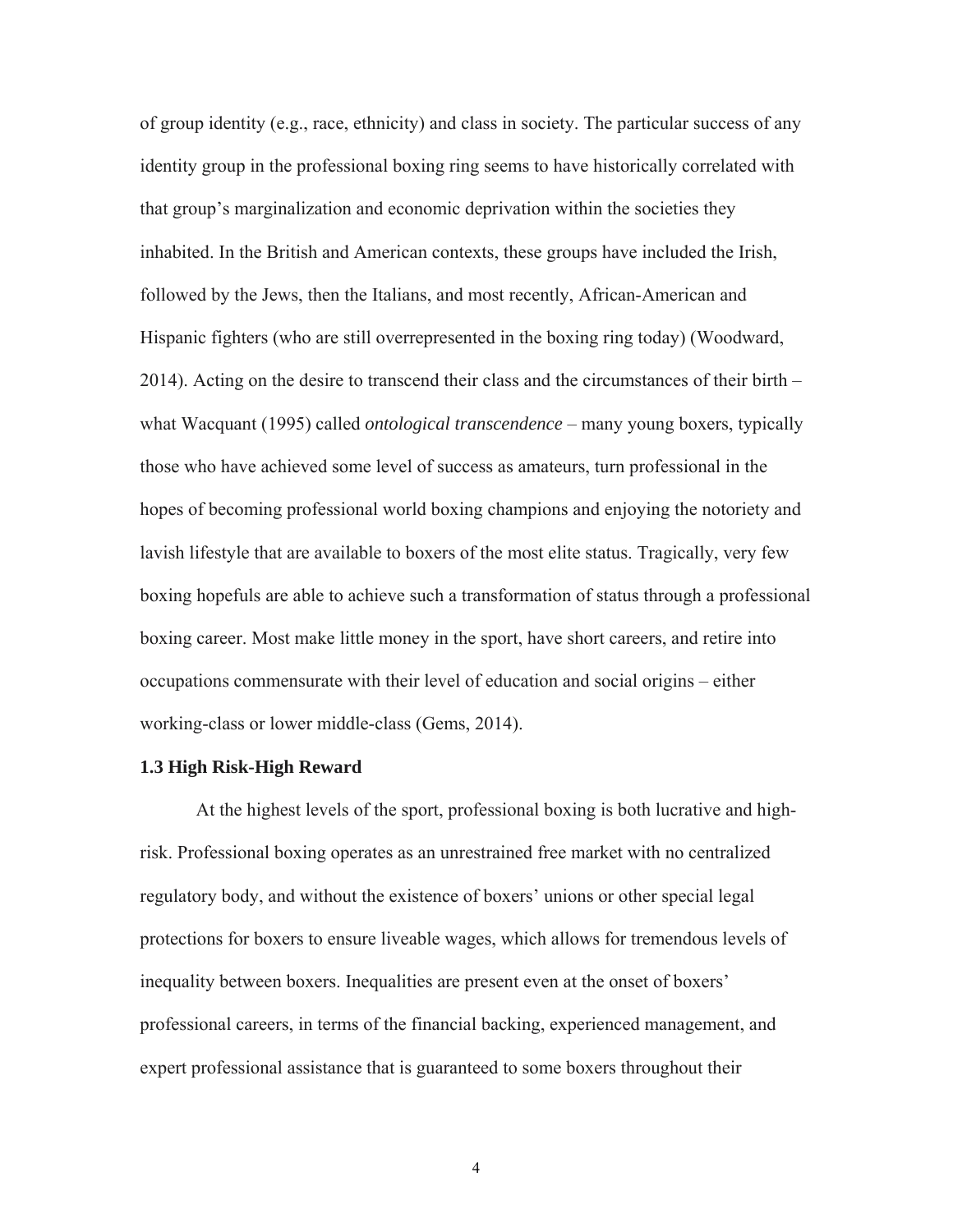of group identity (e.g., race, ethnicity) and class in society. The particular success of any identity group in the professional boxing ring seems to have historically correlated with that group's marginalization and economic deprivation within the societies they inhabited. In the British and American contexts, these groups have included the Irish, followed by the Jews, then the Italians, and most recently, African-American and Hispanic fighters (who are still overrepresented in the boxing ring today) (Woodward, 2014). Acting on the desire to transcend their class and the circumstances of their birth – what Wacquant (1995) called *ontological transcendence* – many young boxers, typically those who have achieved some level of success as amateurs, turn professional in the hopes of becoming professional world boxing champions and enjoying the notoriety and lavish lifestyle that are available to boxers of the most elite status. Tragically, very few boxing hopefuls are able to achieve such a transformation of status through a professional boxing career. Most make little money in the sport, have short careers, and retire into occupations commensurate with their level of education and social origins – either working-class or lower middle-class (Gems, 2014).

### 1.3 High Risk-High Reward

At the highest levels of the sport, professional boxing is both lucrative and high-risk. Professional boxing operates as an unrestrained free market with no centralized regulatory body, and without the existence of boxers' unions or other special legal protections for boxers to ensure liveable wages, which allows for tremendous levels of inequality between boxers. Inequalities are present even at the onset of boxers' professional careers, in terms of the financial backing, experienced management, and expert professional assistance that is guaranteed to some boxers throughout their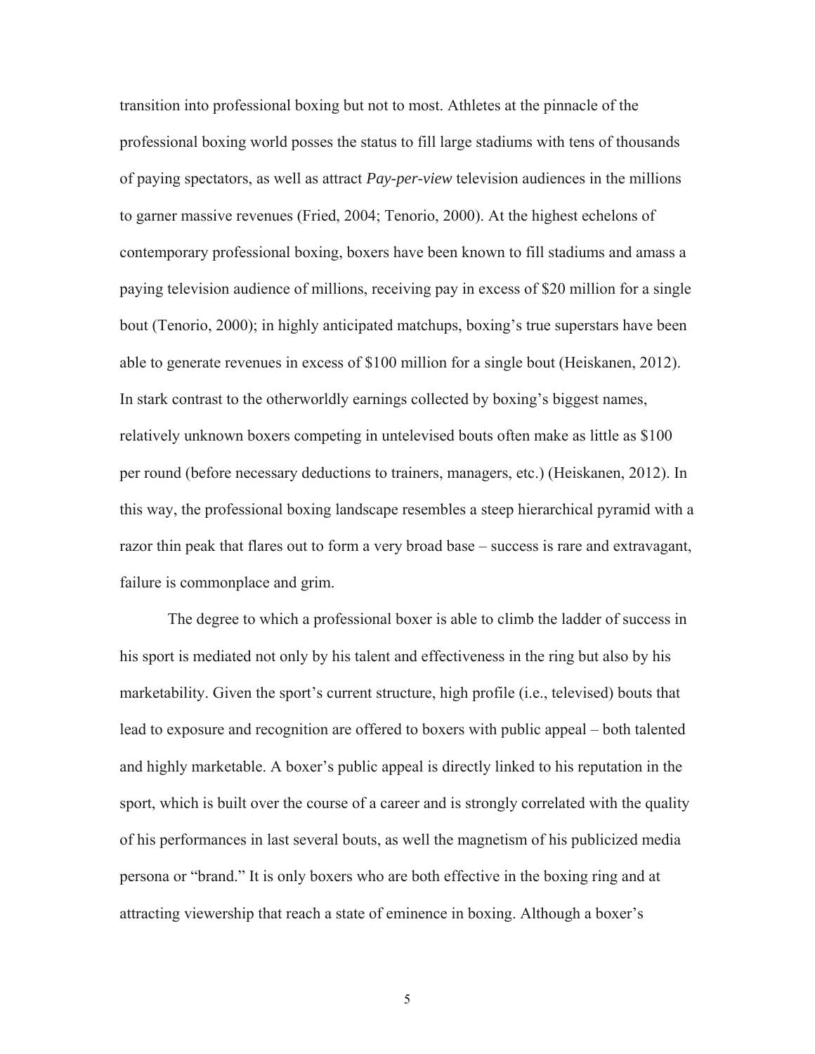transition into professional boxing but not to most. Athletes at the pinnacle of the professional boxing world posses the status to fill large stadiums with tens of thousands of paying spectators, as well as attract *Pay-per-view* television audiences in the millions to garner massive revenues (Fried, 2004; Tenorio, 2000). At the highest echelons of contemporary professional boxing, boxers have been known to fill stadiums and amass a paying television audience of millions, receiving pay in excess of $20 million for a single bout (Tenorio, 2000); in highly anticipated matchups, boxing's true superstars have been able to generate revenues in excess of $100 million for a single bout (Heiskanen, 2012). In stark contrast to the otherworldly earnings collected by boxing's biggest names, relatively unknown boxers competing in untelevised bouts often make as little as $100 per round (before necessary deductions to trainers, managers, etc.) (Heiskanen, 2012). In this way, the professional boxing landscape resembles a steep hierarchical pyramid with a razor thin peak that flares out to form a very broad base – success is rare and extravagant, failure is commonplace and grim.

The degree to which a professional boxer is able to climb the ladder of success in his sport is mediated not only by his talent and effectiveness in the ring but also by his marketability. Given the sport's current structure, high profile (i.e., televised) bouts that lead to exposure and recognition are offered to boxers with public appeal – both talented and highly marketable. A boxer's public appeal is directly linked to his reputation in the sport, which is built over the course of a career and is strongly correlated with the quality of his performances in last several bouts, as well the magnetism of his publicized media persona or "brand." It is only boxers who are both effective in the boxing ring and at attracting viewership that reach a state of eminence in boxing. Although a boxer's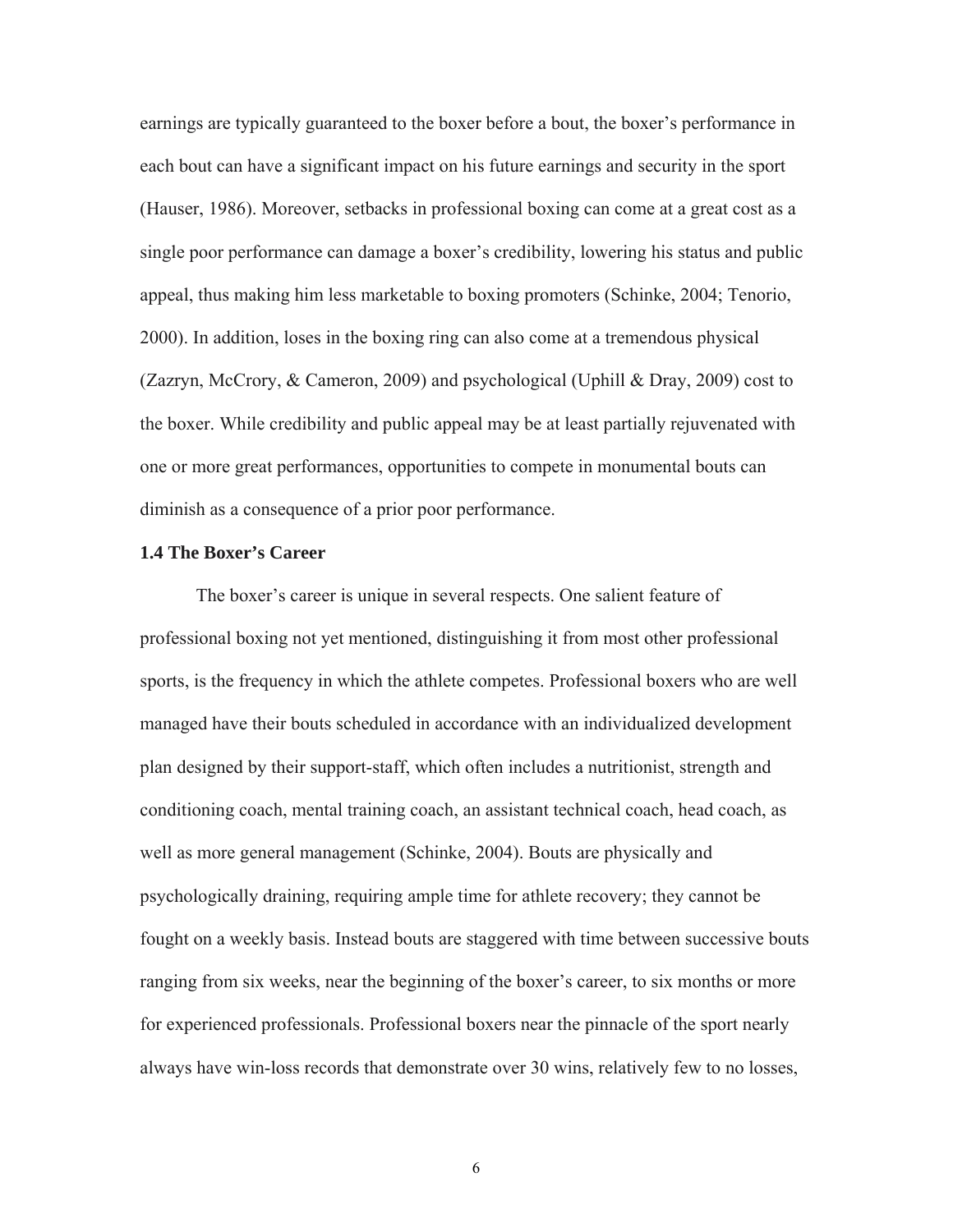earnings are typically guaranteed to the boxer before a bout, the boxer's performance in each bout can have a significant impact on his future earnings and security in the sport (Hauser, 1986). Moreover, setbacks in professional boxing can come at a great cost as a single poor performance can damage a boxer's credibility, lowering his status and public appeal, thus making him less marketable to boxing promoters (Schinke, 2004; Tenorio, 2000). In addition, loses in the boxing ring can also come at a tremendous physical (Zazryn, McCrory, & Cameron, 2009) and psychological (Uphill & Dray, 2009) cost to the boxer. While credibility and public appeal may be at least partially rejuvenated with one or more great performances, opportunities to compete in monumental bouts can diminish as a consequence of a prior poor performance.

### 1.4 The Boxer's Career

The boxer's career is unique in several respects. One salient feature of professional boxing not yet mentioned, distinguishing it from most other professional sports, is the frequency in which the athlete competes. Professional boxers who are well managed have their bouts scheduled in accordance with an individualized development plan designed by their support-staff, which often includes a nutritionist, strength and conditioning coach, mental training coach, an assistant technical coach, head coach, as well as more general management (Schinke, 2004). Bouts are physically and psychologically draining, requiring ample time for athlete recovery; they cannot be fought on a weekly basis. Instead bouts are staggered with time between successive bouts ranging from six weeks, near the beginning of the boxer's career, to six months or more for experienced professionals. Professional boxers near the pinnacle of the sport nearly always have win-loss records that demonstrate over 30 wins, relatively few to no losses,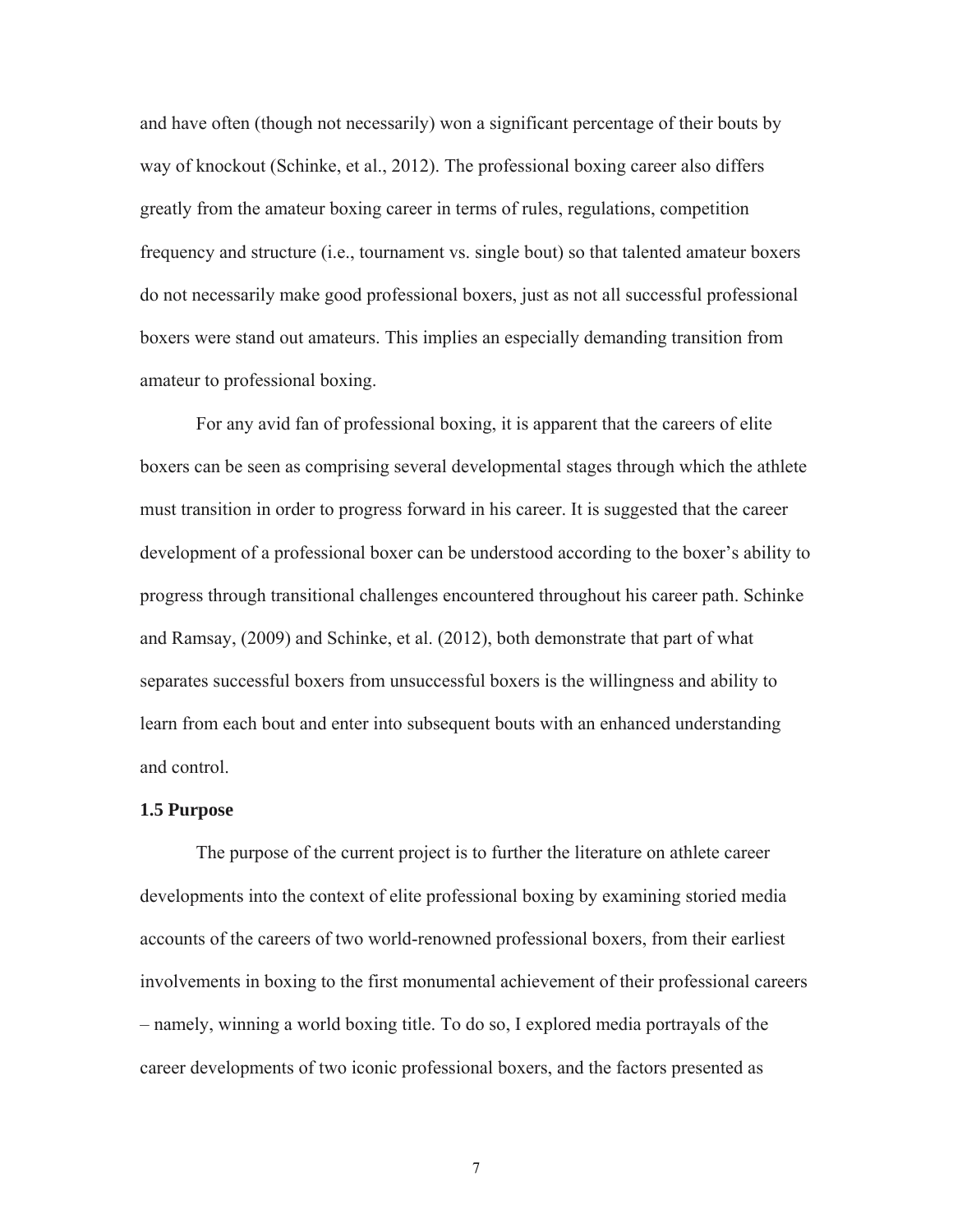and have often (though not necessarily) won a significant percentage of their bouts by way of knockout (Schinke, et al., 2012). The professional boxing career also differs greatly from the amateur boxing career in terms of rules, regulations, competition frequency and structure (i.e., tournament vs. single bout) so that talented amateur boxers do not necessarily make good professional boxers, just as not all successful professional boxers were stand out amateurs. This implies an especially demanding transition from amateur to professional boxing.

For any avid fan of professional boxing, it is apparent that the careers of elite boxers can be seen as comprising several developmental stages through which the athlete must transition in order to progress forward in his career. It is suggested that the career development of a professional boxer can be understood according to the boxer's ability to progress through transitional challenges encountered throughout his career path. Schinke and Ramsay, (2009) and Schinke, et al. (2012), both demonstrate that part of what separates successful boxers from unsuccessful boxers is the willingness and ability to learn from each bout and enter into subsequent bouts with an enhanced understanding and control.

### 1.5 Purpose

The purpose of the current project is to further the literature on athlete career developments into the context of elite professional boxing by examining storied media accounts of the careers of two world-renowned professional boxers, from their earliest involvements in boxing to the first monumental achievement of their professional careers – namely, winning a world boxing title. To do so, I explored media portrayals of the career developments of two iconic professional boxers, and the factors presented as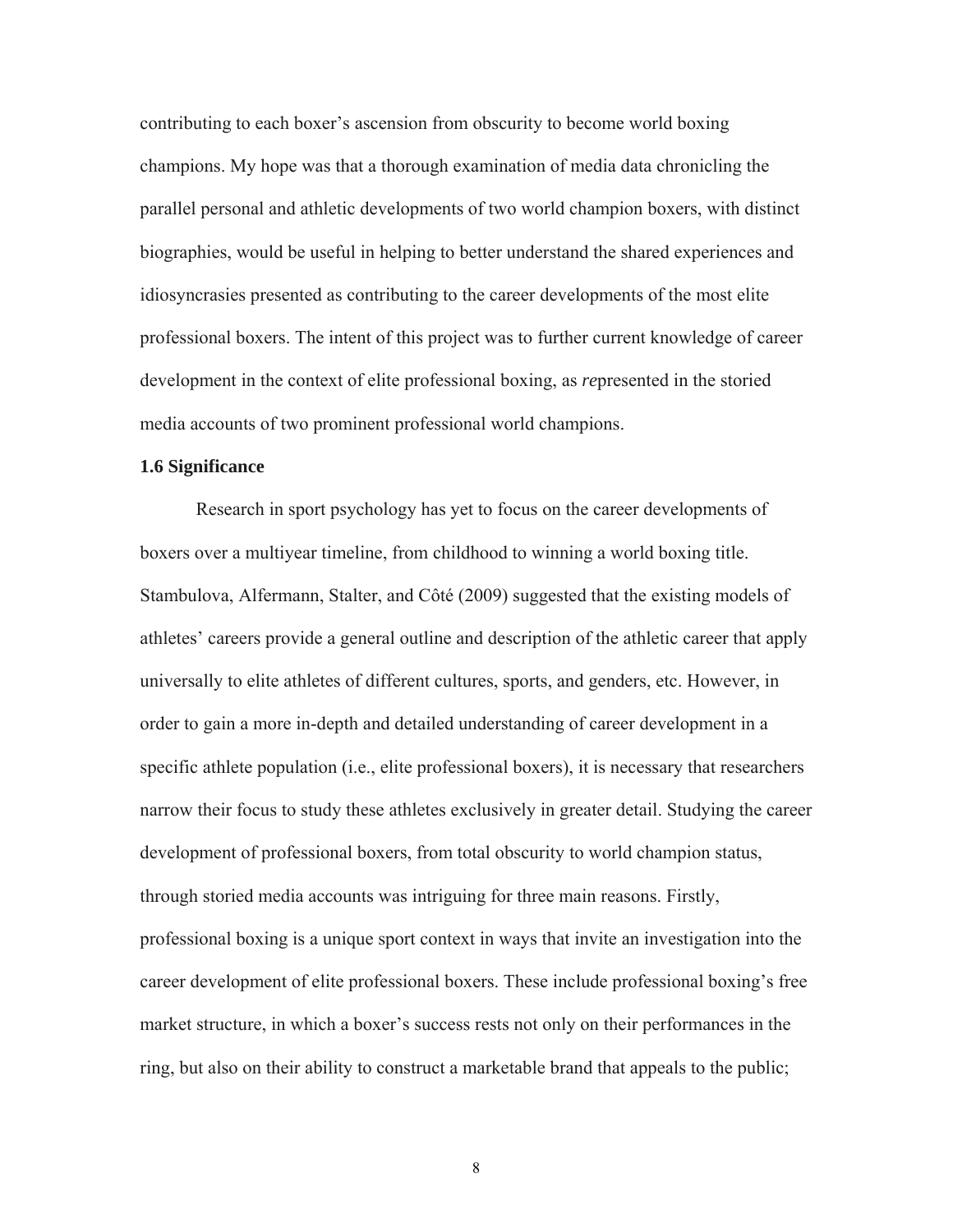contributing to each boxer's ascension from obscurity to become world boxing champions. My hope was that a thorough examination of media data chronicling the parallel personal and athletic developments of two world champion boxers, with distinct biographies, would be useful in helping to better understand the shared experiences and idiosyncrasies presented as contributing to the career developments of the most elite professional boxers. The intent of this project was to further current knowledge of career development in the context of elite professional boxing, as *re*presented in the storied media accounts of two prominent professional world champions.

### 1.6 Significance

Research in sport psychology has yet to focus on the career developments of boxers over a multiyear timeline, from childhood to winning a world boxing title. Stambulova, Alfermann, Stalter, and Côté (2009) suggested that the existing models of athletes' careers provide a general outline and description of the athletic career that apply universally to elite athletes of different cultures, sports, and genders, etc. However, in order to gain a more in-depth and detailed understanding of career development in a specific athlete population (i.e., elite professional boxers), it is necessary that researchers narrow their focus to study these athletes exclusively in greater detail. Studying the career development of professional boxers, from total obscurity to world champion status, through storied media accounts was intriguing for three main reasons. Firstly, professional boxing is a unique sport context in ways that invite an investigation into the career development of elite professional boxers. These include professional boxing's free market structure, in which a boxer's success rests not only on their performances in the ring, but also on their ability to construct a marketable brand that appeals to the public;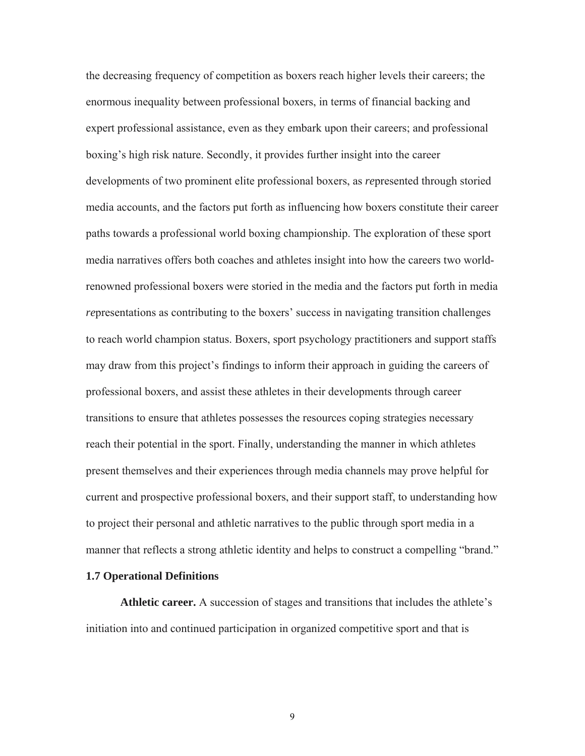the decreasing frequency of competition as boxers reach higher levels their careers; the enormous inequality between professional boxers, in terms of financial backing and expert professional assistance, even as they embark upon their careers; and professional boxing's high risk nature. Secondly, it provides further insight into the career developments of two prominent elite professional boxers, as *re*presented through storied media accounts, and the factors put forth as influencing how boxers constitute their career paths towards a professional world boxing championship. The exploration of these sport media narratives offers both coaches and athletes insight into how the careers two world-renowned professional boxers were storied in the media and the factors put forth in media *re*presentations as contributing to the boxers' success in navigating transition challenges to reach world champion status. Boxers, sport psychology practitioners and support staffs may draw from this project's findings to inform their approach in guiding the careers of professional boxers, and assist these athletes in their developments through career transitions to ensure that athletes possesses the resources coping strategies necessary reach their potential in the sport. Finally, understanding the manner in which athletes present themselves and their experiences through media channels may prove helpful for current and prospective professional boxers, and their support staff, to understanding how to project their personal and athletic narratives to the public through sport media in a manner that reflects a strong athletic identity and helps to construct a compelling "brand."

### 1.7 Operational Definitions

**Athletic career.** A succession of stages and transitions that includes the athlete's initiation into and continued participation in organized competitive sport and that is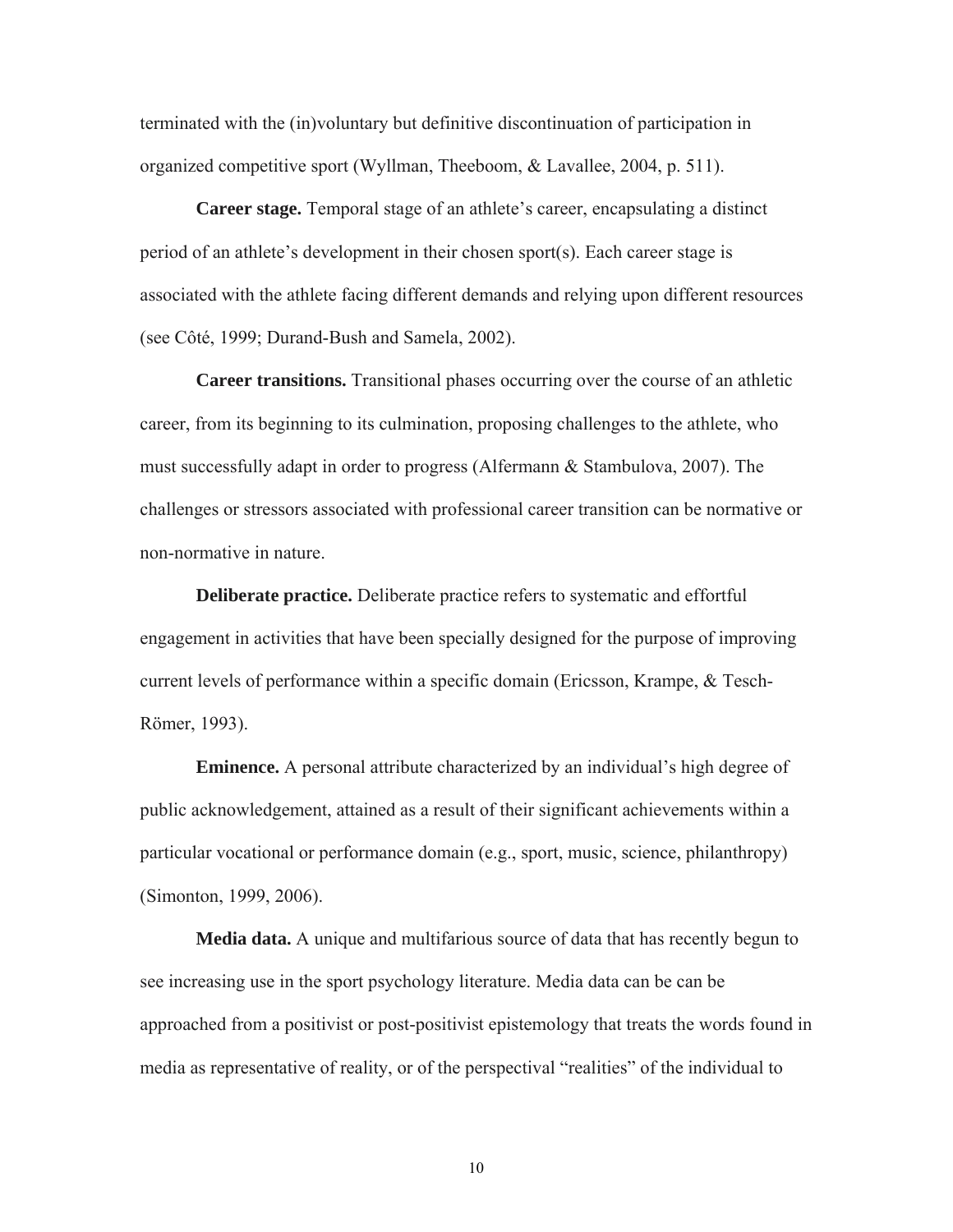terminated with the (in)voluntary but definitive discontinuation of participation in organized competitive sport (Wyllman, Theeboom, & Lavallee, 2004, p. 511).

**Career stage.** Temporal stage of an athlete's career, encapsulating a distinct period of an athlete's development in their chosen sport(s). Each career stage is associated with the athlete facing different demands and relying upon different resources (see Côté, 1999; Durand-Bush and Samela, 2002).

**Career transitions.** Transitional phases occurring over the course of an athletic career, from its beginning to its culmination, proposing challenges to the athlete, who must successfully adapt in order to progress (Alfermann & Stambulova, 2007). The challenges or stressors associated with professional career transition can be normative or non-normative in nature.

**Deliberate practice.** Deliberate practice refers to systematic and effortful engagement in activities that have been specially designed for the purpose of improving current levels of performance within a specific domain (Ericsson, Krampe, & Tesch-Römer, 1993).

**Eminence.** A personal attribute characterized by an individual's high degree of public acknowledgement, attained as a result of their significant achievements within a particular vocational or performance domain (e.g., sport, music, science, philanthropy) (Simonton, 1999, 2006).

**Media data.** A unique and multifarious source of data that has recently begun to see increasing use in the sport psychology literature. Media data can be can be approached from a positivist or post-positivist epistemology that treats the words found in media as representative of reality, or of the perspectival "realities" of the individual to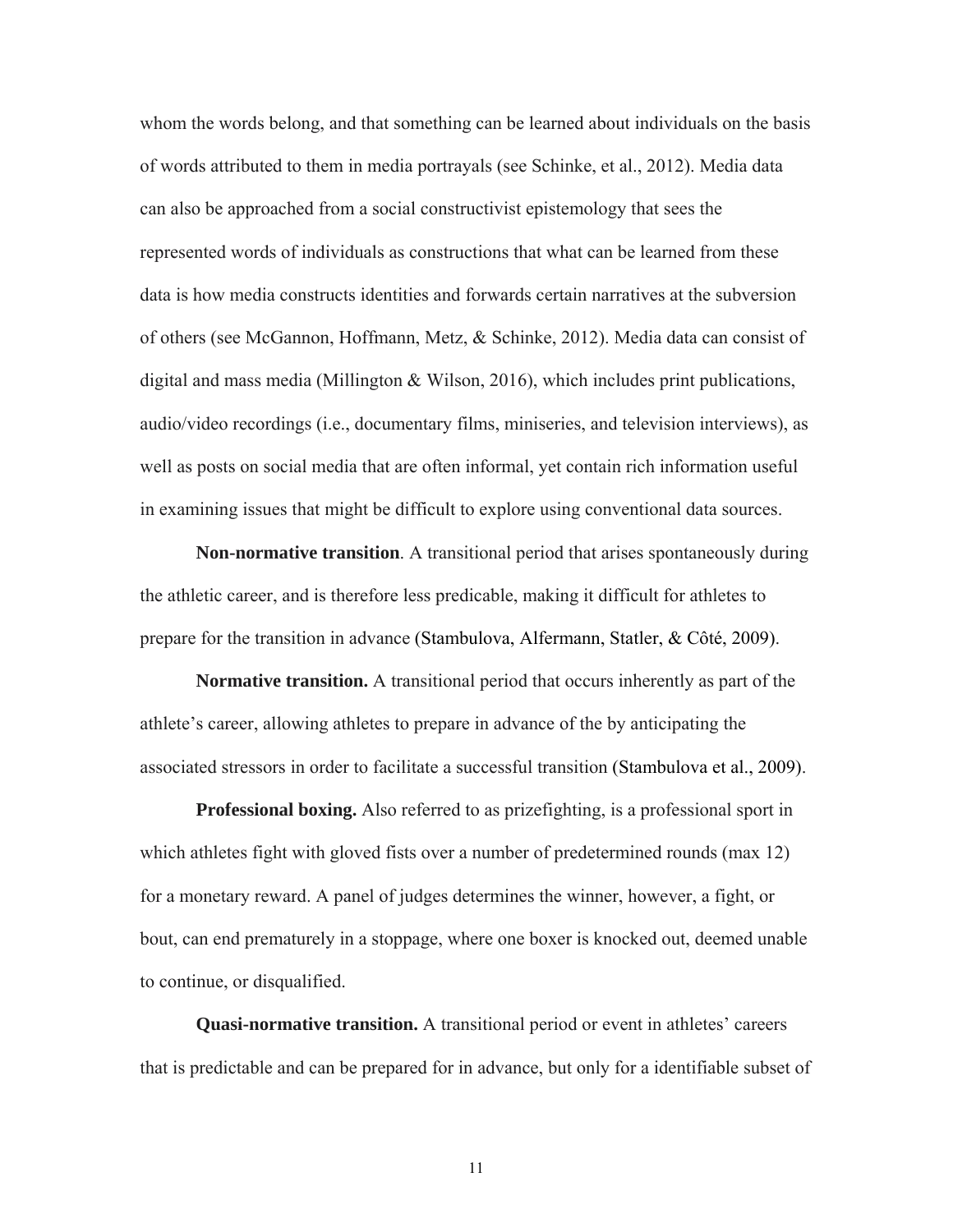whom the words belong, and that something can be learned about individuals on the basis of words attributed to them in media portrayals (see Schinke, et al., 2012). Media data can also be approached from a social constructivist epistemology that sees the represented words of individuals as constructions that what can be learned from these data is how media constructs identities and forwards certain narratives at the subversion of others (see McGannon, Hoffmann, Metz, & Schinke, 2012). Media data can consist of digital and mass media (Millington & Wilson, 2016), which includes print publications, audio/video recordings (i.e., documentary films, miniseries, and television interviews), as well as posts on social media that are often informal, yet contain rich information useful in examining issues that might be difficult to explore using conventional data sources.

**Non-normative transition**. A transitional period that arises spontaneously during the athletic career, and is therefore less predicable, making it difficult for athletes to prepare for the transition in advance (Stambulova, Alfermann, Statler, & Côté, 2009).

**Normative transition.** A transitional period that occurs inherently as part of the athlete's career, allowing athletes to prepare in advance of the by anticipating the associated stressors in order to facilitate a successful transition (Stambulova et al., 2009).

**Professional boxing.** Also referred to as prizefighting, is a professional sport in which athletes fight with gloved fists over a number of predetermined rounds (max 12) for a monetary reward. A panel of judges determines the winner, however, a fight, or bout, can end prematurely in a stoppage, where one boxer is knocked out, deemed unable to continue, or disqualified.

**Quasi-normative transition.** A transitional period or event in athletes' careers that is predictable and can be prepared for in advance, but only for a identifiable subset of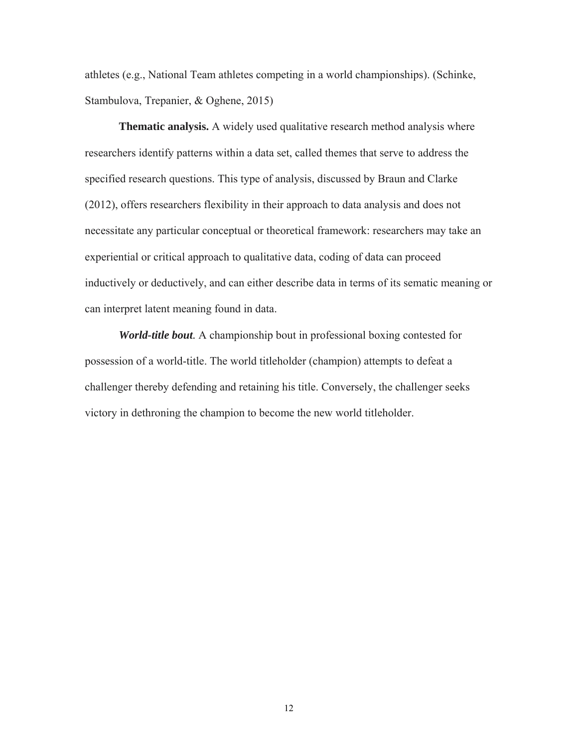athletes (e.g., National Team athletes competing in a world championships). (Schinke, Stambulova, Trepanier, & Oghene, 2015)

**Thematic analysis.** A widely used qualitative research method analysis where researchers identify patterns within a data set, called themes that serve to address the specified research questions. This type of analysis, discussed by Braun and Clarke (2012), offers researchers flexibility in their approach to data analysis and does not necessitate any particular conceptual or theoretical framework: researchers may take an experiential or critical approach to qualitative data, coding of data can proceed inductively or deductively, and can either describe data in terms of its sematic meaning or can interpret latent meaning found in data.

***World-title bout.*** A championship bout in professional boxing contested for possession of a world-title. The world titleholder (champion) attempts to defeat a challenger thereby defending and retaining his title. Conversely, the challenger seeks victory in dethroning the champion to become the new world titleholder.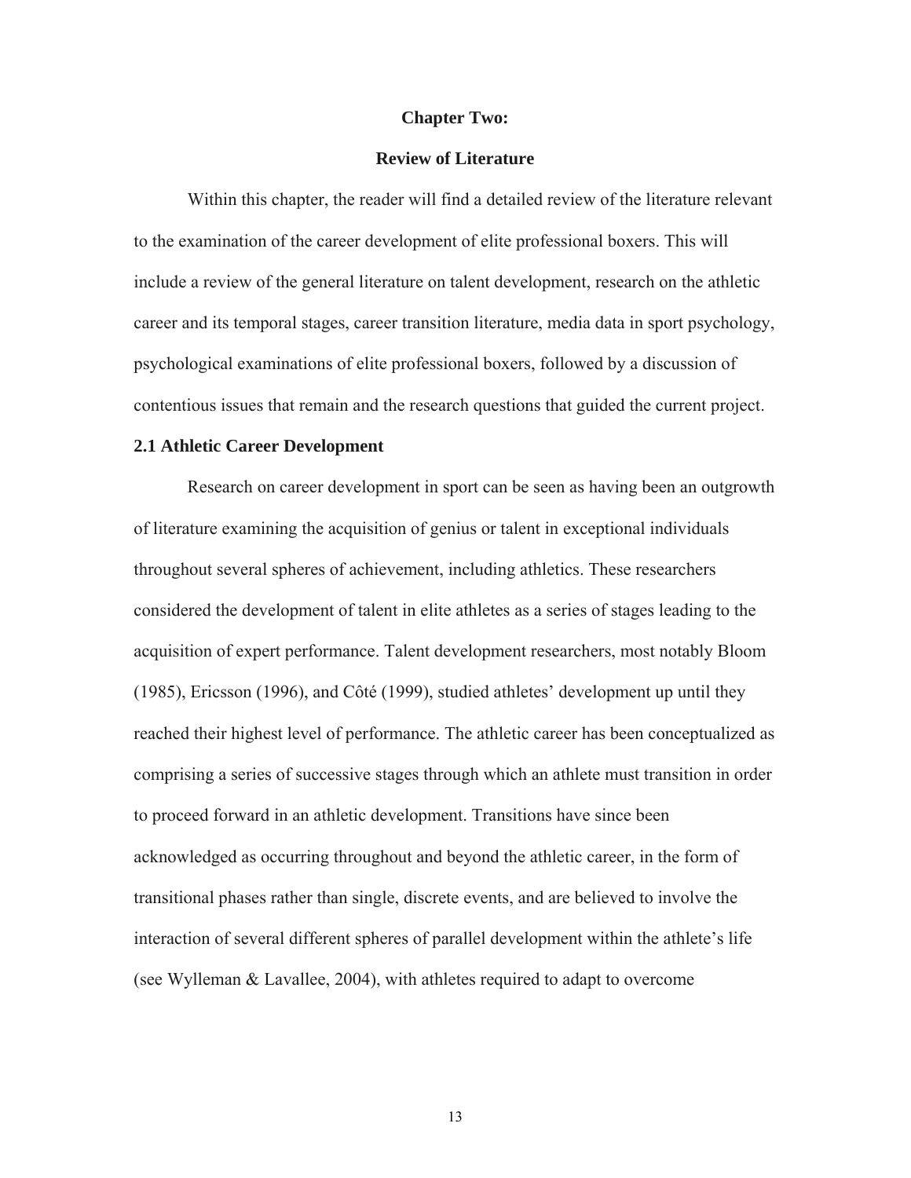# Chapter Two:

# Review of Literature

Within this chapter, the reader will find a detailed review of the literature relevant to the examination of the career development of elite professional boxers. This will include a review of the general literature on talent development, research on the athletic career and its temporal stages, career transition literature, media data in sport psychology, psychological examinations of elite professional boxers, followed by a discussion of contentious issues that remain and the research questions that guided the current project.

## 2.1 Athletic Career Development

Research on career development in sport can be seen as having been an outgrowth of literature examining the acquisition of genius or talent in exceptional individuals throughout several spheres of achievement, including athletics. These researchers considered the development of talent in elite athletes as a series of stages leading to the acquisition of expert performance. Talent development researchers, most notably Bloom (1985), Ericsson (1996), and Côté (1999), studied athletes' development up until they reached their highest level of performance. The athletic career has been conceptualized as comprising a series of successive stages through which an athlete must transition in order to proceed forward in an athletic development. Transitions have since been acknowledged as occurring throughout and beyond the athletic career, in the form of transitional phases rather than single, discrete events, and are believed to involve the interaction of several different spheres of parallel development within the athlete's life (see Wylleman & Lavallee, 2004), with athletes required to adapt to overcome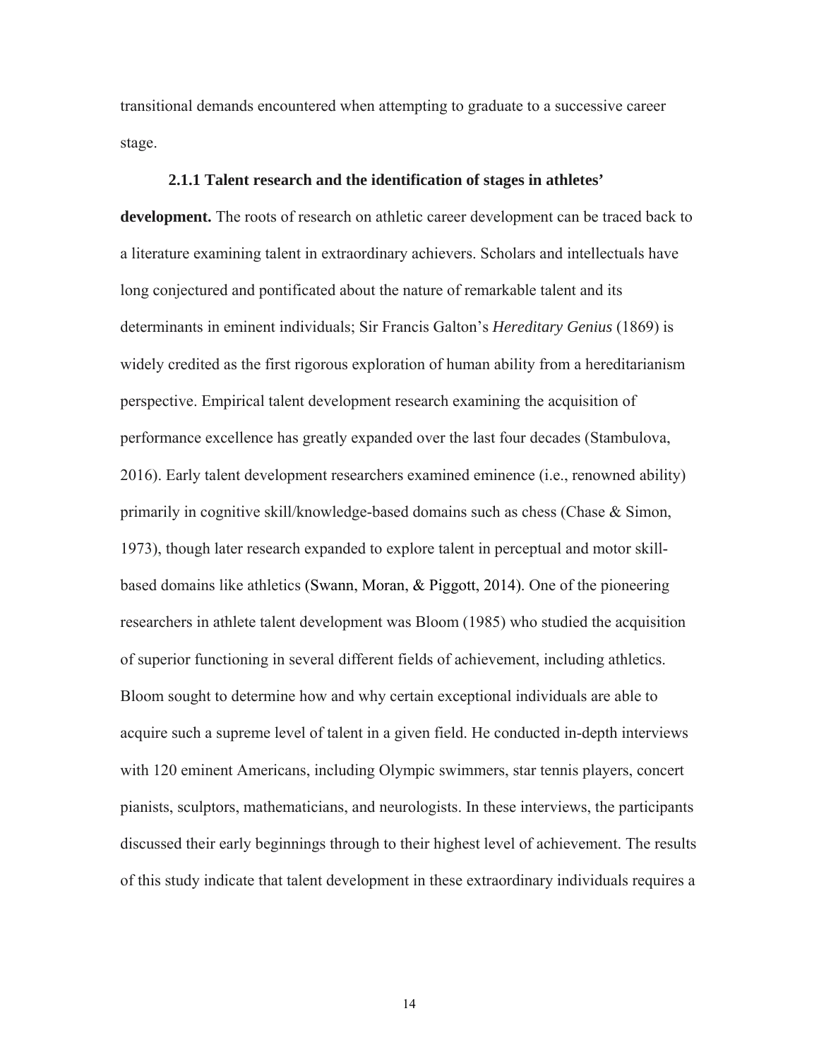transitional demands encountered when attempting to graduate to a successive career stage.

**2.1.1 Talent research and the identification of stages in athletes' development.** The roots of research on athletic career development can be traced back to a literature examining talent in extraordinary achievers. Scholars and intellectuals have long conjectured and pontificated about the nature of remarkable talent and its determinants in eminent individuals; Sir Francis Galton's *Hereditary Genius* (1869) is widely credited as the first rigorous exploration of human ability from a hereditarianism perspective. Empirical talent development research examining the acquisition of performance excellence has greatly expanded over the last four decades (Stambulova, 2016). Early talent development researchers examined eminence (i.e., renowned ability) primarily in cognitive skill/knowledge-based domains such as chess (Chase & Simon, 1973), though later research expanded to explore talent in perceptual and motor skill-based domains like athletics (Swann, Moran, & Piggott, 2014). One of the pioneering researchers in athlete talent development was Bloom (1985) who studied the acquisition of superior functioning in several different fields of achievement, including athletics. Bloom sought to determine how and why certain exceptional individuals are able to acquire such a supreme level of talent in a given field. He conducted in-depth interviews with 120 eminent Americans, including Olympic swimmers, star tennis players, concert pianists, sculptors, mathematicians, and neurologists. In these interviews, the participants discussed their early beginnings through to their highest level of achievement. The results of this study indicate that talent development in these extraordinary individuals requires a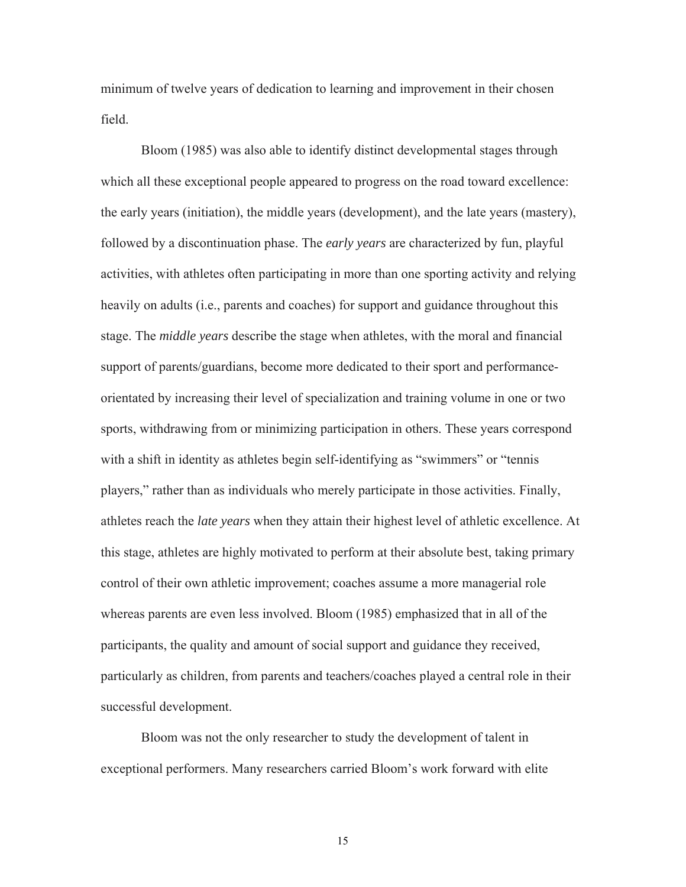minimum of twelve years of dedication to learning and improvement in their chosen field.

Bloom (1985) was also able to identify distinct developmental stages through which all these exceptional people appeared to progress on the road toward excellence: the early years (initiation), the middle years (development), and the late years (mastery), followed by a discontinuation phase. The *early years* are characterized by fun, playful activities, with athletes often participating in more than one sporting activity and relying heavily on adults (i.e., parents and coaches) for support and guidance throughout this stage. The *middle years* describe the stage when athletes, with the moral and financial support of parents/guardians, become more dedicated to their sport and performance-orientated by increasing their level of specialization and training volume in one or two sports, withdrawing from or minimizing participation in others. These years correspond with a shift in identity as athletes begin self-identifying as "swimmers" or "tennis players," rather than as individuals who merely participate in those activities. Finally, athletes reach the *late years* when they attain their highest level of athletic excellence. At this stage, athletes are highly motivated to perform at their absolute best, taking primary control of their own athletic improvement; coaches assume a more managerial role whereas parents are even less involved. Bloom (1985) emphasized that in all of the participants, the quality and amount of social support and guidance they received, particularly as children, from parents and teachers/coaches played a central role in their successful development.

Bloom was not the only researcher to study the development of talent in exceptional performers. Many researchers carried Bloom's work forward with elite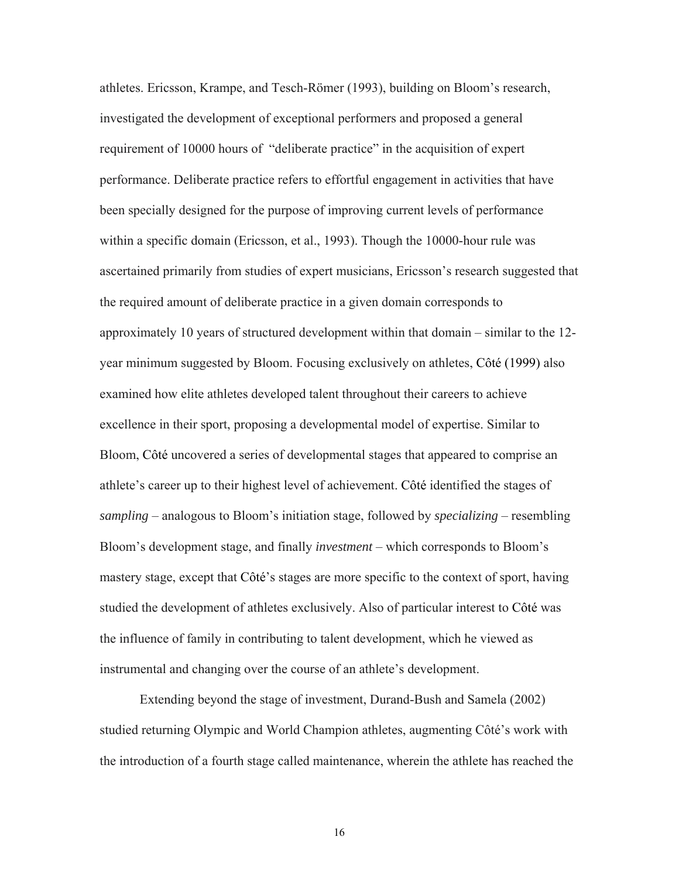athletes. Ericsson, Krampe, and Tesch-Römer (1993), building on Bloom's research, investigated the development of exceptional performers and proposed a general requirement of 10000 hours of "deliberate practice" in the acquisition of expert performance. Deliberate practice refers to effortful engagement in activities that have been specially designed for the purpose of improving current levels of performance within a specific domain (Ericsson, et al., 1993). Though the 10000-hour rule was ascertained primarily from studies of expert musicians, Ericsson's research suggested that the required amount of deliberate practice in a given domain corresponds to approximately 10 years of structured development within that domain – similar to the 12-year minimum suggested by Bloom. Focusing exclusively on athletes, Côté (1999) also examined how elite athletes developed talent throughout their careers to achieve excellence in their sport, proposing a developmental model of expertise. Similar to Bloom, Côté uncovered a series of developmental stages that appeared to comprise an athlete's career up to their highest level of achievement. Côté identified the stages of *sampling* – analogous to Bloom's initiation stage, followed by *specializing* – resembling Bloom's development stage, and finally *investment* – which corresponds to Bloom's mastery stage, except that Côté's stages are more specific to the context of sport, having studied the development of athletes exclusively. Also of particular interest to Côté was the influence of family in contributing to talent development, which he viewed as instrumental and changing over the course of an athlete's development.

Extending beyond the stage of investment, Durand-Bush and Samela (2002) studied returning Olympic and World Champion athletes, augmenting Côté's work with the introduction of a fourth stage called maintenance, wherein the athlete has reached the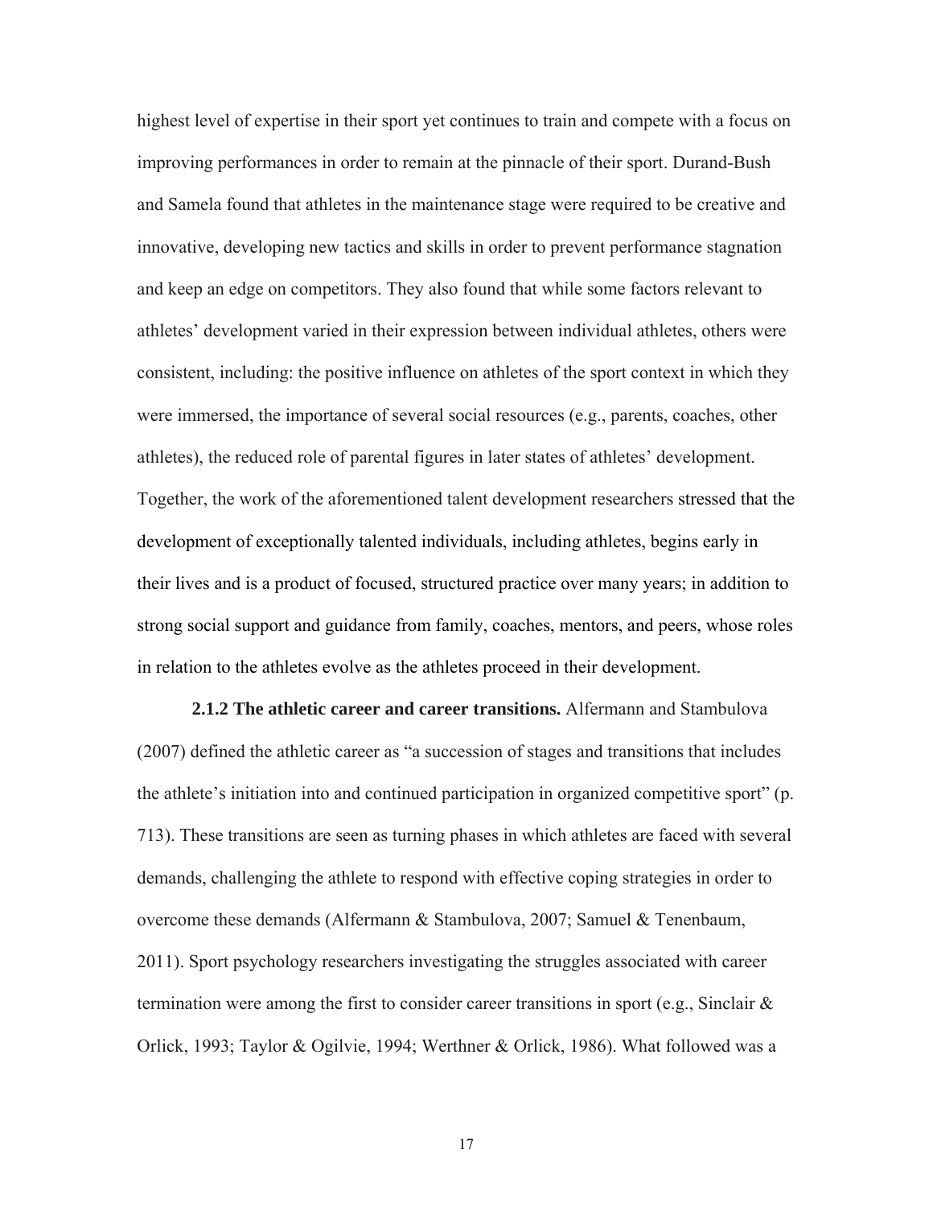highest level of expertise in their sport yet continues to train and compete with a focus on improving performances in order to remain at the pinnacle of their sport. Durand-Bush and Samela found that athletes in the maintenance stage were required to be creative and innovative, developing new tactics and skills in order to prevent performance stagnation and keep an edge on competitors. They also found that while some factors relevant to athletes' development varied in their expression between individual athletes, others were consistent, including: the positive influence on athletes of the sport context in which they were immersed, the importance of several social resources (e.g., parents, coaches, other athletes), the reduced role of parental figures in later states of athletes' development. Together, the work of the aforementioned talent development researchers stressed that the development of exceptionally talented individuals, including athletes, begins early in their lives and is a product of focused, structured practice over many years; in addition to strong social support and guidance from family, coaches, mentors, and peers, whose roles in relation to the athletes evolve as the athletes proceed in their development.

**2.1.2 The athletic career and career transitions.** Alfermann and Stambulova (2007) defined the athletic career as "a succession of stages and transitions that includes the athlete's initiation into and continued participation in organized competitive sport" (p. 713). These transitions are seen as turning phases in which athletes are faced with several demands, challenging the athlete to respond with effective coping strategies in order to overcome these demands (Alfermann & Stambulova, 2007; Samuel & Tenenbaum, 2011). Sport psychology researchers investigating the struggles associated with career termination were among the first to consider career transitions in sport (e.g., Sinclair & Orlick, 1993; Taylor & Ogilvie, 1994; Werthner & Orlick, 1986). What followed was a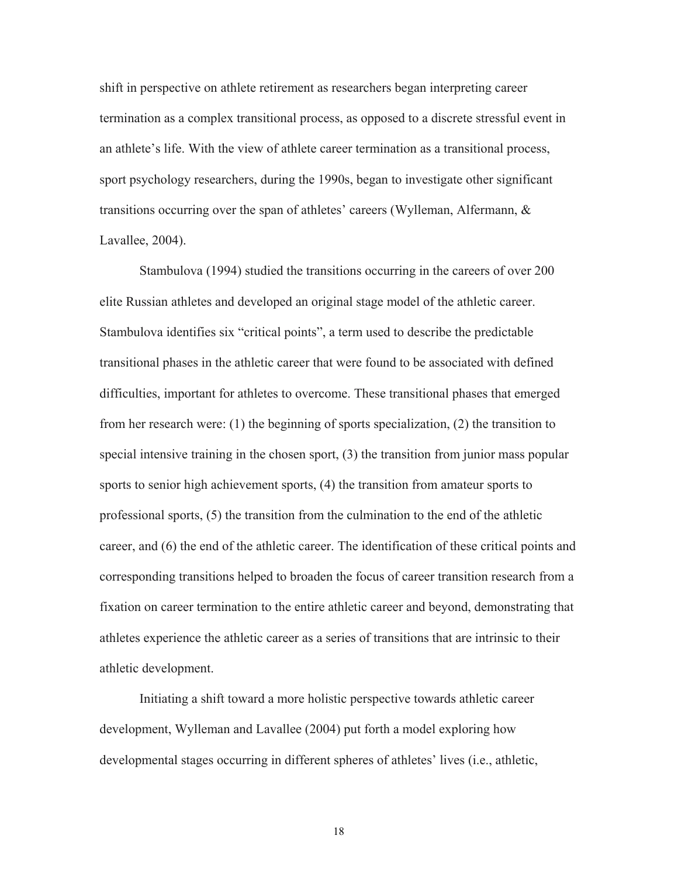shift in perspective on athlete retirement as researchers began interpreting career termination as a complex transitional process, as opposed to a discrete stressful event in an athlete's life. With the view of athlete career termination as a transitional process, sport psychology researchers, during the 1990s, began to investigate other significant transitions occurring over the span of athletes' careers (Wylleman, Alfermann, & Lavallee, 2004).

Stambulova (1994) studied the transitions occurring in the careers of over 200 elite Russian athletes and developed an original stage model of the athletic career. Stambulova identifies six "critical points", a term used to describe the predictable transitional phases in the athletic career that were found to be associated with defined difficulties, important for athletes to overcome. These transitional phases that emerged from her research were: (1) the beginning of sports specialization, (2) the transition to special intensive training in the chosen sport, (3) the transition from junior mass popular sports to senior high achievement sports, (4) the transition from amateur sports to professional sports, (5) the transition from the culmination to the end of the athletic career, and (6) the end of the athletic career. The identification of these critical points and corresponding transitions helped to broaden the focus of career transition research from a fixation on career termination to the entire athletic career and beyond, demonstrating that athletes experience the athletic career as a series of transitions that are intrinsic to their athletic development.

Initiating a shift toward a more holistic perspective towards athletic career development, Wylleman and Lavallee (2004) put forth a model exploring how developmental stages occurring in different spheres of athletes' lives (i.e., athletic,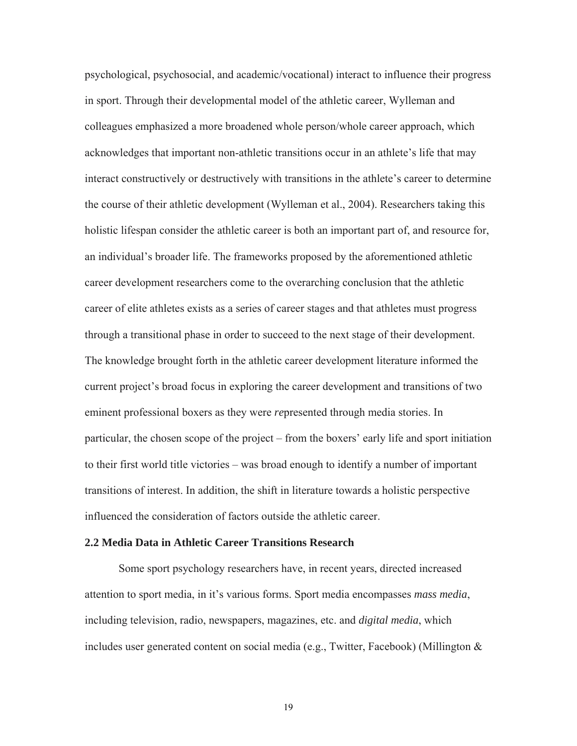psychological, psychosocial, and academic/vocational) interact to influence their progress in sport. Through their developmental model of the athletic career, Wylleman and colleagues emphasized a more broadened whole person/whole career approach, which acknowledges that important non-athletic transitions occur in an athlete's life that may interact constructively or destructively with transitions in the athlete's career to determine the course of their athletic development (Wylleman et al., 2004). Researchers taking this holistic lifespan consider the athletic career is both an important part of, and resource for, an individual's broader life. The frameworks proposed by the aforementioned athletic career development researchers come to the overarching conclusion that the athletic career of elite athletes exists as a series of career stages and that athletes must progress through a transitional phase in order to succeed to the next stage of their development. The knowledge brought forth in the athletic career development literature informed the current project's broad focus in exploring the career development and transitions of two eminent professional boxers as they were *re*presented through media stories. In particular, the chosen scope of the project – from the boxers' early life and sport initiation to their first world title victories – was broad enough to identify a number of important transitions of interest. In addition, the shift in literature towards a holistic perspective influenced the consideration of factors outside the athletic career.

### 2.2 Media Data in Athletic Career Transitions Research

Some sport psychology researchers have, in recent years, directed increased attention to sport media, in it's various forms. Sport media encompasses *mass media*, including television, radio, newspapers, magazines, etc. and *digital media*, which includes user generated content on social media (e.g., Twitter, Facebook) (Millington &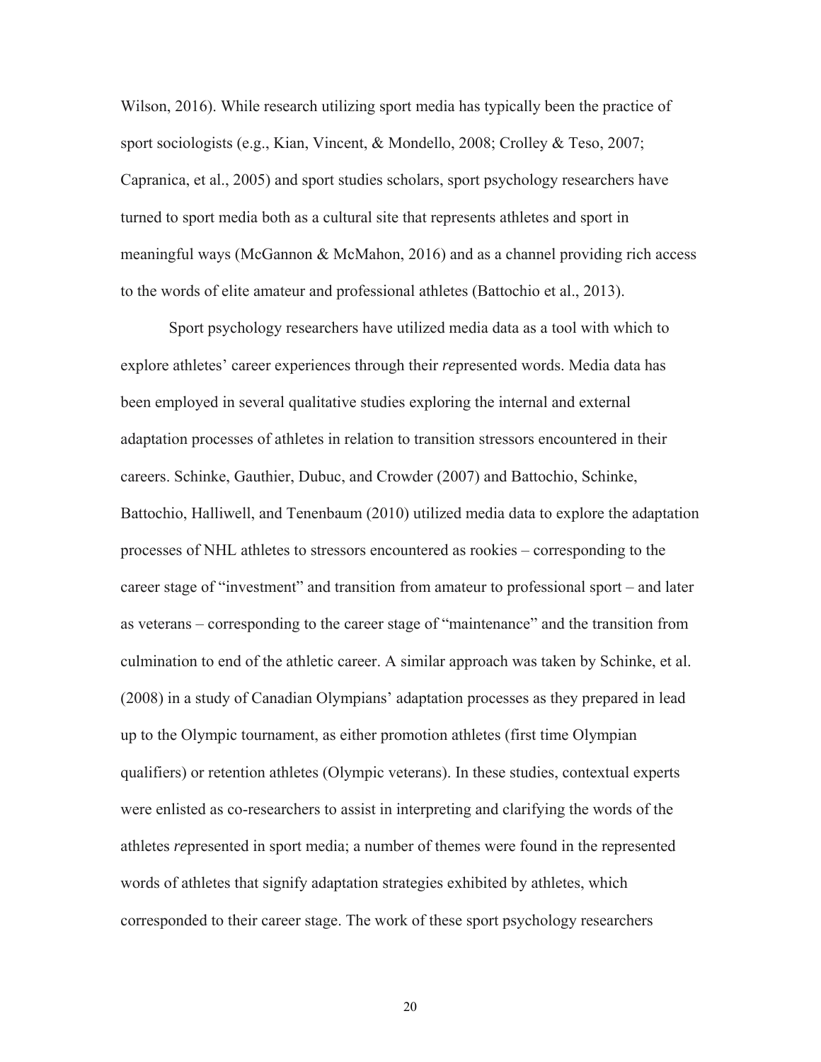Wilson, 2016). While research utilizing sport media has typically been the practice of sport sociologists (e.g., Kian, Vincent, & Mondello, 2008; Crolley & Teso, 2007; Capranica, et al., 2005) and sport studies scholars, sport psychology researchers have turned to sport media both as a cultural site that represents athletes and sport in meaningful ways (McGannon & McMahon, 2016) and as a channel providing rich access to the words of elite amateur and professional athletes (Battochio et al., 2013).

Sport psychology researchers have utilized media data as a tool with which to explore athletes' career experiences through their *re*presented words. Media data has been employed in several qualitative studies exploring the internal and external adaptation processes of athletes in relation to transition stressors encountered in their careers. Schinke, Gauthier, Dubuc, and Crowder (2007) and Battochio, Schinke, Battochio, Halliwell, and Tenenbaum (2010) utilized media data to explore the adaptation processes of NHL athletes to stressors encountered as rookies – corresponding to the career stage of "investment" and transition from amateur to professional sport – and later as veterans – corresponding to the career stage of "maintenance" and the transition from culmination to end of the athletic career. A similar approach was taken by Schinke, et al. (2008) in a study of Canadian Olympians' adaptation processes as they prepared in lead up to the Olympic tournament, as either promotion athletes (first time Olympian qualifiers) or retention athletes (Olympic veterans). In these studies, contextual experts were enlisted as co-researchers to assist in interpreting and clarifying the words of the athletes *re*presented in sport media; a number of themes were found in the represented words of athletes that signify adaptation strategies exhibited by athletes, which corresponded to their career stage. The work of these sport psychology researchers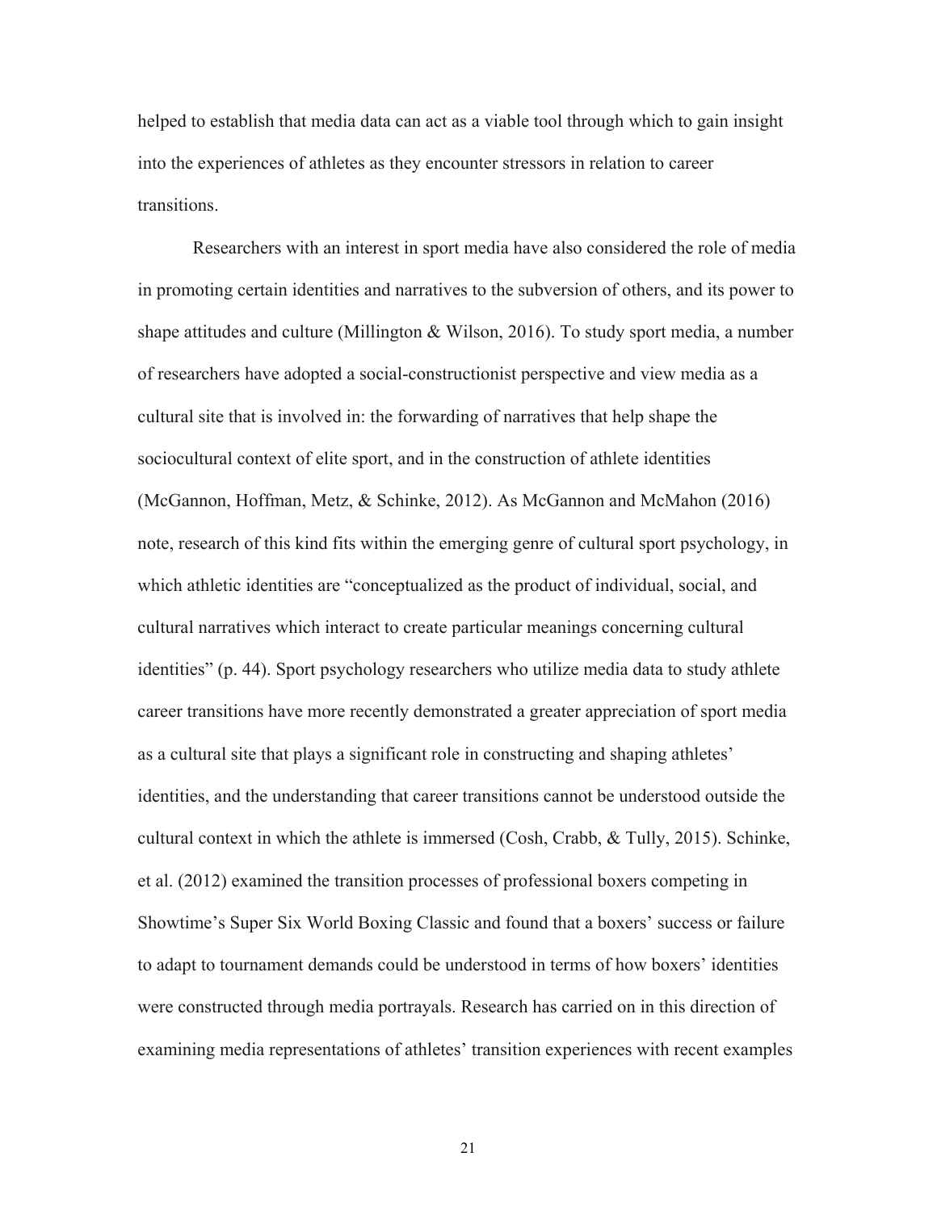helped to establish that media data can act as a viable tool through which to gain insight into the experiences of athletes as they encounter stressors in relation to career transitions.

Researchers with an interest in sport media have also considered the role of media in promoting certain identities and narratives to the subversion of others, and its power to shape attitudes and culture (Millington & Wilson, 2016). To study sport media, a number of researchers have adopted a social-constructionist perspective and view media as a cultural site that is involved in: the forwarding of narratives that help shape the sociocultural context of elite sport, and in the construction of athlete identities (McGannon, Hoffman, Metz, & Schinke, 2012). As McGannon and McMahon (2016) note, research of this kind fits within the emerging genre of cultural sport psychology, in which athletic identities are "conceptualized as the product of individual, social, and cultural narratives which interact to create particular meanings concerning cultural identities" (p. 44). Sport psychology researchers who utilize media data to study athlete career transitions have more recently demonstrated a greater appreciation of sport media as a cultural site that plays a significant role in constructing and shaping athletes' identities, and the understanding that career transitions cannot be understood outside the cultural context in which the athlete is immersed (Cosh, Crabb, & Tully, 2015). Schinke, et al. (2012) examined the transition processes of professional boxers competing in Showtime's Super Six World Boxing Classic and found that a boxers' success or failure to adapt to tournament demands could be understood in terms of how boxers' identities were constructed through media portrayals. Research has carried on in this direction of examining media representations of athletes' transition experiences with recent examples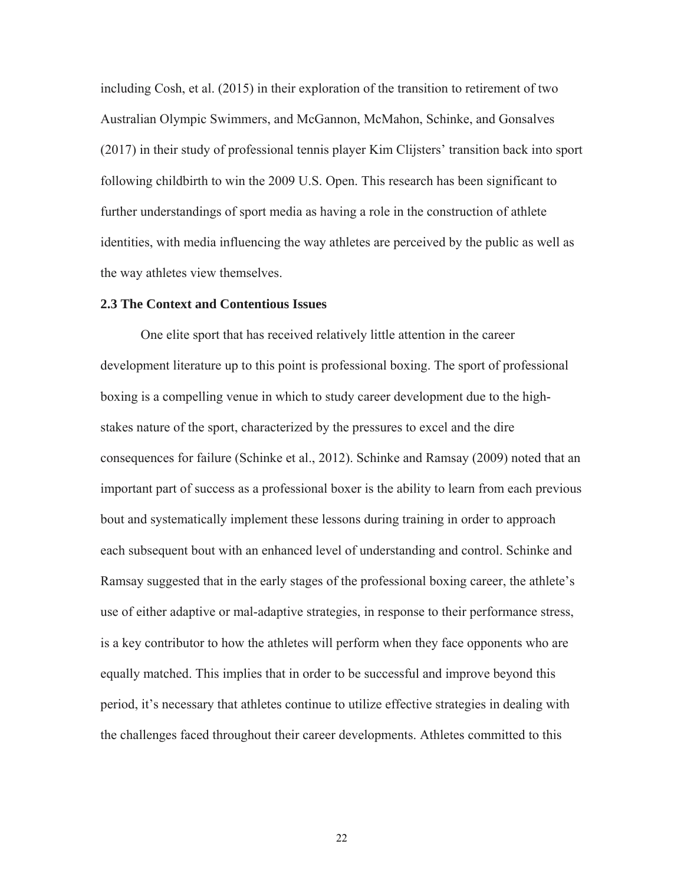including Cosh, et al. (2015) in their exploration of the transition to retirement of two Australian Olympic Swimmers, and McGannon, McMahon, Schinke, and Gonsalves (2017) in their study of professional tennis player Kim Clijsters' transition back into sport following childbirth to win the 2009 U.S. Open. This research has been significant to further understandings of sport media as having a role in the construction of athlete identities, with media influencing the way athletes are perceived by the public as well as the way athletes view themselves.

### 2.3 The Context and Contentious Issues

One elite sport that has received relatively little attention in the career development literature up to this point is professional boxing. The sport of professional boxing is a compelling venue in which to study career development due to the high-stakes nature of the sport, characterized by the pressures to excel and the dire consequences for failure (Schinke et al., 2012). Schinke and Ramsay (2009) noted that an important part of success as a professional boxer is the ability to learn from each previous bout and systematically implement these lessons during training in order to approach each subsequent bout with an enhanced level of understanding and control. Schinke and Ramsay suggested that in the early stages of the professional boxing career, the athlete's use of either adaptive or mal-adaptive strategies, in response to their performance stress, is a key contributor to how the athletes will perform when they face opponents who are equally matched. This implies that in order to be successful and improve beyond this period, it's necessary that athletes continue to utilize effective strategies in dealing with the challenges faced throughout their career developments. Athletes committed to this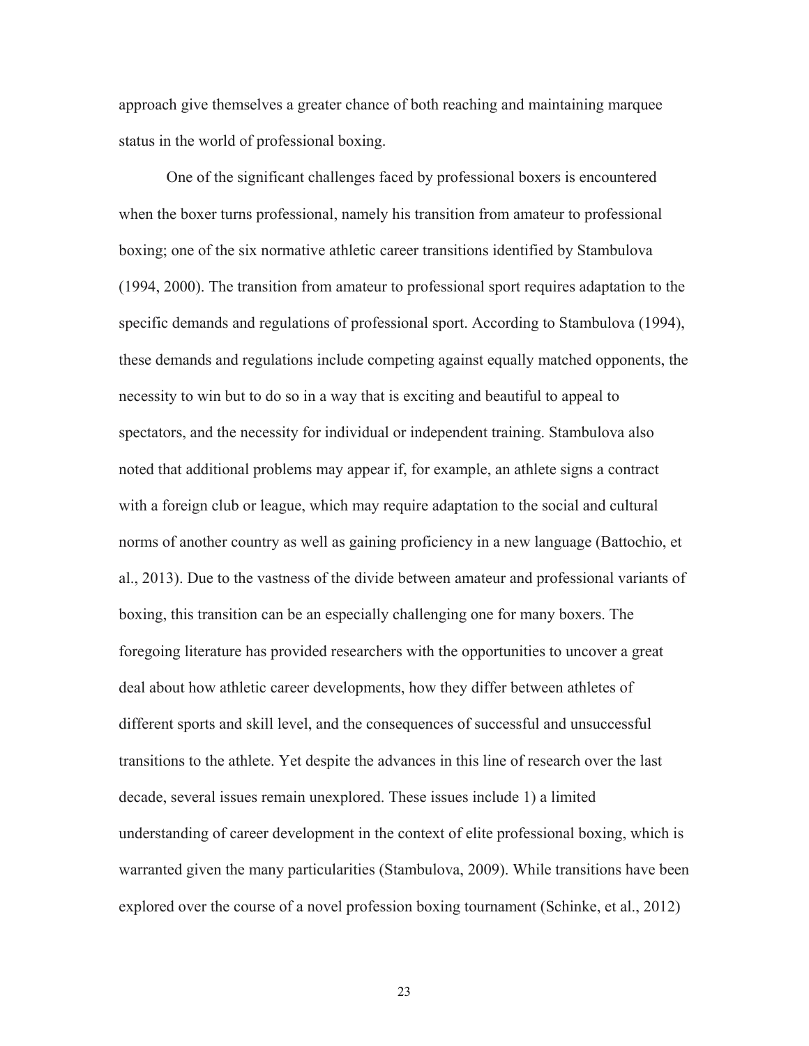approach give themselves a greater chance of both reaching and maintaining marquee status in the world of professional boxing.

One of the significant challenges faced by professional boxers is encountered when the boxer turns professional, namely his transition from amateur to professional boxing; one of the six normative athletic career transitions identified by Stambulova (1994, 2000). The transition from amateur to professional sport requires adaptation to the specific demands and regulations of professional sport. According to Stambulova (1994), these demands and regulations include competing against equally matched opponents, the necessity to win but to do so in a way that is exciting and beautiful to appeal to spectators, and the necessity for individual or independent training. Stambulova also noted that additional problems may appear if, for example, an athlete signs a contract with a foreign club or league, which may require adaptation to the social and cultural norms of another country as well as gaining proficiency in a new language (Battochio, et al., 2013). Due to the vastness of the divide between amateur and professional variants of boxing, this transition can be an especially challenging one for many boxers. The foregoing literature has provided researchers with the opportunities to uncover a great deal about how athletic career developments, how they differ between athletes of different sports and skill level, and the consequences of successful and unsuccessful transitions to the athlete. Yet despite the advances in this line of research over the last decade, several issues remain unexplored. These issues include 1) a limited understanding of career development in the context of elite professional boxing, which is warranted given the many particularities (Stambulova, 2009). While transitions have been explored over the course of a novel profession boxing tournament (Schinke, et al., 2012)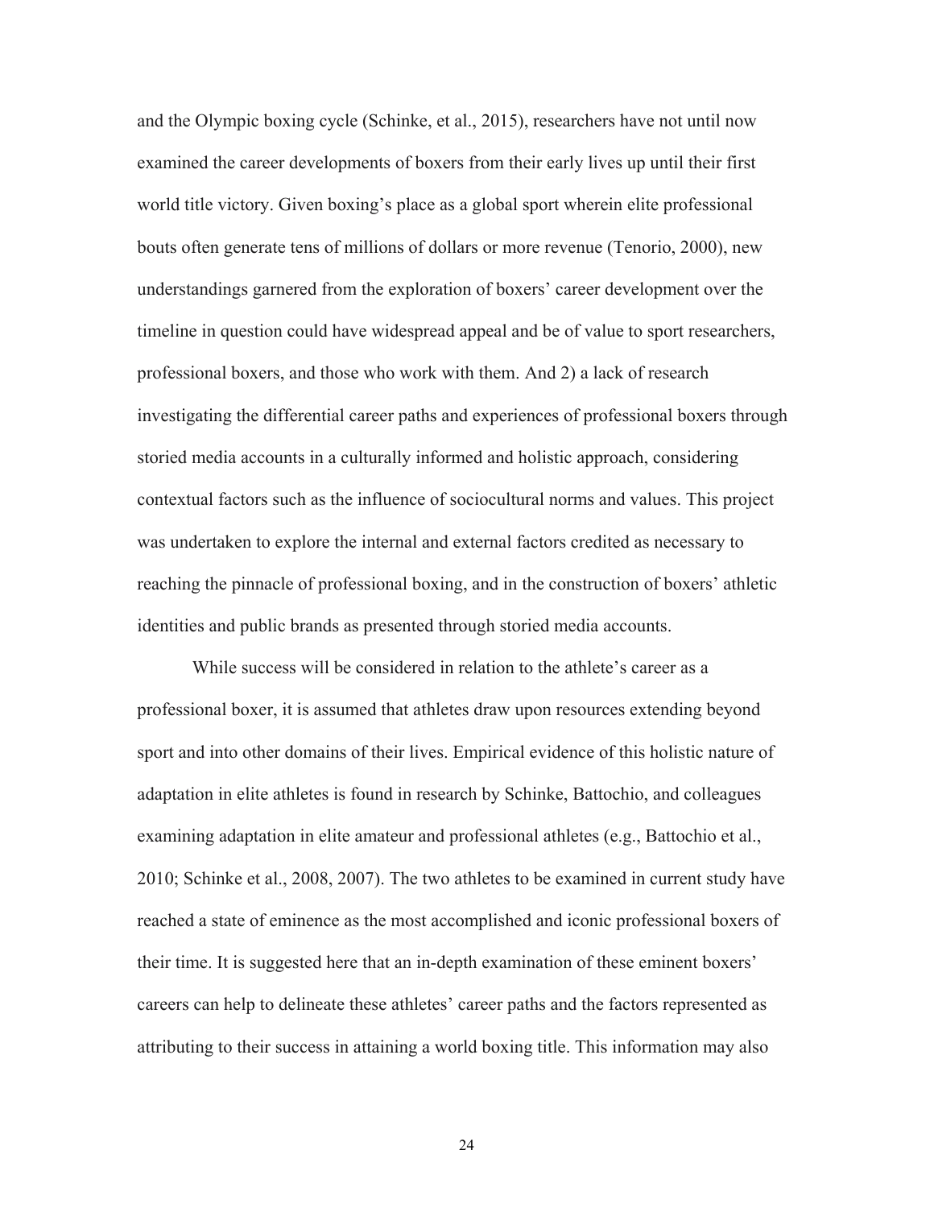and the Olympic boxing cycle (Schinke, et al., 2015), researchers have not until now examined the career developments of boxers from their early lives up until their first world title victory. Given boxing's place as a global sport wherein elite professional bouts often generate tens of millions of dollars or more revenue (Tenorio, 2000), new understandings garnered from the exploration of boxers' career development over the timeline in question could have widespread appeal and be of value to sport researchers, professional boxers, and those who work with them. And 2) a lack of research investigating the differential career paths and experiences of professional boxers through storied media accounts in a culturally informed and holistic approach, considering contextual factors such as the influence of sociocultural norms and values. This project was undertaken to explore the internal and external factors credited as necessary to reaching the pinnacle of professional boxing, and in the construction of boxers' athletic identities and public brands as presented through storied media accounts.

While success will be considered in relation to the athlete's career as a professional boxer, it is assumed that athletes draw upon resources extending beyond sport and into other domains of their lives. Empirical evidence of this holistic nature of adaptation in elite athletes is found in research by Schinke, Battochio, and colleagues examining adaptation in elite amateur and professional athletes (e.g., Battochio et al., 2010; Schinke et al., 2008, 2007). The two athletes to be examined in current study have reached a state of eminence as the most accomplished and iconic professional boxers of their time. It is suggested here that an in-depth examination of these eminent boxers' careers can help to delineate these athletes' career paths and the factors represented as attributing to their success in attaining a world boxing title. This information may also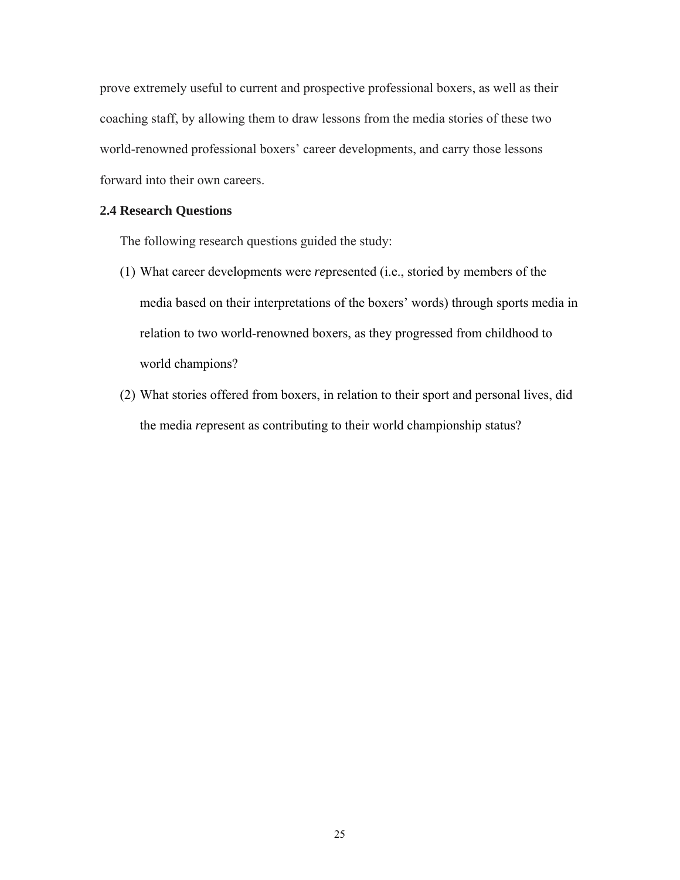prove extremely useful to current and prospective professional boxers, as well as their coaching staff, by allowing them to draw lessons from the media stories of these two world-renowned professional boxers' career developments, and carry those lessons forward into their own careers.

### 2.4 Research Questions

The following research questions guided the study:

(1) What career developments were *re*presented (i.e., storied by members of the media based on their interpretations of the boxers' words) through sports media in relation to two world-renowned boxers, as they progressed from childhood to world champions?

(2) What stories offered from boxers, in relation to their sport and personal lives, did the media *re*present as contributing to their world championship status?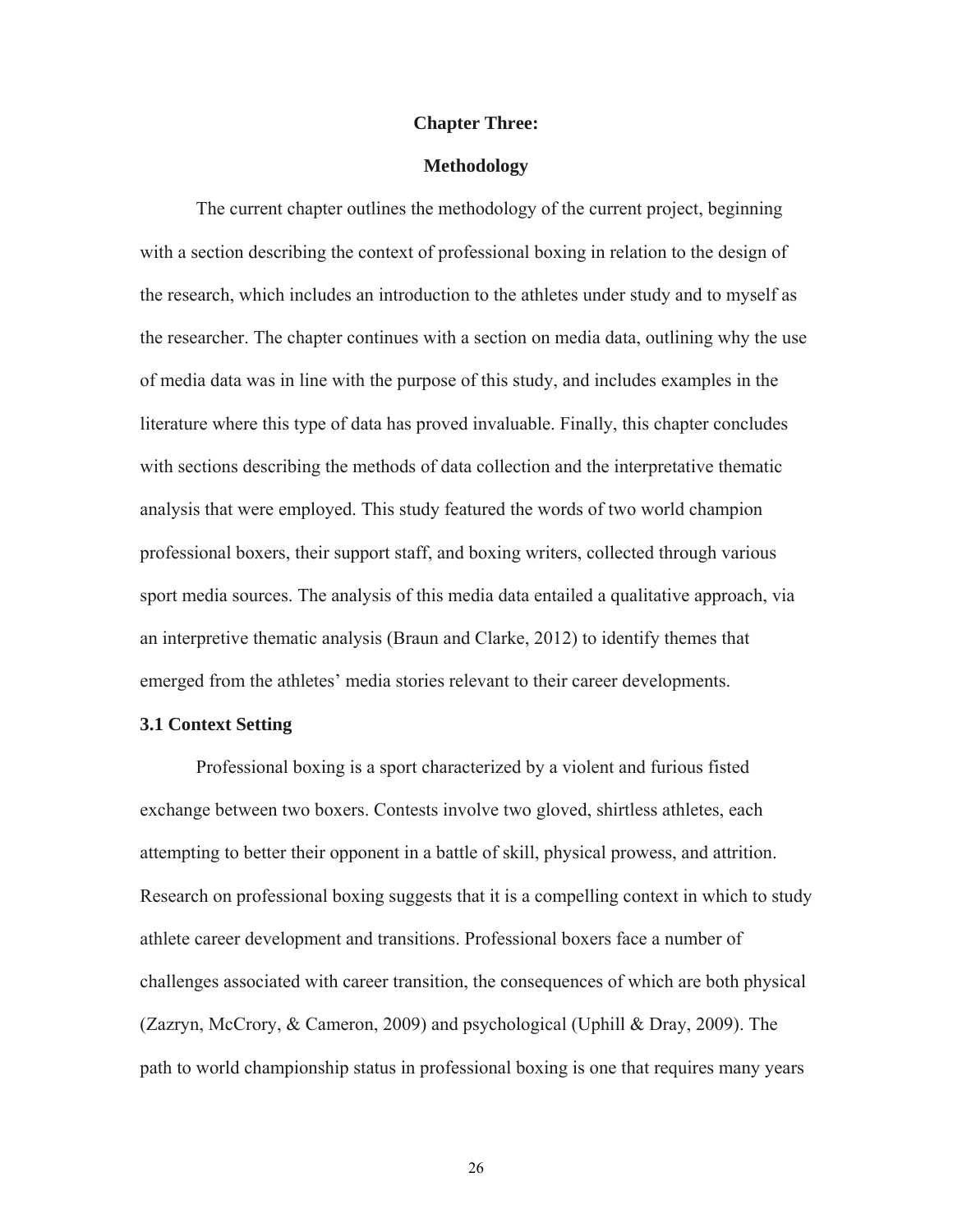# Chapter Three:

# Methodology

The current chapter outlines the methodology of the current project, beginning with a section describing the context of professional boxing in relation to the design of the research, which includes an introduction to the athletes under study and to myself as the researcher. The chapter continues with a section on media data, outlining why the use of media data was in line with the purpose of this study, and includes examples in the literature where this type of data has proved invaluable. Finally, this chapter concludes with sections describing the methods of data collection and the interpretative thematic analysis that were employed. This study featured the words of two world champion professional boxers, their support staff, and boxing writers, collected through various sport media sources. The analysis of this media data entailed a qualitative approach, via an interpretive thematic analysis (Braun and Clarke, 2012) to identify themes that emerged from the athletes' media stories relevant to their career developments.

## 3.1 Context Setting

Professional boxing is a sport characterized by a violent and furious fisted exchange between two boxers. Contests involve two gloved, shirtless athletes, each attempting to better their opponent in a battle of skill, physical prowess, and attrition. Research on professional boxing suggests that it is a compelling context in which to study athlete career development and transitions. Professional boxers face a number of challenges associated with career transition, the consequences of which are both physical (Zazryn, McCrory, & Cameron, 2009) and psychological (Uphill & Dray, 2009). The path to world championship status in professional boxing is one that requires many years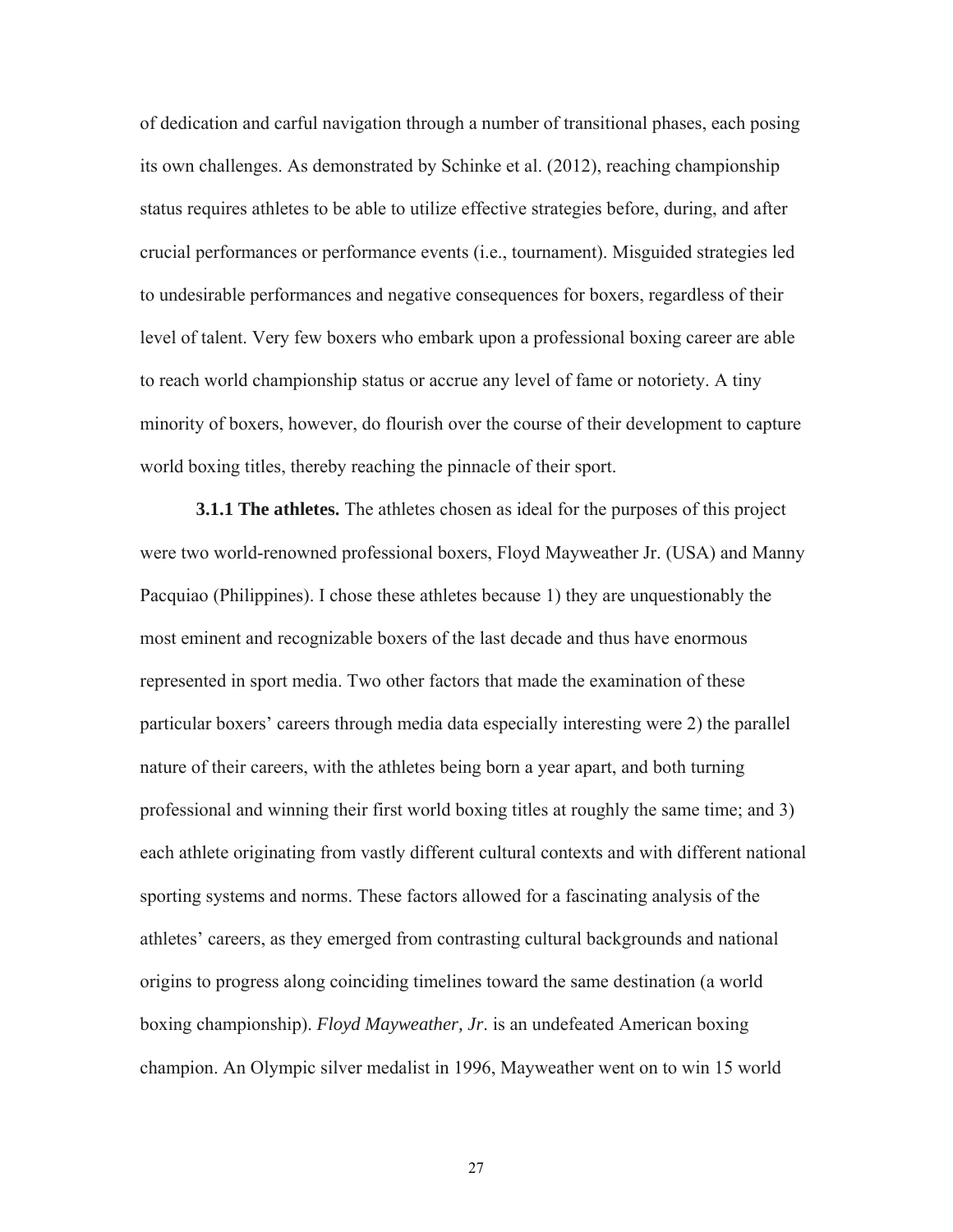of dedication and carful navigation through a number of transitional phases, each posing its own challenges. As demonstrated by Schinke et al. (2012), reaching championship status requires athletes to be able to utilize effective strategies before, during, and after crucial performances or performance events (i.e., tournament). Misguided strategies led to undesirable performances and negative consequences for boxers, regardless of their level of talent. Very few boxers who embark upon a professional boxing career are able to reach world championship status or accrue any level of fame or notoriety. A tiny minority of boxers, however, do flourish over the course of their development to capture world boxing titles, thereby reaching the pinnacle of their sport.

**3.1.1 The athletes.** The athletes chosen as ideal for the purposes of this project were two world-renowned professional boxers, Floyd Mayweather Jr. (USA) and Manny Pacquiao (Philippines). I chose these athletes because 1) they are unquestionably the most eminent and recognizable boxers of the last decade and thus have enormous represented in sport media. Two other factors that made the examination of these particular boxers' careers through media data especially interesting were 2) the parallel nature of their careers, with the athletes being born a year apart, and both turning professional and winning their first world boxing titles at roughly the same time; and 3) each athlete originating from vastly different cultural contexts and with different national sporting systems and norms. These factors allowed for a fascinating analysis of the athletes' careers, as they emerged from contrasting cultural backgrounds and national origins to progress along coinciding timelines toward the same destination (a world boxing championship). *Floyd Mayweather, Jr*. is an undefeated American boxing champion. An Olympic silver medalist in 1996, Mayweather went on to win 15 world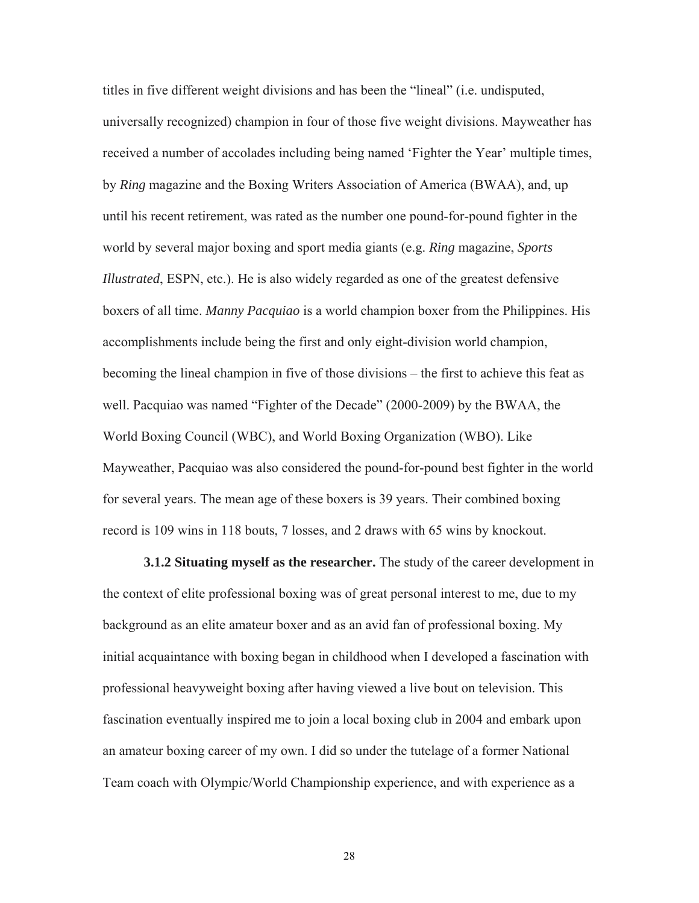titles in five different weight divisions and has been the "lineal" (i.e. undisputed, universally recognized) champion in four of those five weight divisions. Mayweather has received a number of accolades including being named 'Fighter the Year' multiple times, by *Ring* magazine and the Boxing Writers Association of America (BWAA), and, up until his recent retirement, was rated as the number one pound-for-pound fighter in the world by several major boxing and sport media giants (e.g. *Ring* magazine, *Sports Illustrated*, ESPN, etc.). He is also widely regarded as one of the greatest defensive boxers of all time. *Manny Pacquiao* is a world champion boxer from the Philippines. His accomplishments include being the first and only eight-division world champion, becoming the lineal champion in five of those divisions – the first to achieve this feat as well. Pacquiao was named "Fighter of the Decade" (2000-2009) by the BWAA, the World Boxing Council (WBC), and World Boxing Organization (WBO). Like Mayweather, Pacquiao was also considered the pound-for-pound best fighter in the world for several years. The mean age of these boxers is 39 years. Their combined boxing record is 109 wins in 118 bouts, 7 losses, and 2 draws with 65 wins by knockout.

**3.1.2 Situating myself as the researcher.** The study of the career development in the context of elite professional boxing was of great personal interest to me, due to my background as an elite amateur boxer and as an avid fan of professional boxing. My initial acquaintance with boxing began in childhood when I developed a fascination with professional heavyweight boxing after having viewed a live bout on television. This fascination eventually inspired me to join a local boxing club in 2004 and embark upon an amateur boxing career of my own. I did so under the tutelage of a former National Team coach with Olympic/World Championship experience, and with experience as a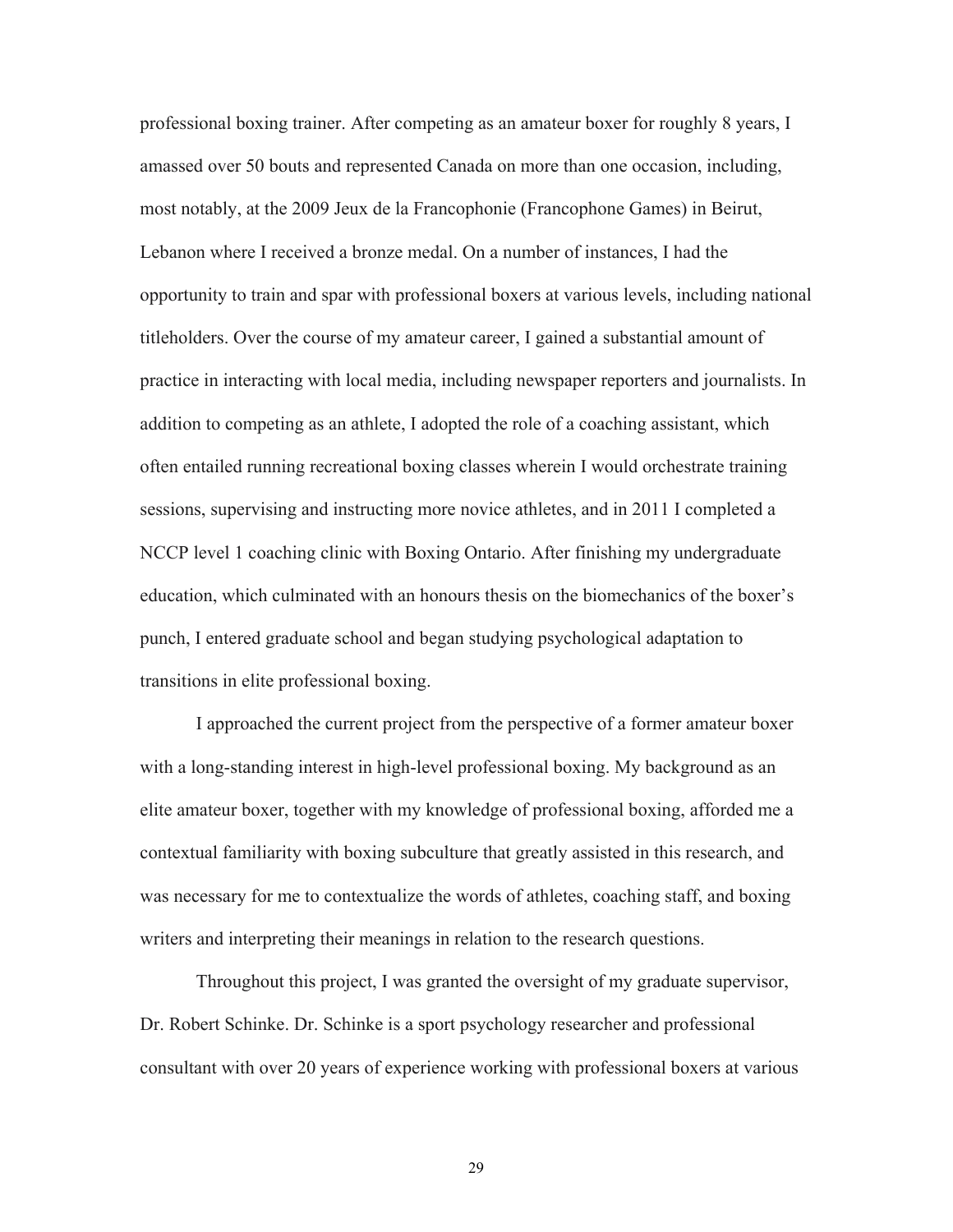professional boxing trainer. After competing as an amateur boxer for roughly 8 years, I amassed over 50 bouts and represented Canada on more than one occasion, including, most notably, at the 2009 Jeux de la Francophonie (Francophone Games) in Beirut, Lebanon where I received a bronze medal. On a number of instances, I had the opportunity to train and spar with professional boxers at various levels, including national titleholders. Over the course of my amateur career, I gained a substantial amount of practice in interacting with local media, including newspaper reporters and journalists. In addition to competing as an athlete, I adopted the role of a coaching assistant, which often entailed running recreational boxing classes wherein I would orchestrate training sessions, supervising and instructing more novice athletes, and in 2011 I completed a NCCP level 1 coaching clinic with Boxing Ontario. After finishing my undergraduate education, which culminated with an honours thesis on the biomechanics of the boxer's punch, I entered graduate school and began studying psychological adaptation to transitions in elite professional boxing.

I approached the current project from the perspective of a former amateur boxer with a long-standing interest in high-level professional boxing. My background as an elite amateur boxer, together with my knowledge of professional boxing, afforded me a contextual familiarity with boxing subculture that greatly assisted in this research, and was necessary for me to contextualize the words of athletes, coaching staff, and boxing writers and interpreting their meanings in relation to the research questions.

Throughout this project, I was granted the oversight of my graduate supervisor, Dr. Robert Schinke. Dr. Schinke is a sport psychology researcher and professional consultant with over 20 years of experience working with professional boxers at various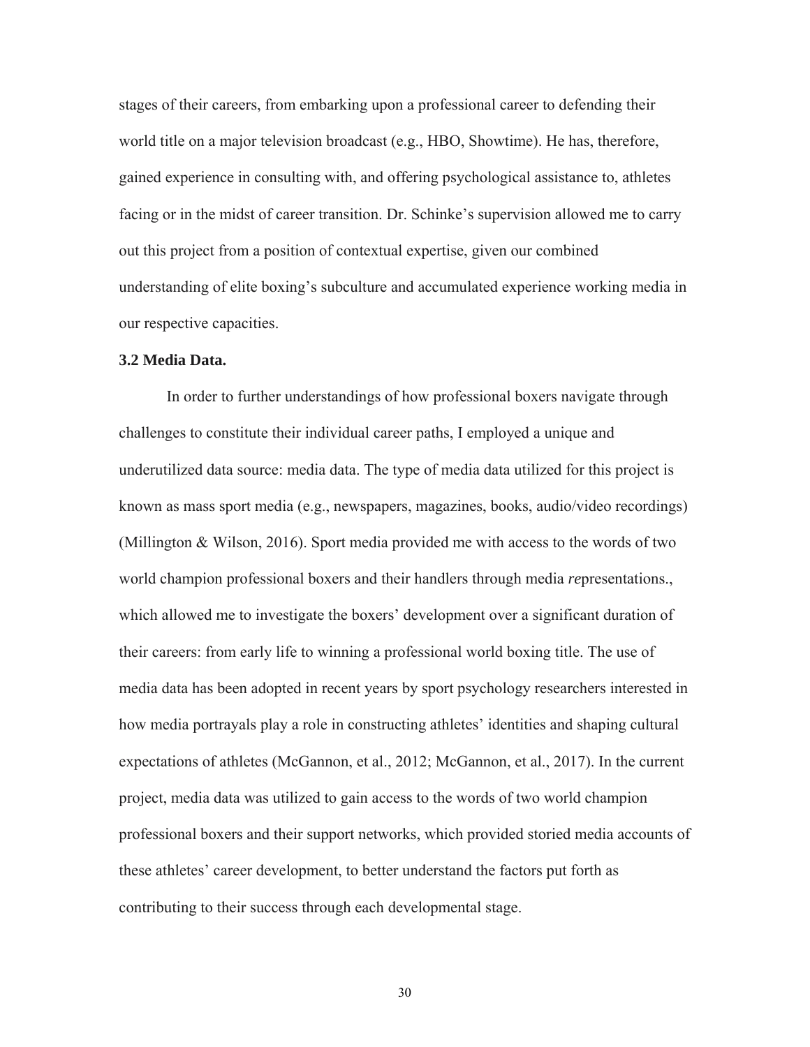stages of their careers, from embarking upon a professional career to defending their world title on a major television broadcast (e.g., HBO, Showtime). He has, therefore, gained experience in consulting with, and offering psychological assistance to, athletes facing or in the midst of career transition. Dr. Schinke's supervision allowed me to carry out this project from a position of contextual expertise, given our combined understanding of elite boxing's subculture and accumulated experience working media in our respective capacities.

### 3.2 Media Data.

In order to further understandings of how professional boxers navigate through challenges to constitute their individual career paths, I employed a unique and underutilized data source: media data. The type of media data utilized for this project is known as mass sport media (e.g., newspapers, magazines, books, audio/video recordings) (Millington & Wilson, 2016). Sport media provided me with access to the words of two world champion professional boxers and their handlers through media *re*presentations., which allowed me to investigate the boxers' development over a significant duration of their careers: from early life to winning a professional world boxing title. The use of media data has been adopted in recent years by sport psychology researchers interested in how media portrayals play a role in constructing athletes' identities and shaping cultural expectations of athletes (McGannon, et al., 2012; McGannon, et al., 2017). In the current project, media data was utilized to gain access to the words of two world champion professional boxers and their support networks, which provided storied media accounts of these athletes' career development, to better understand the factors put forth as contributing to their success through each developmental stage.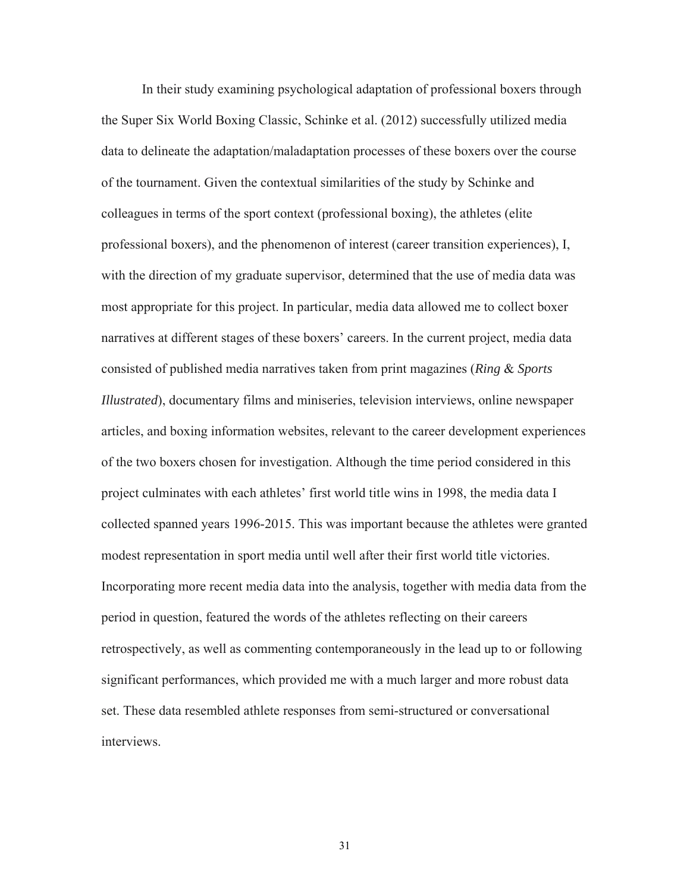In their study examining psychological adaptation of professional boxers through the Super Six World Boxing Classic, Schinke et al. (2012) successfully utilized media data to delineate the adaptation/maladaptation processes of these boxers over the course of the tournament. Given the contextual similarities of the study by Schinke and colleagues in terms of the sport context (professional boxing), the athletes (elite professional boxers), and the phenomenon of interest (career transition experiences), I, with the direction of my graduate supervisor, determined that the use of media data was most appropriate for this project. In particular, media data allowed me to collect boxer narratives at different stages of these boxers' careers. In the current project, media data consisted of published media narratives taken from print magazines (*Ring* & *Sports Illustrated*), documentary films and miniseries, television interviews, online newspaper articles, and boxing information websites, relevant to the career development experiences of the two boxers chosen for investigation. Although the time period considered in this project culminates with each athletes' first world title wins in 1998, the media data I collected spanned years 1996-2015. This was important because the athletes were granted modest representation in sport media until well after their first world title victories. Incorporating more recent media data into the analysis, together with media data from the period in question, featured the words of the athletes reflecting on their careers retrospectively, as well as commenting contemporaneously in the lead up to or following significant performances, which provided me with a much larger and more robust data set. These data resembled athlete responses from semi-structured or conversational interviews.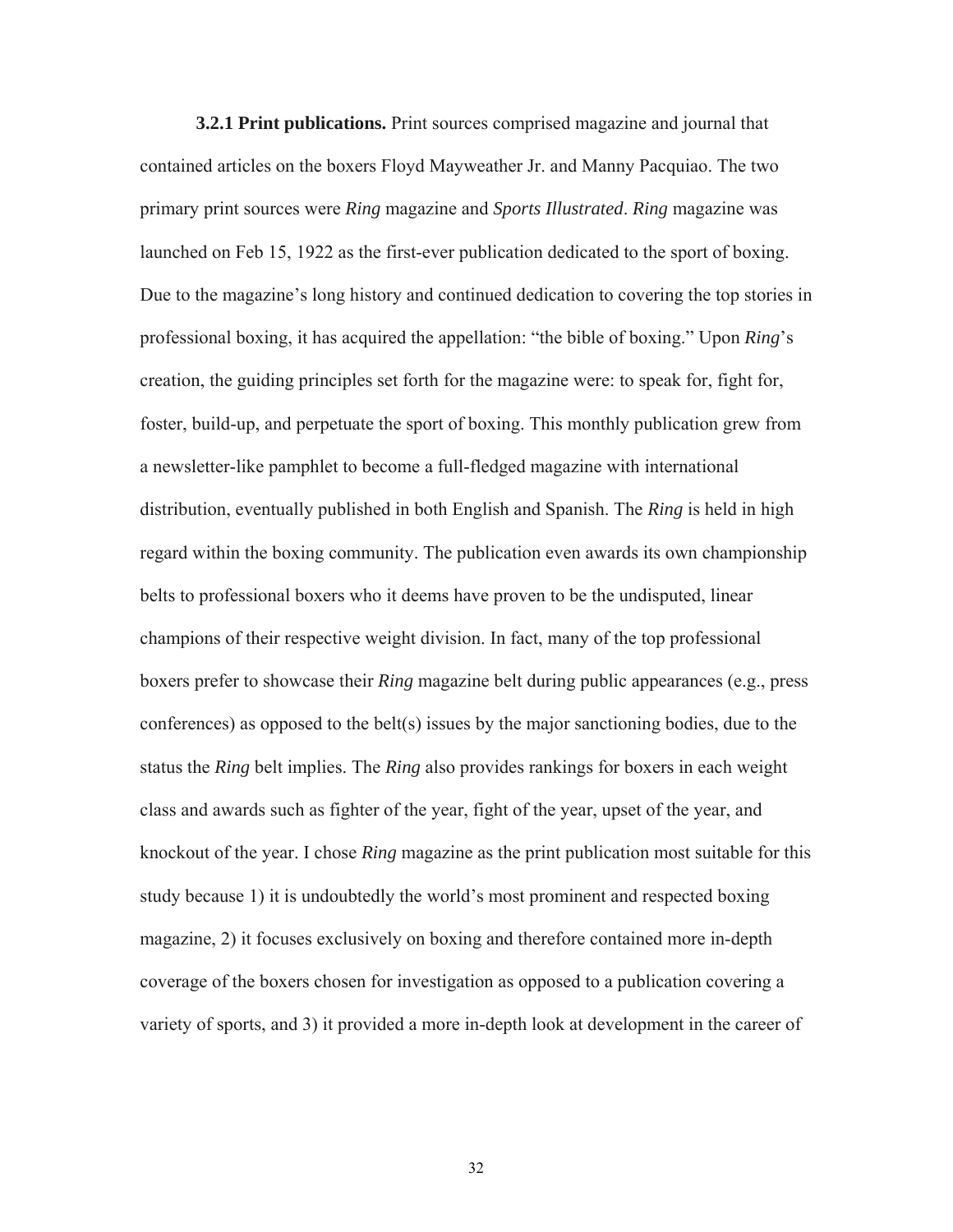**3.2.1 Print publications.** Print sources comprised magazine and journal that contained articles on the boxers Floyd Mayweather Jr. and Manny Pacquiao. The two primary print sources were *Ring* magazine and *Sports Illustrated*. *Ring* magazine was launched on Feb 15, 1922 as the first-ever publication dedicated to the sport of boxing. Due to the magazine's long history and continued dedication to covering the top stories in professional boxing, it has acquired the appellation: "the bible of boxing." Upon *Ring*'s creation, the guiding principles set forth for the magazine were: to speak for, fight for, foster, build-up, and perpetuate the sport of boxing. This monthly publication grew from a newsletter-like pamphlet to become a full-fledged magazine with international distribution, eventually published in both English and Spanish. The *Ring* is held in high regard within the boxing community. The publication even awards its own championship belts to professional boxers who it deems have proven to be the undisputed, linear champions of their respective weight division. In fact, many of the top professional boxers prefer to showcase their *Ring* magazine belt during public appearances (e.g., press conferences) as opposed to the belt(s) issues by the major sanctioning bodies, due to the status the *Ring* belt implies. The *Ring* also provides rankings for boxers in each weight class and awards such as fighter of the year, fight of the year, upset of the year, and knockout of the year. I chose *Ring* magazine as the print publication most suitable for this study because 1) it is undoubtedly the world's most prominent and respected boxing magazine, 2) it focuses exclusively on boxing and therefore contained more in-depth coverage of the boxers chosen for investigation as opposed to a publication covering a variety of sports, and 3) it provided a more in-depth look at development in the career of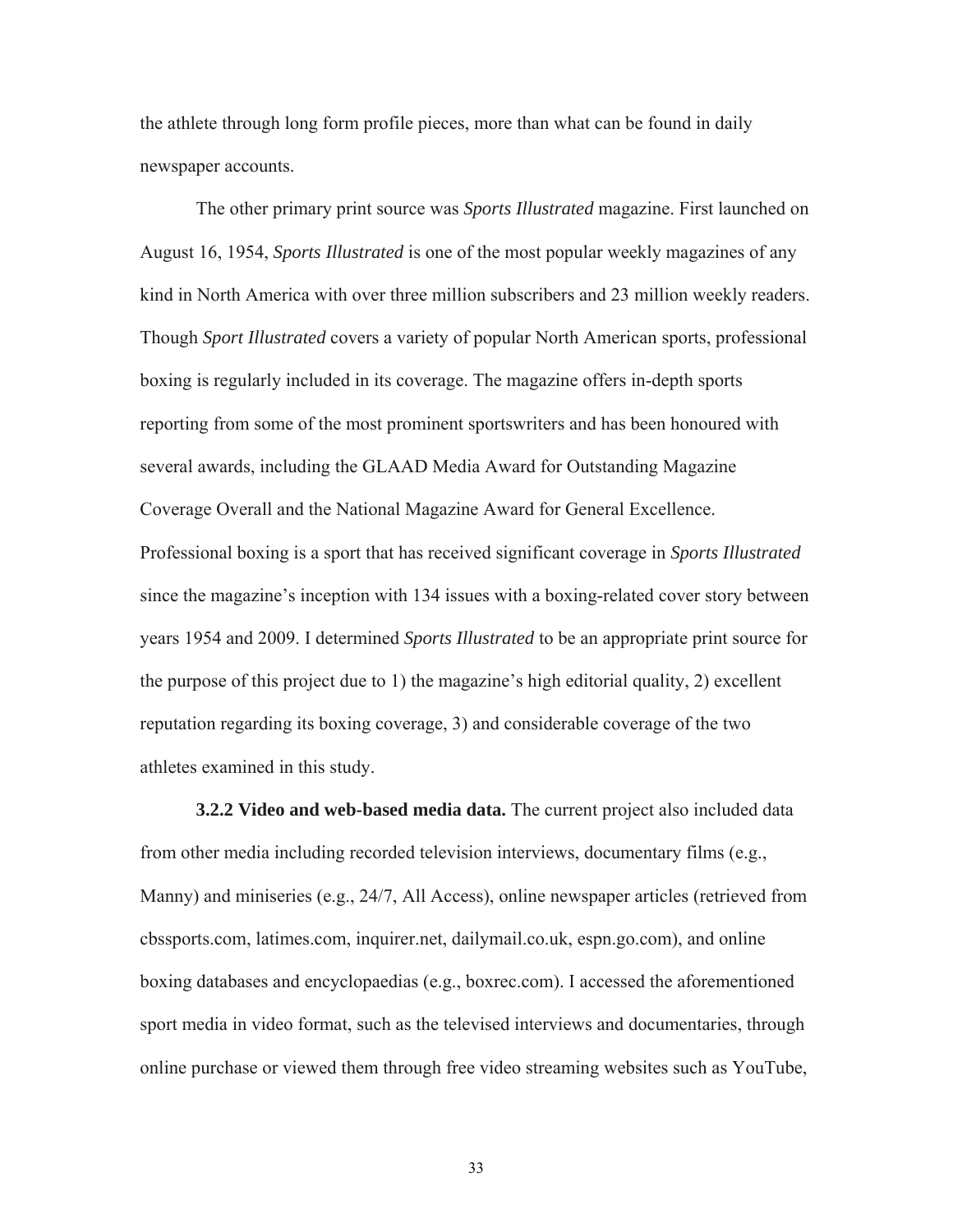the athlete through long form profile pieces, more than what can be found in daily newspaper accounts.

The other primary print source was *Sports Illustrated* magazine. First launched on August 16, 1954, *Sports Illustrated* is one of the most popular weekly magazines of any kind in North America with over three million subscribers and 23 million weekly readers. Though *Sport Illustrated* covers a variety of popular North American sports, professional boxing is regularly included in its coverage. The magazine offers in-depth sports reporting from some of the most prominent sportswriters and has been honoured with several awards, including the GLAAD Media Award for Outstanding Magazine Coverage Overall and the National Magazine Award for General Excellence. Professional boxing is a sport that has received significant coverage in *Sports Illustrated* since the magazine's inception with 134 issues with a boxing-related cover story between years 1954 and 2009. I determined *Sports Illustrated* to be an appropriate print source for the purpose of this project due to 1) the magazine's high editorial quality, 2) excellent reputation regarding its boxing coverage, 3) and considerable coverage of the two athletes examined in this study.

**3.2.2 Video and web-based media data.** The current project also included data from other media including recorded television interviews, documentary films (e.g., Manny) and miniseries (e.g., 24/7, All Access), online newspaper articles (retrieved from cbssports.com, latimes.com, inquirer.net, dailymail.co.uk, espn.go.com), and online boxing databases and encyclopaedias (e.g., boxrec.com). I accessed the aforementioned sport media in video format, such as the televised interviews and documentaries, through online purchase or viewed them through free video streaming websites such as YouTube,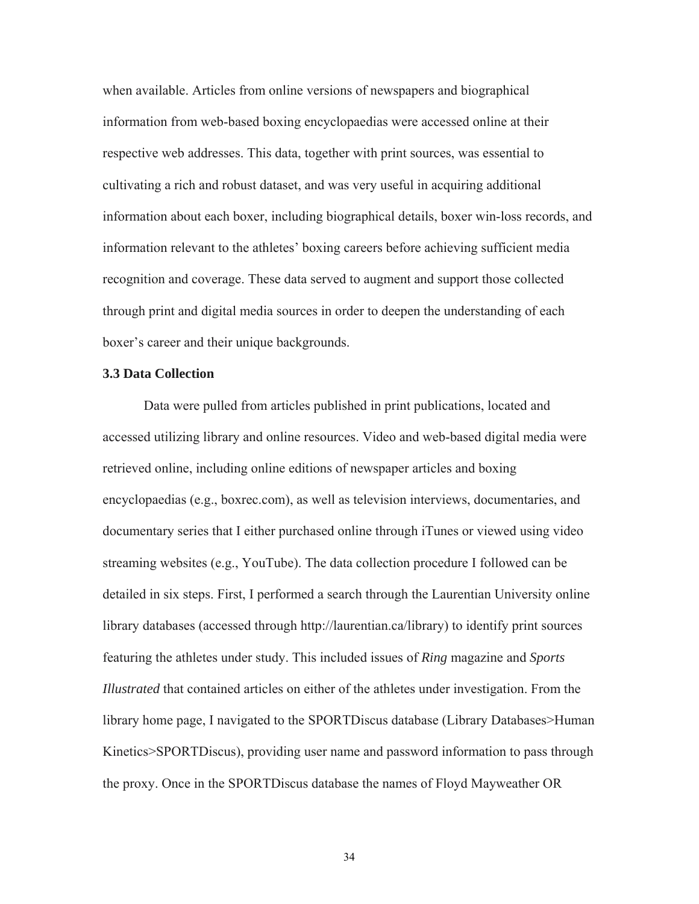when available. Articles from online versions of newspapers and biographical information from web-based boxing encyclopaedias were accessed online at their respective web addresses. This data, together with print sources, was essential to cultivating a rich and robust dataset, and was very useful in acquiring additional information about each boxer, including biographical details, boxer win-loss records, and information relevant to the athletes' boxing careers before achieving sufficient media recognition and coverage. These data served to augment and support those collected through print and digital media sources in order to deepen the understanding of each boxer's career and their unique backgrounds.

### 3.3 Data Collection

Data were pulled from articles published in print publications, located and accessed utilizing library and online resources. Video and web-based digital media were retrieved online, including online editions of newspaper articles and boxing encyclopaedias (e.g., boxrec.com), as well as television interviews, documentaries, and documentary series that I either purchased online through iTunes or viewed using video streaming websites (e.g., YouTube). The data collection procedure I followed can be detailed in six steps. First, I performed a search through the Laurentian University online library databases (accessed through http://laurentian.ca/library) to identify print sources featuring the athletes under study. This included issues of *Ring* magazine and *Sports Illustrated* that contained articles on either of the athletes under investigation. From the library home page, I navigated to the SPORTDiscus database (Library Databases>Human Kinetics>SPORTDiscus), providing user name and password information to pass through the proxy. Once in the SPORTDiscus database the names of Floyd Mayweather OR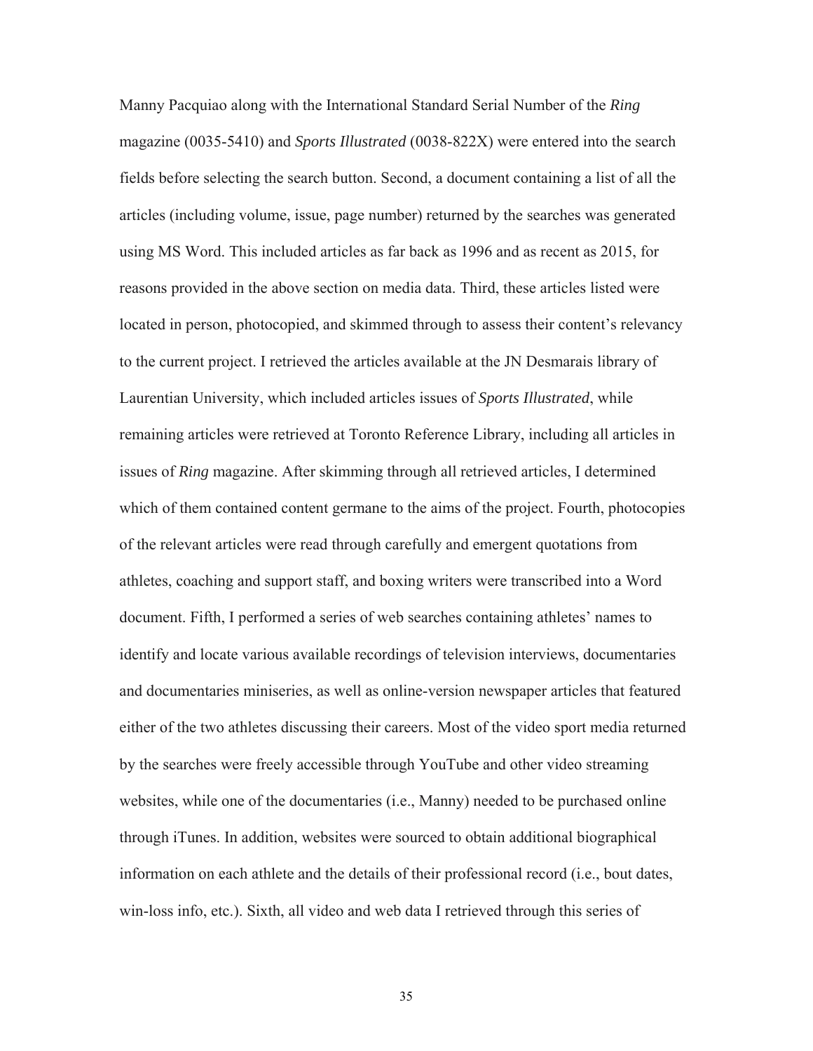Manny Pacquiao along with the International Standard Serial Number of the *Ring* magazine (0035-5410) and *Sports Illustrated* (0038-822X) were entered into the search fields before selecting the search button. Second, a document containing a list of all the articles (including volume, issue, page number) returned by the searches was generated using MS Word. This included articles as far back as 1996 and as recent as 2015, for reasons provided in the above section on media data. Third, these articles listed were located in person, photocopied, and skimmed through to assess their content's relevancy to the current project. I retrieved the articles available at the JN Desmarais library of Laurentian University, which included articles issues of *Sports Illustrated*, while remaining articles were retrieved at Toronto Reference Library, including all articles in issues of *Ring* magazine. After skimming through all retrieved articles, I determined which of them contained content germane to the aims of the project. Fourth, photocopies of the relevant articles were read through carefully and emergent quotations from athletes, coaching and support staff, and boxing writers were transcribed into a Word document. Fifth, I performed a series of web searches containing athletes' names to identify and locate various available recordings of television interviews, documentaries and documentaries miniseries, as well as online-version newspaper articles that featured either of the two athletes discussing their careers. Most of the video sport media returned by the searches were freely accessible through YouTube and other video streaming websites, while one of the documentaries (i.e., Manny) needed to be purchased online through iTunes. In addition, websites were sourced to obtain additional biographical information on each athlete and the details of their professional record (i.e., bout dates, win-loss info, etc.). Sixth, all video and web data I retrieved through this series of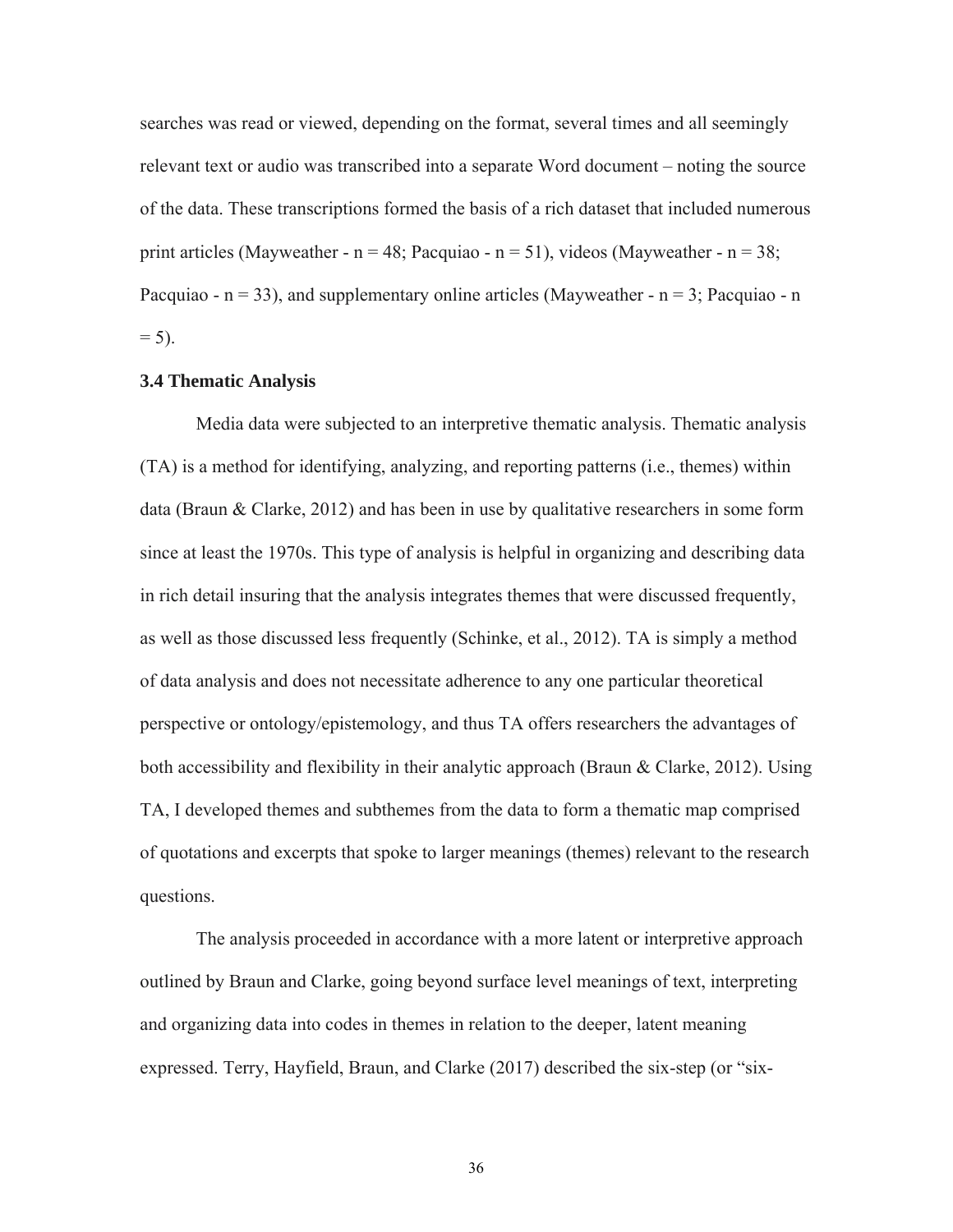searches was read or viewed, depending on the format, several times and all seemingly relevant text or audio was transcribed into a separate Word document – noting the source of the data. These transcriptions formed the basis of a rich dataset that included numerous print articles (Mayweather - n = 48; Pacquiao - n = 51), videos (Mayweather - n = 38; Pacquiao - n = 33), and supplementary online articles (Mayweather - n = 3; Pacquiao - n = 5).

### 3.4 Thematic Analysis

Media data were subjected to an interpretive thematic analysis. Thematic analysis (TA) is a method for identifying, analyzing, and reporting patterns (i.e., themes) within data (Braun & Clarke, 2012) and has been in use by qualitative researchers in some form since at least the 1970s. This type of analysis is helpful in organizing and describing data in rich detail insuring that the analysis integrates themes that were discussed frequently, as well as those discussed less frequently (Schinke, et al., 2012). TA is simply a method of data analysis and does not necessitate adherence to any one particular theoretical perspective or ontology/epistemology, and thus TA offers researchers the advantages of both accessibility and flexibility in their analytic approach (Braun & Clarke, 2012). Using TA, I developed themes and subthemes from the data to form a thematic map comprised of quotations and excerpts that spoke to larger meanings (themes) relevant to the research questions.

The analysis proceeded in accordance with a more latent or interpretive approach outlined by Braun and Clarke, going beyond surface level meanings of text, interpreting and organizing data into codes in themes in relation to the deeper, latent meaning expressed. Terry, Hayfield, Braun, and Clarke (2017) described the six-step (or "six-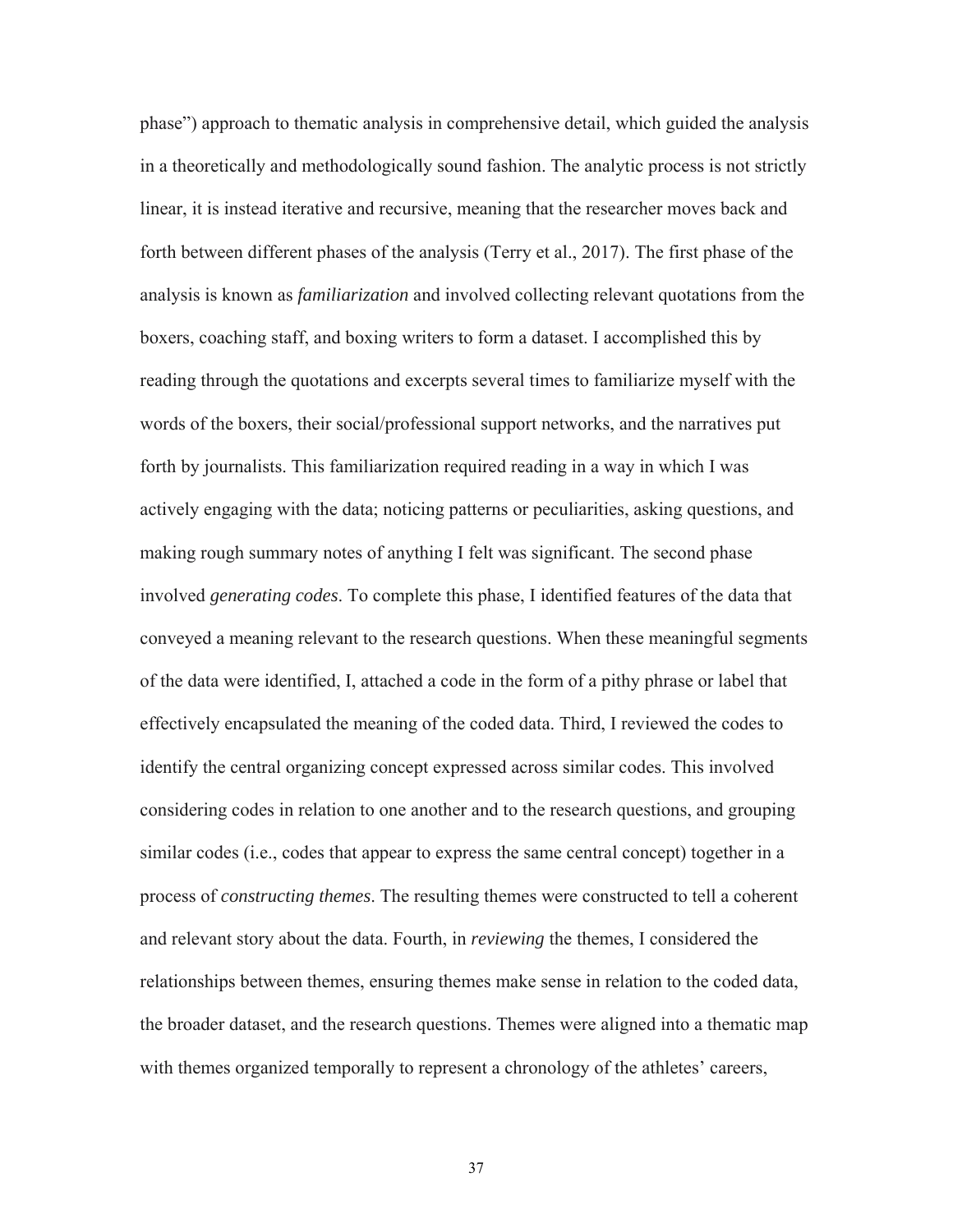phase") approach to thematic analysis in comprehensive detail, which guided the analysis in a theoretically and methodologically sound fashion. The analytic process is not strictly linear, it is instead iterative and recursive, meaning that the researcher moves back and forth between different phases of the analysis (Terry et al., 2017). The first phase of the analysis is known as *familiarization* and involved collecting relevant quotations from the boxers, coaching staff, and boxing writers to form a dataset. I accomplished this by reading through the quotations and excerpts several times to familiarize myself with the words of the boxers, their social/professional support networks, and the narratives put forth by journalists. This familiarization required reading in a way in which I was actively engaging with the data; noticing patterns or peculiarities, asking questions, and making rough summary notes of anything I felt was significant. The second phase involved *generating codes*. To complete this phase, I identified features of the data that conveyed a meaning relevant to the research questions. When these meaningful segments of the data were identified, I, attached a code in the form of a pithy phrase or label that effectively encapsulated the meaning of the coded data. Third, I reviewed the codes to identify the central organizing concept expressed across similar codes. This involved considering codes in relation to one another and to the research questions, and grouping similar codes (i.e., codes that appear to express the same central concept) together in a process of *constructing themes*. The resulting themes were constructed to tell a coherent and relevant story about the data. Fourth, in *reviewing* the themes, I considered the relationships between themes, ensuring themes make sense in relation to the coded data, the broader dataset, and the research questions. Themes were aligned into a thematic map with themes organized temporally to represent a chronology of the athletes' careers,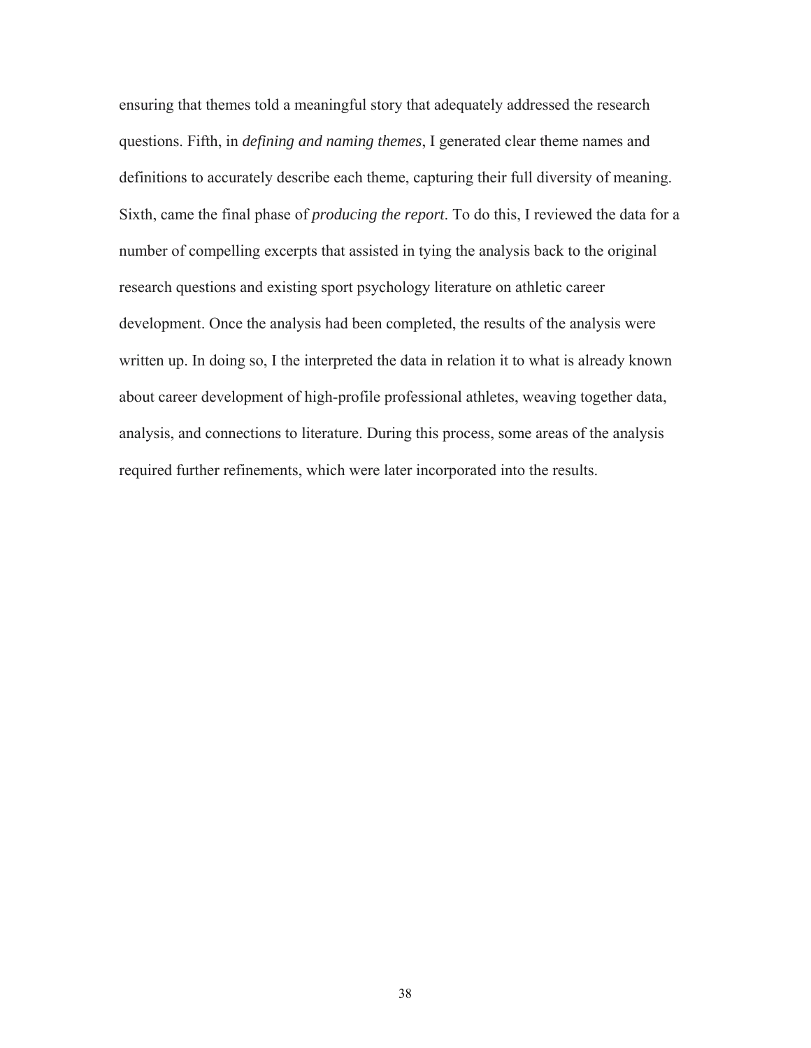ensuring that themes told a meaningful story that adequately addressed the research questions. Fifth, in *defining and naming themes*, I generated clear theme names and definitions to accurately describe each theme, capturing their full diversity of meaning. Sixth, came the final phase of *producing the report*. To do this, I reviewed the data for a number of compelling excerpts that assisted in tying the analysis back to the original research questions and existing sport psychology literature on athletic career development. Once the analysis had been completed, the results of the analysis were written up. In doing so, I the interpreted the data in relation it to what is already known about career development of high-profile professional athletes, weaving together data, analysis, and connections to literature. During this process, some areas of the analysis required further refinements, which were later incorporated into the results.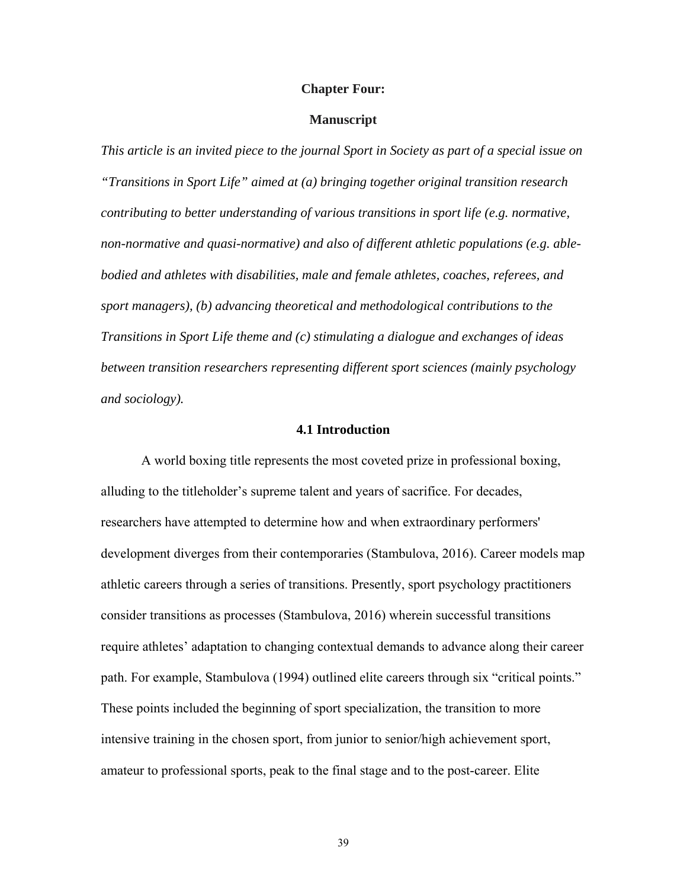# Chapter Four:

## Manuscript

*This article is an invited piece to the journal Sport in Society as part of a special issue on "Transitions in Sport Life" aimed at (a) bringing together original transition research contributing to better understanding of various transitions in sport life (e.g. normative, non-normative and quasi-normative) and also of different athletic populations (e.g. able-bodied and athletes with disabilities, male and female athletes, coaches, referees, and sport managers), (b) advancing theoretical and methodological contributions to the Transitions in Sport Life theme and (c) stimulating a dialogue and exchanges of ideas between transition researchers representing different sport sciences (mainly psychology and sociology).*

### 4.1 Introduction

A world boxing title represents the most coveted prize in professional boxing, alluding to the titleholder's supreme talent and years of sacrifice. For decades, researchers have attempted to determine how and when extraordinary performers' development diverges from their contemporaries (Stambulova, 2016). Career models map athletic careers through a series of transitions. Presently, sport psychology practitioners consider transitions as processes (Stambulova, 2016) wherein successful transitions require athletes' adaptation to changing contextual demands to advance along their career path. For example, Stambulova (1994) outlined elite careers through six "critical points." These points included the beginning of sport specialization, the transition to more intensive training in the chosen sport, from junior to senior/high achievement sport, amateur to professional sports, peak to the final stage and to the post-career. Elite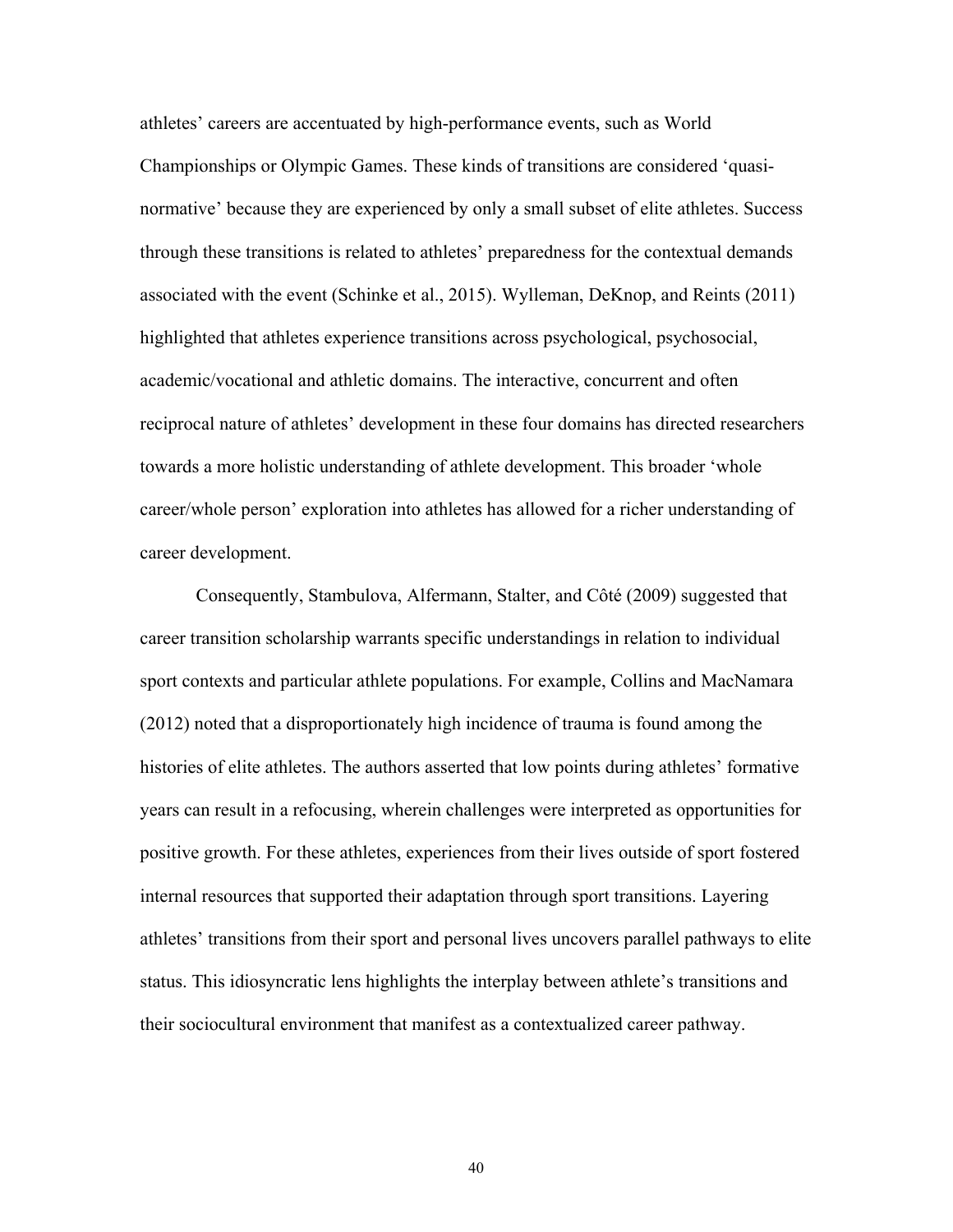athletes' careers are accentuated by high-performance events, such as World Championships or Olympic Games. These kinds of transitions are considered 'quasi-normative' because they are experienced by only a small subset of elite athletes. Success through these transitions is related to athletes' preparedness for the contextual demands associated with the event (Schinke et al., 2015). Wylleman, DeKnop, and Reints (2011) highlighted that athletes experience transitions across psychological, psychosocial, academic/vocational and athletic domains. The interactive, concurrent and often reciprocal nature of athletes' development in these four domains has directed researchers towards a more holistic understanding of athlete development. This broader 'whole career/whole person' exploration into athletes has allowed for a richer understanding of career development.

Consequently, Stambulova, Alfermann, Stalter, and Côté (2009) suggested that career transition scholarship warrants specific understandings in relation to individual sport contexts and particular athlete populations. For example, Collins and MacNamara (2012) noted that a disproportionately high incidence of trauma is found among the histories of elite athletes. The authors asserted that low points during athletes' formative years can result in a refocusing, wherein challenges were interpreted as opportunities for positive growth. For these athletes, experiences from their lives outside of sport fostered internal resources that supported their adaptation through sport transitions. Layering athletes' transitions from their sport and personal lives uncovers parallel pathways to elite status. This idiosyncratic lens highlights the interplay between athlete's transitions and their sociocultural environment that manifest as a contextualized career pathway.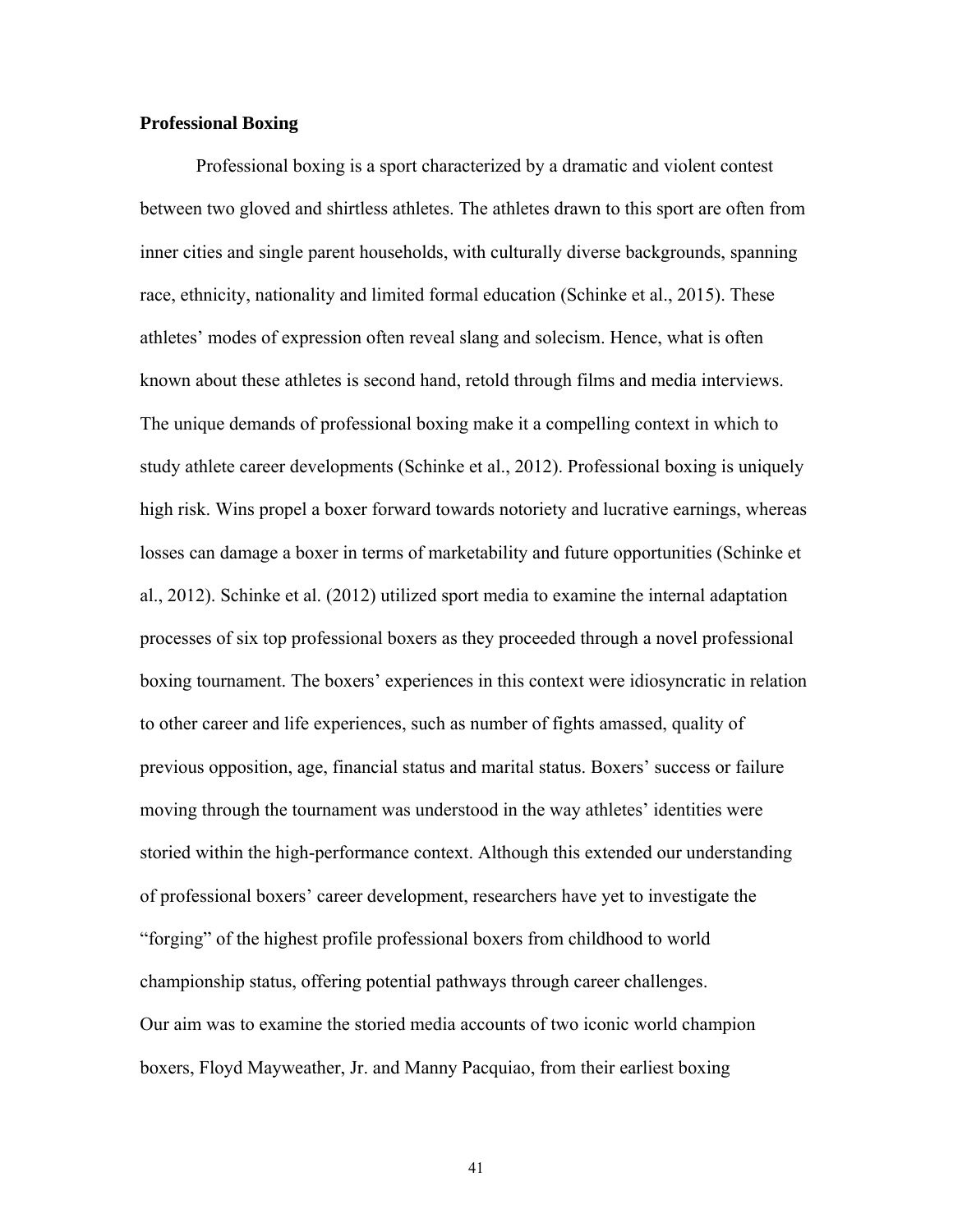**Professional Boxing**

Professional boxing is a sport characterized by a dramatic and violent contest between two gloved and shirtless athletes. The athletes drawn to this sport are often from inner cities and single parent households, with culturally diverse backgrounds, spanning race, ethnicity, nationality and limited formal education (Schinke et al., 2015). These athletes' modes of expression often reveal slang and solecism. Hence, what is often known about these athletes is second hand, retold through films and media interviews. The unique demands of professional boxing make it a compelling context in which to study athlete career developments (Schinke et al., 2012). Professional boxing is uniquely high risk. Wins propel a boxer forward towards notoriety and lucrative earnings, whereas losses can damage a boxer in terms of marketability and future opportunities (Schinke et al., 2012). Schinke et al. (2012) utilized sport media to examine the internal adaptation processes of six top professional boxers as they proceeded through a novel professional boxing tournament. The boxers' experiences in this context were idiosyncratic in relation to other career and life experiences, such as number of fights amassed, quality of previous opposition, age, financial status and marital status. Boxers' success or failure moving through the tournament was understood in the way athletes' identities were storied within the high-performance context. Although this extended our understanding of professional boxers' career development, researchers have yet to investigate the "forging" of the highest profile professional boxers from childhood to world championship status, offering potential pathways through career challenges.

Our aim was to examine the storied media accounts of two iconic world champion boxers, Floyd Mayweather, Jr. and Manny Pacquiao, from their earliest boxing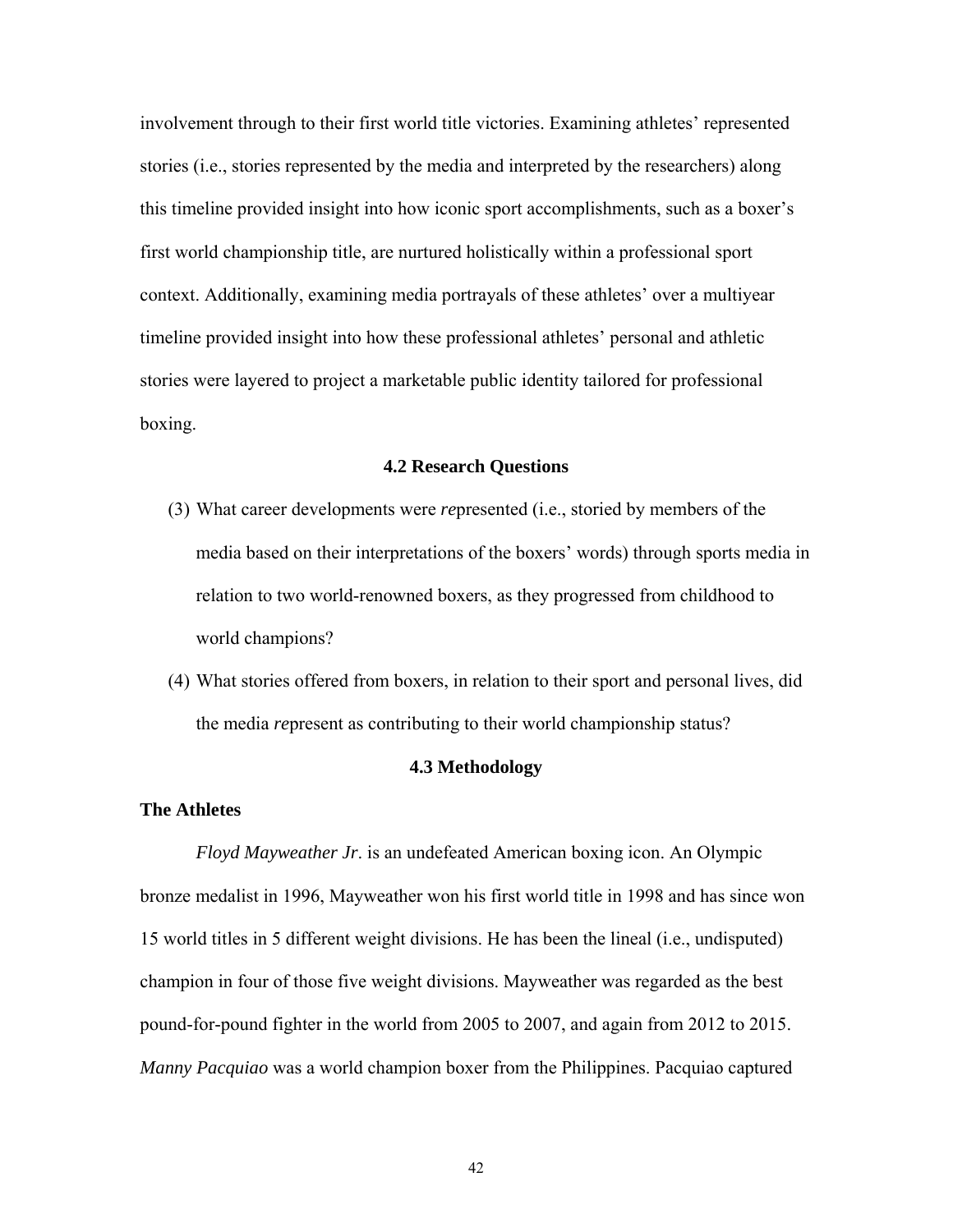involvement through to their first world title victories. Examining athletes' represented stories (i.e., stories represented by the media and interpreted by the researchers) along this timeline provided insight into how iconic sport accomplishments, such as a boxer's first world championship title, are nurtured holistically within a professional sport context. Additionally, examining media portrayals of these athletes' over a multiyear timeline provided insight into how these professional athletes' personal and athletic stories were layered to project a marketable public identity tailored for professional boxing.

## 4.2 Research Questions

(3) What career developments were *re*presented (i.e., storied by members of the media based on their interpretations of the boxers' words) through sports media in relation to two world-renowned boxers, as they progressed from childhood to world champions?

(4) What stories offered from boxers, in relation to their sport and personal lives, did the media *re*present as contributing to their world championship status?

## 4.3 Methodology

### The Athletes

*Floyd Mayweather Jr*. is an undefeated American boxing icon. An Olympic bronze medalist in 1996, Mayweather won his first world title in 1998 and has since won 15 world titles in 5 different weight divisions. He has been the lineal (i.e., undisputed) champion in four of those five weight divisions. Mayweather was regarded as the best pound-for-pound fighter in the world from 2005 to 2007, and again from 2012 to 2015. *Manny Pacquiao* was a world champion boxer from the Philippines. Pacquiao captured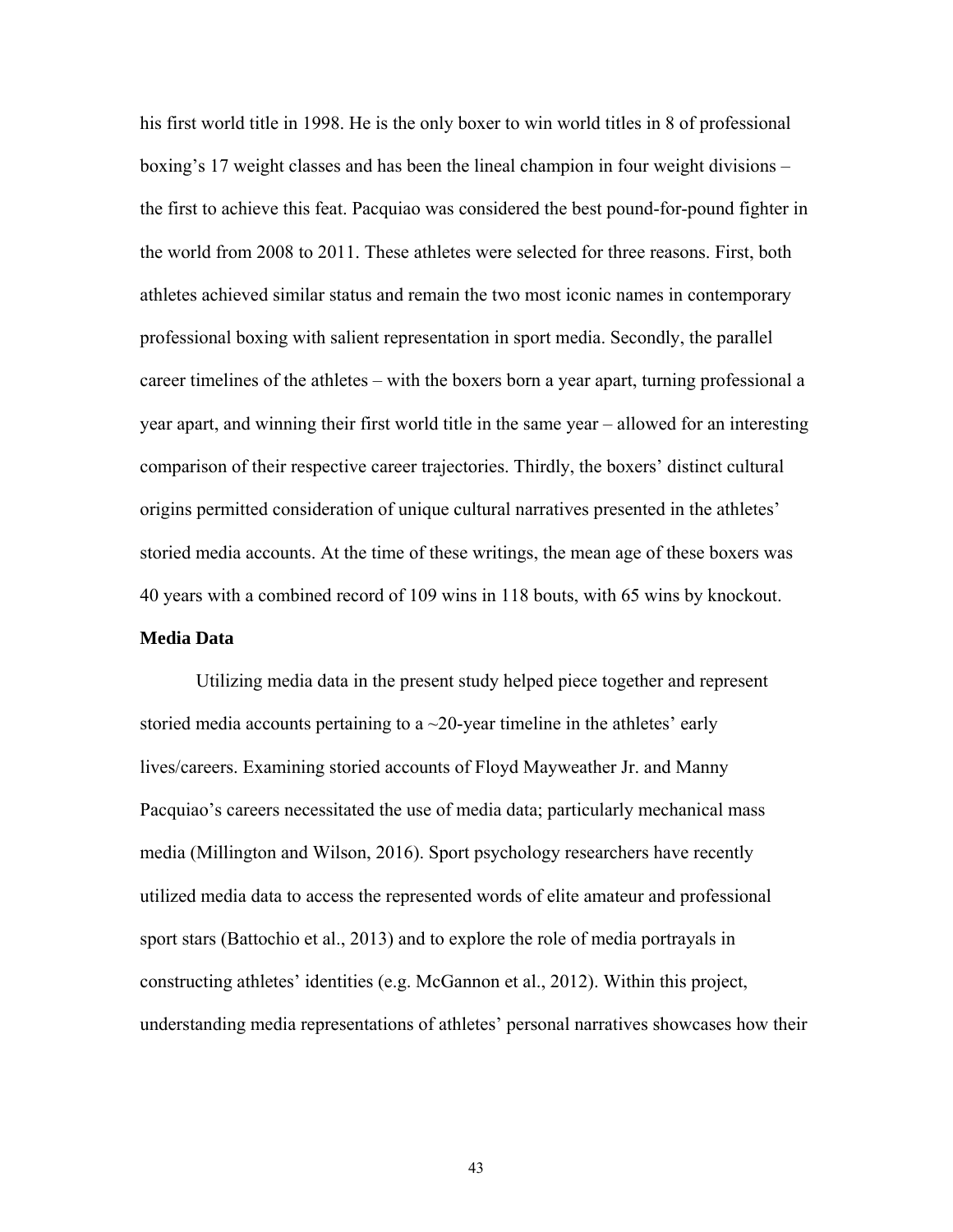his first world title in 1998. He is the only boxer to win world titles in 8 of professional boxing's 17 weight classes and has been the lineal champion in four weight divisions – the first to achieve this feat. Pacquiao was considered the best pound-for-pound fighter in the world from 2008 to 2011. These athletes were selected for three reasons. First, both athletes achieved similar status and remain the two most iconic names in contemporary professional boxing with salient representation in sport media. Secondly, the parallel career timelines of the athletes – with the boxers born a year apart, turning professional a year apart, and winning their first world title in the same year – allowed for an interesting comparison of their respective career trajectories. Thirdly, the boxers' distinct cultural origins permitted consideration of unique cultural narratives presented in the athletes' storied media accounts. At the time of these writings, the mean age of these boxers was 40 years with a combined record of 109 wins in 118 bouts, with 65 wins by knockout.

**Media Data**

Utilizing media data in the present study helped piece together and represent storied media accounts pertaining to a ~20-year timeline in the athletes' early lives/careers. Examining storied accounts of Floyd Mayweather Jr. and Manny Pacquiao's careers necessitated the use of media data; particularly mechanical mass media (Millington and Wilson, 2016). Sport psychology researchers have recently utilized media data to access the represented words of elite amateur and professional sport stars (Battochio et al., 2013) and to explore the role of media portrayals in constructing athletes' identities (e.g. McGannon et al., 2012). Within this project, understanding media representations of athletes' personal narratives showcases how their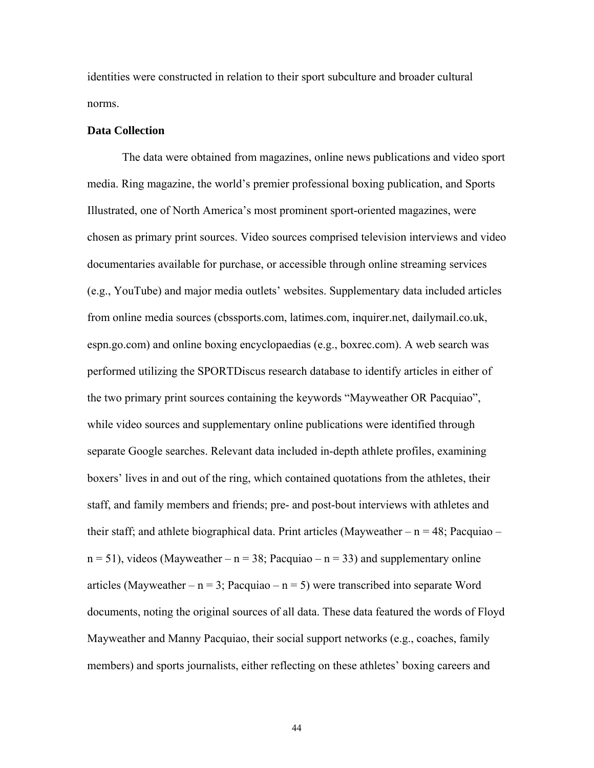identities were constructed in relation to their sport subculture and broader cultural norms.

**Data Collection**

The data were obtained from magazines, online news publications and video sport media. Ring magazine, the world's premier professional boxing publication, and Sports Illustrated, one of North America's most prominent sport-oriented magazines, were chosen as primary print sources. Video sources comprised television interviews and video documentaries available for purchase, or accessible through online streaming services (e.g., YouTube) and major media outlets' websites. Supplementary data included articles from online media sources (cbssports.com, latimes.com, inquirer.net, dailymail.co.uk, espn.go.com) and online boxing encyclopaedias (e.g., boxrec.com). A web search was performed utilizing the SPORTDiscus research database to identify articles in either of the two primary print sources containing the keywords "Mayweather OR Pacquiao", while video sources and supplementary online publications were identified through separate Google searches. Relevant data included in-depth athlete profiles, examining boxers' lives in and out of the ring, which contained quotations from the athletes, their staff, and family members and friends; pre- and post-bout interviews with athletes and their staff; and athlete biographical data. Print articles (Mayweather – $n = 48$; Pacquiao – $n = 51$), videos (Mayweather – $n = 38$; Pacquiao – $n = 33$) and supplementary online articles (Mayweather – $n = 3$; Pacquiao – $n = 5$) were transcribed into separate Word documents, noting the original sources of all data. These data featured the words of Floyd Mayweather and Manny Pacquiao, their social support networks (e.g., coaches, family members) and sports journalists, either reflecting on these athletes' boxing careers and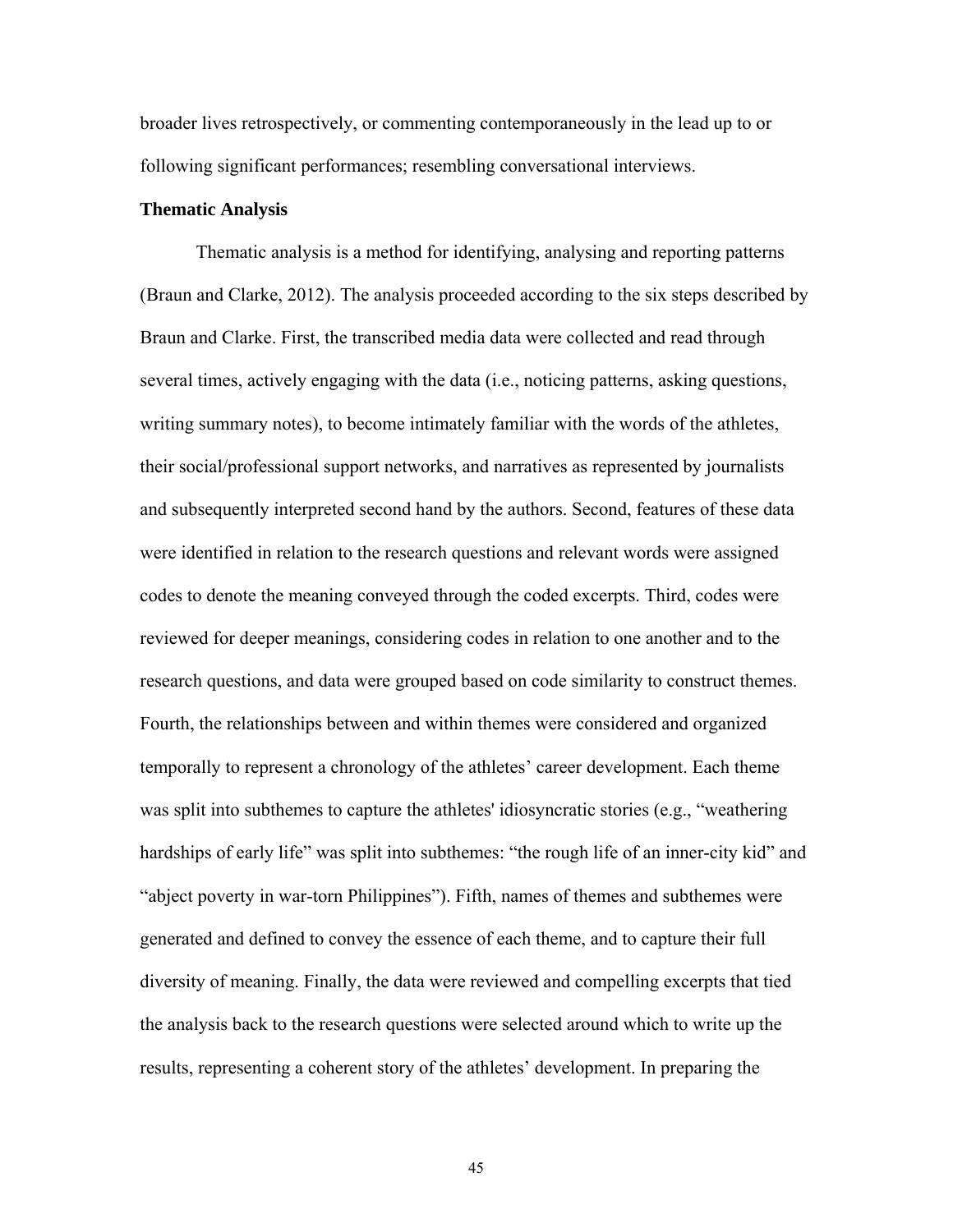broader lives retrospectively, or commenting contemporaneously in the lead up to or following significant performances; resembling conversational interviews.

**Thematic Analysis**

Thematic analysis is a method for identifying, analysing and reporting patterns (Braun and Clarke, 2012). The analysis proceeded according to the six steps described by Braun and Clarke. First, the transcribed media data were collected and read through several times, actively engaging with the data (i.e., noticing patterns, asking questions, writing summary notes), to become intimately familiar with the words of the athletes, their social/professional support networks, and narratives as represented by journalists and subsequently interpreted second hand by the authors. Second, features of these data were identified in relation to the research questions and relevant words were assigned codes to denote the meaning conveyed through the coded excerpts. Third, codes were reviewed for deeper meanings, considering codes in relation to one another and to the research questions, and data were grouped based on code similarity to construct themes. Fourth, the relationships between and within themes were considered and organized temporally to represent a chronology of the athletes' career development. Each theme was split into subthemes to capture the athletes' idiosyncratic stories (e.g., "weathering hardships of early life" was split into subthemes: "the rough life of an inner-city kid" and "abject poverty in war-torn Philippines"). Fifth, names of themes and subthemes were generated and defined to convey the essence of each theme, and to capture their full diversity of meaning. Finally, the data were reviewed and compelling excerpts that tied the analysis back to the research questions were selected around which to write up the results, representing a coherent story of the athletes' development. In preparing the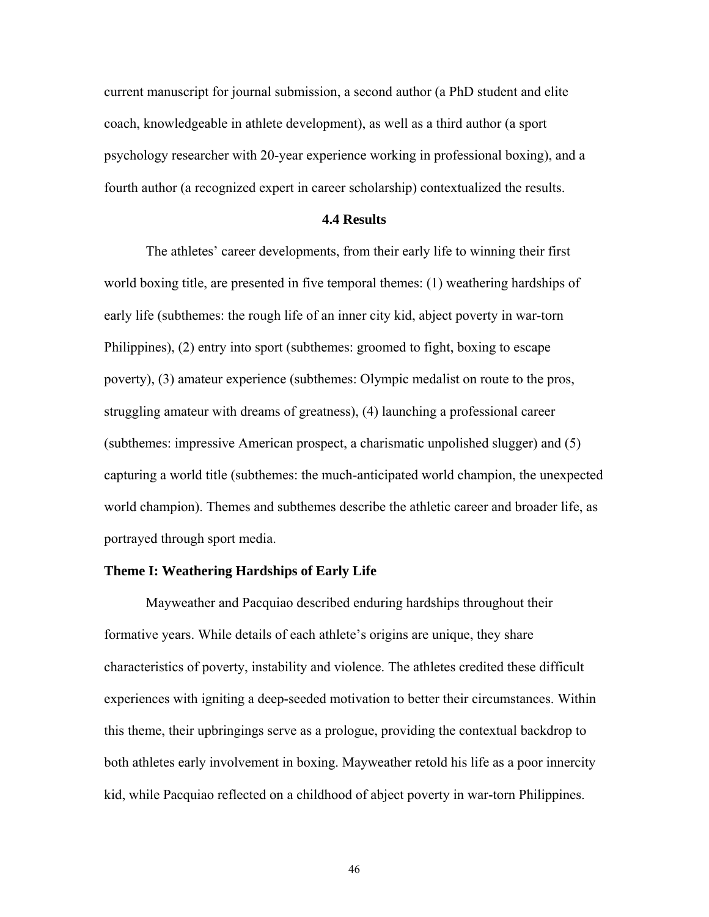current manuscript for journal submission, a second author (a PhD student and elite coach, knowledgeable in athlete development), as well as a third author (a sport psychology researcher with 20-year experience working in professional boxing), and a fourth author (a recognized expert in career scholarship) contextualized the results.

## 4.4 Results

The athletes' career developments, from their early life to winning their first world boxing title, are presented in five temporal themes: (1) weathering hardships of early life (subthemes: the rough life of an inner city kid, abject poverty in war-torn Philippines), (2) entry into sport (subthemes: groomed to fight, boxing to escape poverty), (3) amateur experience (subthemes: Olympic medalist on route to the pros, struggling amateur with dreams of greatness), (4) launching a professional career (subthemes: impressive American prospect, a charismatic unpolished slugger) and (5) capturing a world title (subthemes: the much-anticipated world champion, the unexpected world champion). Themes and subthemes describe the athletic career and broader life, as portrayed through sport media.

### Theme I: Weathering Hardships of Early Life

Mayweather and Pacquiao described enduring hardships throughout their formative years. While details of each athlete's origins are unique, they share characteristics of poverty, instability and violence. The athletes credited these difficult experiences with igniting a deep-seeded motivation to better their circumstances. Within this theme, their upbringings serve as a prologue, providing the contextual backdrop to both athletes early involvement in boxing. Mayweather retold his life as a poor innercity kid, while Pacquiao reflected on a childhood of abject poverty in war-torn Philippines.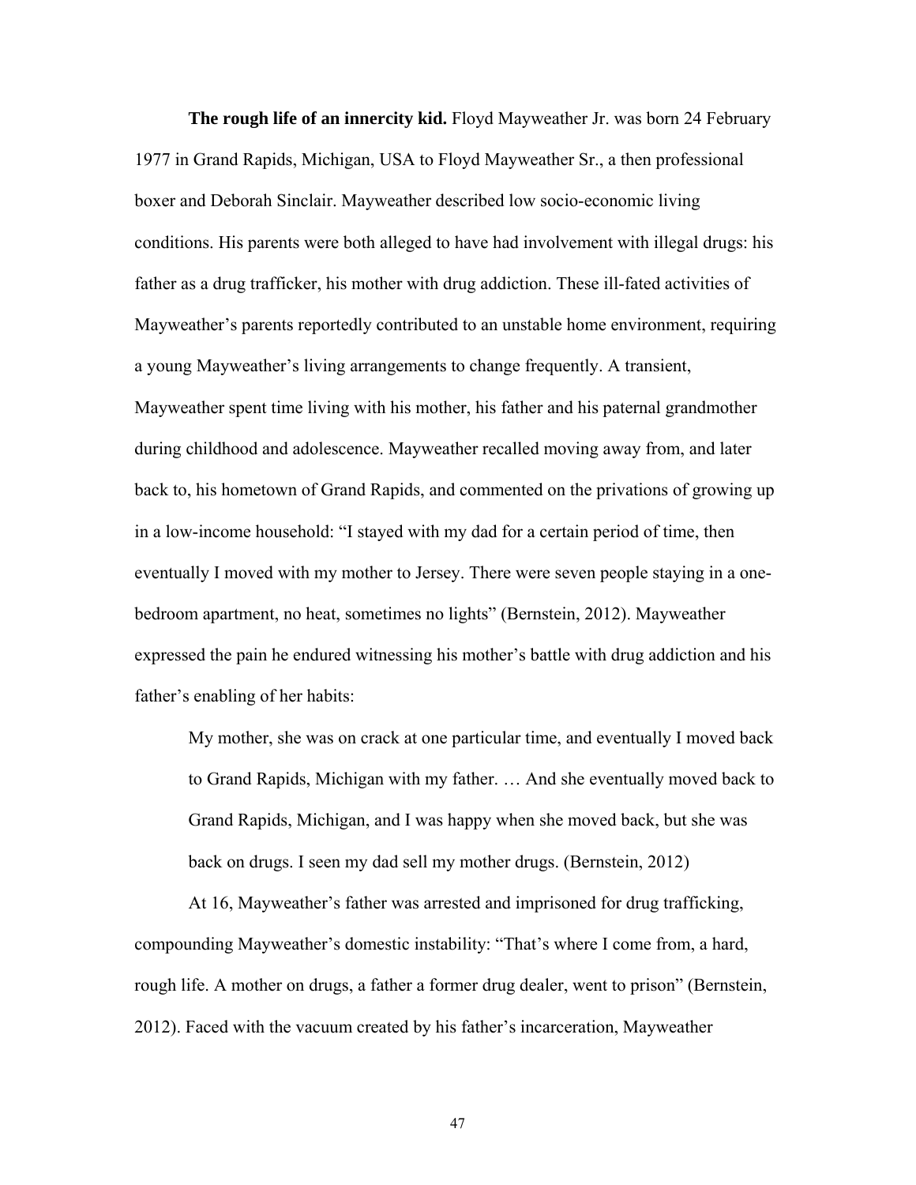**The rough life of an innercity kid.** Floyd Mayweather Jr. was born 24 February 1977 in Grand Rapids, Michigan, USA to Floyd Mayweather Sr., a then professional boxer and Deborah Sinclair. Mayweather described low socio-economic living conditions. His parents were both alleged to have had involvement with illegal drugs: his father as a drug trafficker, his mother with drug addiction. These ill-fated activities of Mayweather's parents reportedly contributed to an unstable home environment, requiring a young Mayweather's living arrangements to change frequently. A transient, Mayweather spent time living with his mother, his father and his paternal grandmother during childhood and adolescence. Mayweather recalled moving away from, and later back to, his hometown of Grand Rapids, and commented on the privations of growing up in a low-income household: "I stayed with my dad for a certain period of time, then eventually I moved with my mother to Jersey. There were seven people staying in a one-bedroom apartment, no heat, sometimes no lights" (Bernstein, 2012). Mayweather expressed the pain he endured witnessing his mother's battle with drug addiction and his father's enabling of her habits:

> My mother, she was on crack at one particular time, and eventually I moved back to Grand Rapids, Michigan with my father. … And she eventually moved back to Grand Rapids, Michigan, and I was happy when she moved back, but she was back on drugs. I seen my dad sell my mother drugs. (Bernstein, 2012)

At 16, Mayweather's father was arrested and imprisoned for drug trafficking, compounding Mayweather's domestic instability: "That's where I come from, a hard, rough life. A mother on drugs, a father a former drug dealer, went to prison" (Bernstein, 2012). Faced with the vacuum created by his father's incarceration, Mayweather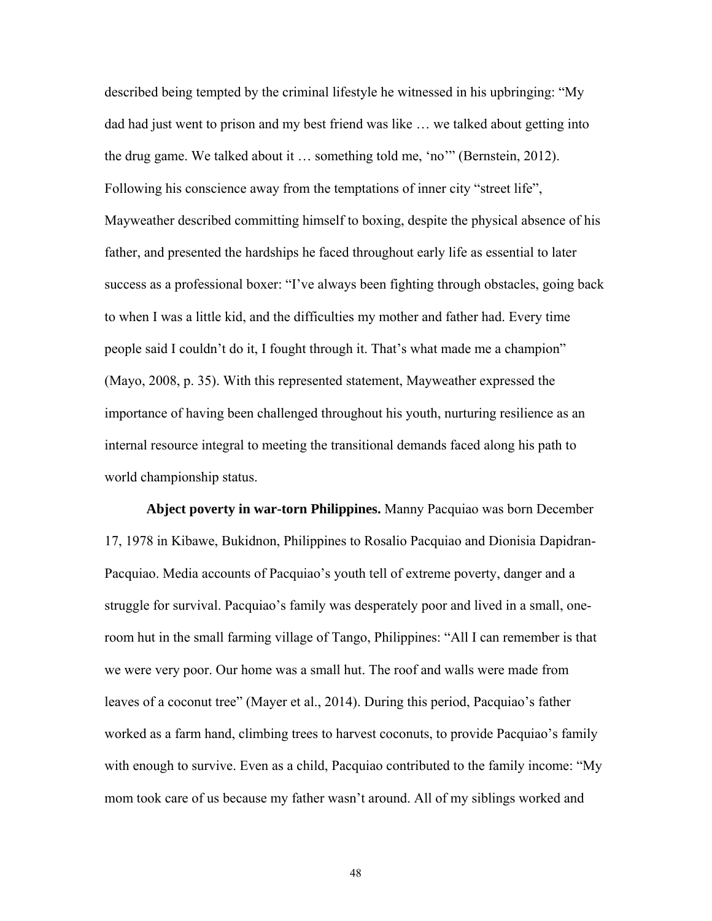described being tempted by the criminal lifestyle he witnessed in his upbringing: "My dad had just went to prison and my best friend was like … we talked about getting into the drug game. We talked about it … something told me, 'no'" (Bernstein, 2012). Following his conscience away from the temptations of inner city "street life", Mayweather described committing himself to boxing, despite the physical absence of his father, and presented the hardships he faced throughout early life as essential to later success as a professional boxer: "I've always been fighting through obstacles, going back to when I was a little kid, and the difficulties my mother and father had. Every time people said I couldn't do it, I fought through it. That's what made me a champion" (Mayo, 2008, p. 35). With this represented statement, Mayweather expressed the importance of having been challenged throughout his youth, nurturing resilience as an internal resource integral to meeting the transitional demands faced along his path to world championship status.

**Abject poverty in war-torn Philippines.** Manny Pacquiao was born December 17, 1978 in Kibawe, Bukidnon, Philippines to Rosalio Pacquiao and Dionisia Dapidran-Pacquiao. Media accounts of Pacquiao's youth tell of extreme poverty, danger and a struggle for survival. Pacquiao's family was desperately poor and lived in a small, one-room hut in the small farming village of Tango, Philippines: "All I can remember is that we were very poor. Our home was a small hut. The roof and walls were made from leaves of a coconut tree" (Mayer et al., 2014). During this period, Pacquiao's father worked as a farm hand, climbing trees to harvest coconuts, to provide Pacquiao's family with enough to survive. Even as a child, Pacquiao contributed to the family income: "My mom took care of us because my father wasn't around. All of my siblings worked and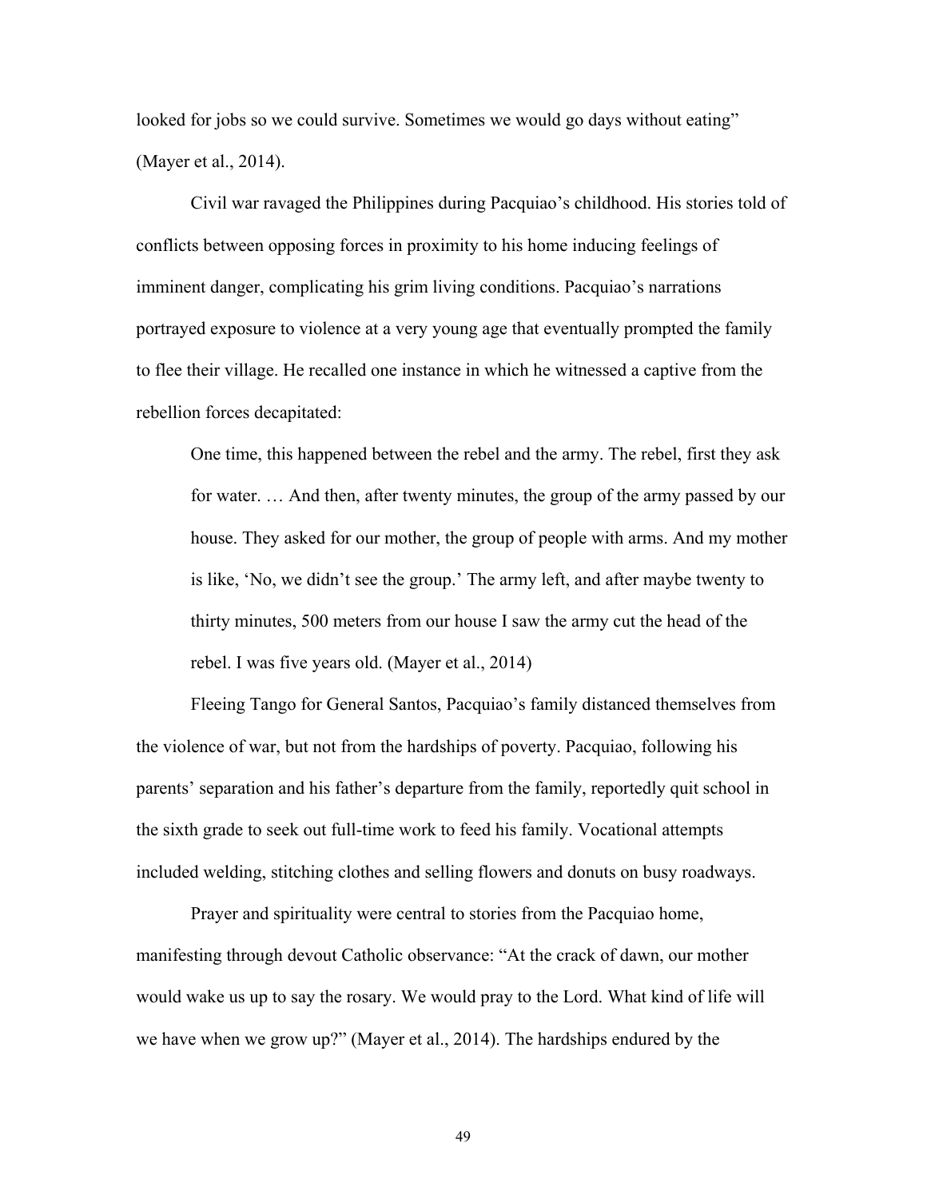looked for jobs so we could survive. Sometimes we would go days without eating" (Mayer et al., 2014).

Civil war ravaged the Philippines during Pacquiao's childhood. His stories told of conflicts between opposing forces in proximity to his home inducing feelings of imminent danger, complicating his grim living conditions. Pacquiao's narrations portrayed exposure to violence at a very young age that eventually prompted the family to flee their village. He recalled one instance in which he witnessed a captive from the rebellion forces decapitated:

> One time, this happened between the rebel and the army. The rebel, first they ask for water. … And then, after twenty minutes, the group of the army passed by our house. They asked for our mother, the group of people with arms. And my mother is like, 'No, we didn't see the group.' The army left, and after maybe twenty to thirty minutes, 500 meters from our house I saw the army cut the head of the rebel. I was five years old. (Mayer et al., 2014)

Fleeing Tango for General Santos, Pacquiao's family distanced themselves from the violence of war, but not from the hardships of poverty. Pacquiao, following his parents' separation and his father's departure from the family, reportedly quit school in the sixth grade to seek out full-time work to feed his family. Vocational attempts included welding, stitching clothes and selling flowers and donuts on busy roadways.

Prayer and spirituality were central to stories from the Pacquiao home, manifesting through devout Catholic observance: "At the crack of dawn, our mother would wake us up to say the rosary. We would pray to the Lord. What kind of life will we have when we grow up?" (Mayer et al., 2014). The hardships endured by the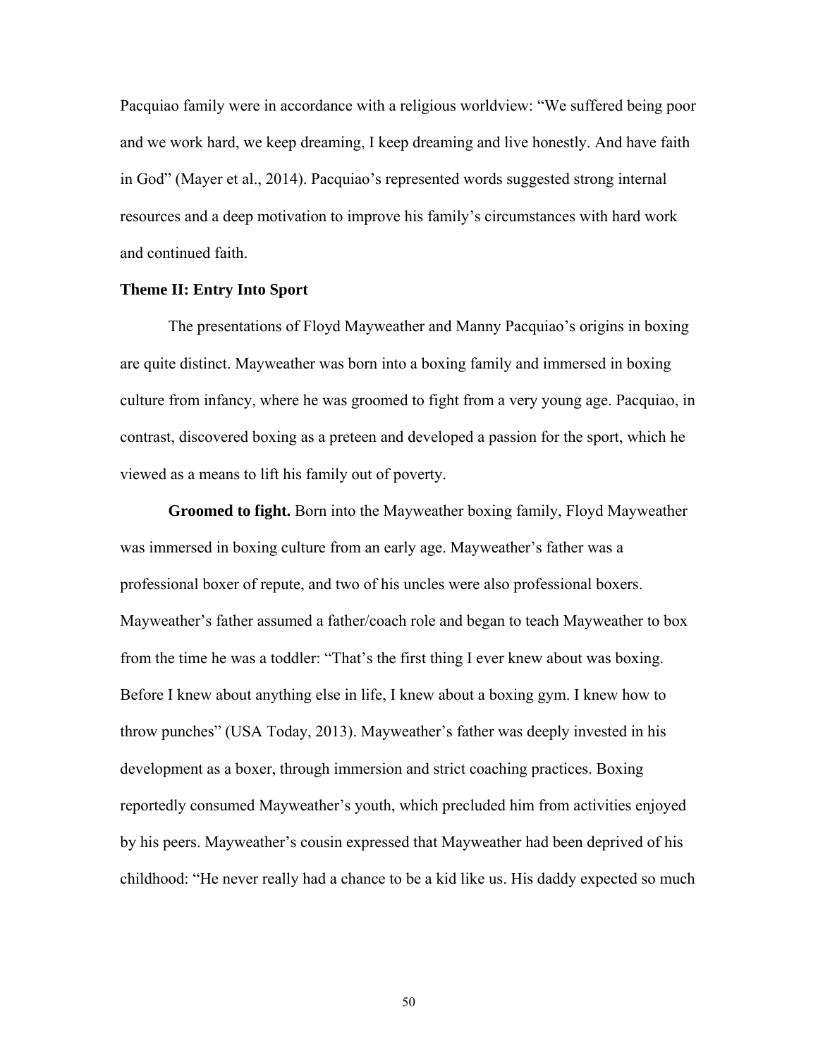Pacquiao family were in accordance with a religious worldview: "We suffered being poor and we work hard, we keep dreaming, I keep dreaming and live honestly. And have faith in God" (Mayer et al., 2014). Pacquiao's represented words suggested strong internal resources and a deep motivation to improve his family's circumstances with hard work and continued faith.

### Theme II: Entry Into Sport

The presentations of Floyd Mayweather and Manny Pacquiao's origins in boxing are quite distinct. Mayweather was born into a boxing family and immersed in boxing culture from infancy, where he was groomed to fight from a very young age. Pacquiao, in contrast, discovered boxing as a preteen and developed a passion for the sport, which he viewed as a means to lift his family out of poverty.

**Groomed to fight.** Born into the Mayweather boxing family, Floyd Mayweather was immersed in boxing culture from an early age. Mayweather's father was a professional boxer of repute, and two of his uncles were also professional boxers. Mayweather's father assumed a father/coach role and began to teach Mayweather to box from the time he was a toddler: "That's the first thing I ever knew about was boxing. Before I knew about anything else in life, I knew about a boxing gym. I knew how to throw punches" (USA Today, 2013). Mayweather's father was deeply invested in his development as a boxer, through immersion and strict coaching practices. Boxing reportedly consumed Mayweather's youth, which precluded him from activities enjoyed by his peers. Mayweather's cousin expressed that Mayweather had been deprived of his childhood: "He never really had a chance to be a kid like us. His daddy expected so much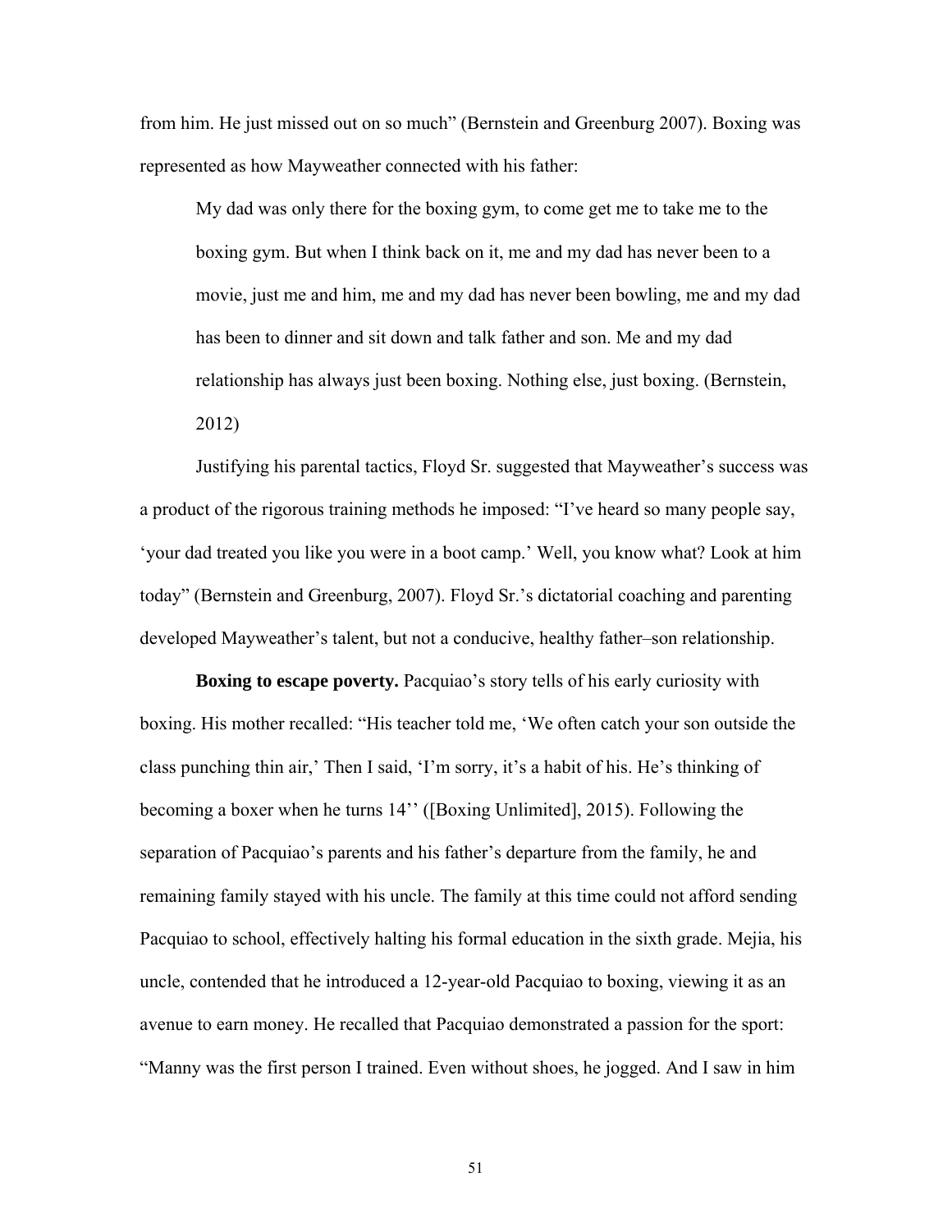from him. He just missed out on so much" (Bernstein and Greenburg 2007). Boxing was represented as how Mayweather connected with his father:

> My dad was only there for the boxing gym, to come get me to take me to the boxing gym. But when I think back on it, me and my dad has never been to a movie, just me and him, me and my dad has never been bowling, me and my dad has been to dinner and sit down and talk father and son. Me and my dad relationship has always just been boxing. Nothing else, just boxing. (Bernstein, 2012)

Justifying his parental tactics, Floyd Sr. suggested that Mayweather's success was a product of the rigorous training methods he imposed: "I've heard so many people say, 'your dad treated you like you were in a boot camp.' Well, you know what? Look at him today" (Bernstein and Greenburg, 2007). Floyd Sr.'s dictatorial coaching and parenting developed Mayweather's talent, but not a conducive, healthy father–son relationship.

**Boxing to escape poverty.** Pacquiao's story tells of his early curiosity with boxing. His mother recalled: "His teacher told me, 'We often catch your son outside the class punching thin air,' Then I said, 'I'm sorry, it's a habit of his. He's thinking of becoming a boxer when he turns 14'' ([Boxing Unlimited], 2015). Following the separation of Pacquiao's parents and his father's departure from the family, he and remaining family stayed with his uncle. The family at this time could not afford sending Pacquiao to school, effectively halting his formal education in the sixth grade. Mejia, his uncle, contended that he introduced a 12-year-old Pacquiao to boxing, viewing it as an avenue to earn money. He recalled that Pacquiao demonstrated a passion for the sport: "Manny was the first person I trained. Even without shoes, he jogged. And I saw in him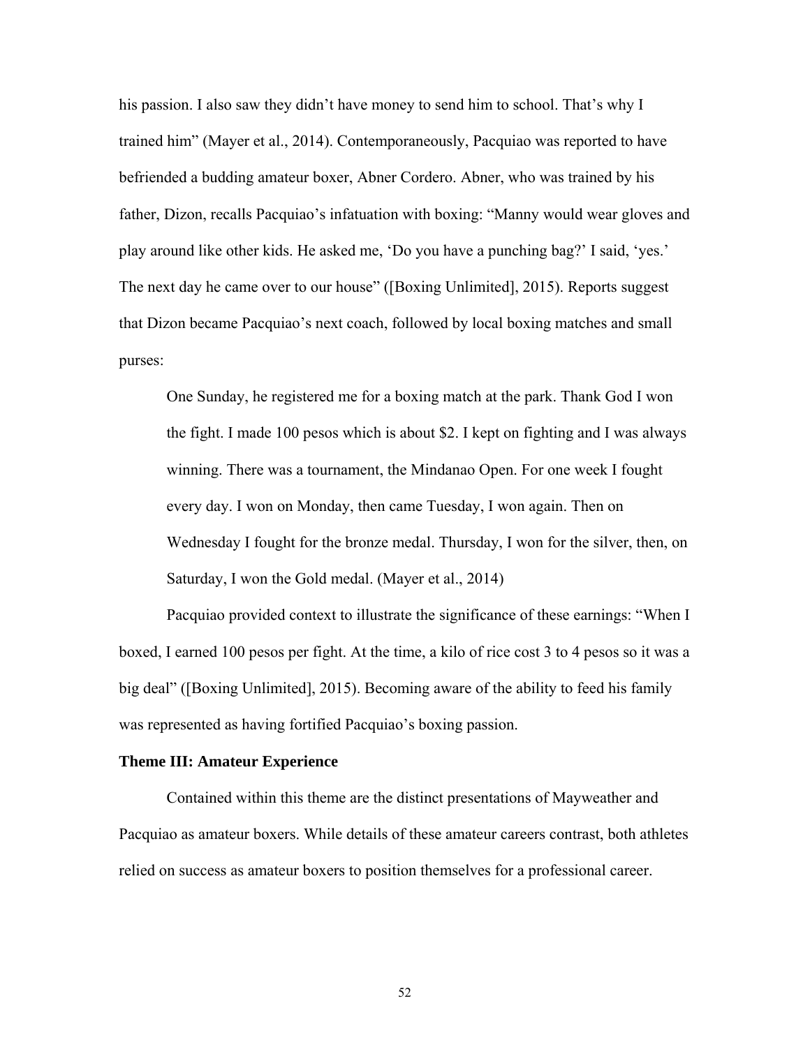his passion. I also saw they didn't have money to send him to school. That's why I trained him" (Mayer et al., 2014). Contemporaneously, Pacquiao was reported to have befriended a budding amateur boxer, Abner Cordero. Abner, who was trained by his father, Dizon, recalls Pacquiao's infatuation with boxing: "Manny would wear gloves and play around like other kids. He asked me, 'Do you have a punching bag?' I said, 'yes.' The next day he came over to our house" ([Boxing Unlimited], 2015). Reports suggest that Dizon became Pacquiao's next coach, followed by local boxing matches and small purses:

> One Sunday, he registered me for a boxing match at the park. Thank God I won the fight. I made 100 pesos which is about $2. I kept on fighting and I was always winning. There was a tournament, the Mindanao Open. For one week I fought every day. I won on Monday, then came Tuesday, I won again. Then on Wednesday I fought for the bronze medal. Thursday, I won for the silver, then, on Saturday, I won the Gold medal. (Mayer et al., 2014)

Pacquiao provided context to illustrate the significance of these earnings: "When I boxed, I earned 100 pesos per fight. At the time, a kilo of rice cost 3 to 4 pesos so it was a big deal" ([Boxing Unlimited], 2015). Becoming aware of the ability to feed his family was represented as having fortified Pacquiao's boxing passion.

**Theme III: Amateur Experience**

Contained within this theme are the distinct presentations of Mayweather and Pacquiao as amateur boxers. While details of these amateur careers contrast, both athletes relied on success as amateur boxers to position themselves for a professional career.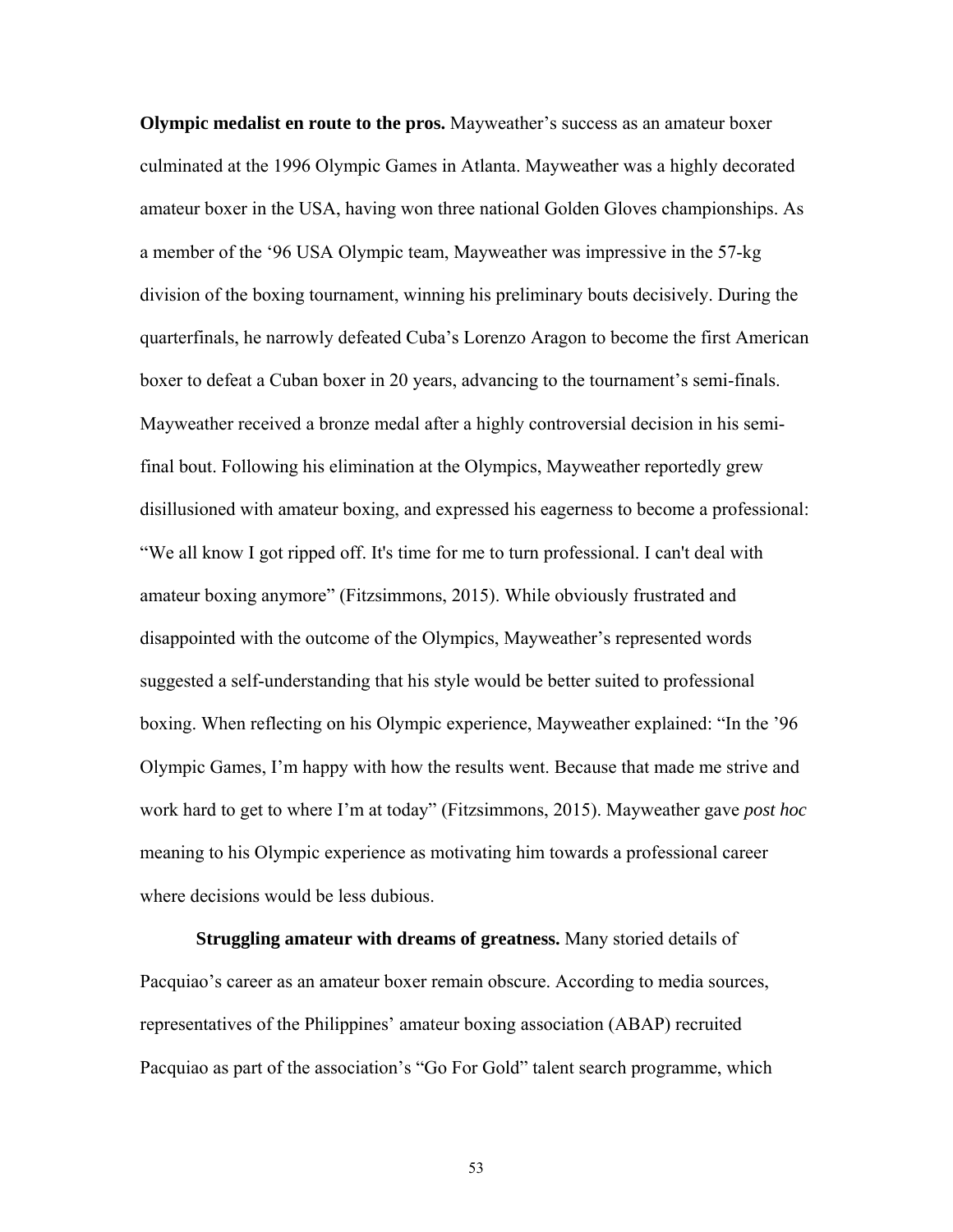**Olympic medalist en route to the pros.** Mayweather's success as an amateur boxer culminated at the 1996 Olympic Games in Atlanta. Mayweather was a highly decorated amateur boxer in the USA, having won three national Golden Gloves championships. As a member of the '96 USA Olympic team, Mayweather was impressive in the 57-kg division of the boxing tournament, winning his preliminary bouts decisively. During the quarterfinals, he narrowly defeated Cuba's Lorenzo Aragon to become the first American boxer to defeat a Cuban boxer in 20 years, advancing to the tournament's semi-finals. Mayweather received a bronze medal after a highly controversial decision in his semi-final bout. Following his elimination at the Olympics, Mayweather reportedly grew disillusioned with amateur boxing, and expressed his eagerness to become a professional: "We all know I got ripped off. It's time for me to turn professional. I can't deal with amateur boxing anymore" (Fitzsimmons, 2015). While obviously frustrated and disappointed with the outcome of the Olympics, Mayweather's represented words suggested a self-understanding that his style would be better suited to professional boxing. When reflecting on his Olympic experience, Mayweather explained: "In the '96 Olympic Games, I'm happy with how the results went. Because that made me strive and work hard to get to where I'm at today" (Fitzsimmons, 2015). Mayweather gave *post hoc* meaning to his Olympic experience as motivating him towards a professional career where decisions would be less dubious.

**Struggling amateur with dreams of greatness.** Many storied details of Pacquiao's career as an amateur boxer remain obscure. According to media sources, representatives of the Philippines' amateur boxing association (ABAP) recruited Pacquiao as part of the association's "Go For Gold" talent search programme, which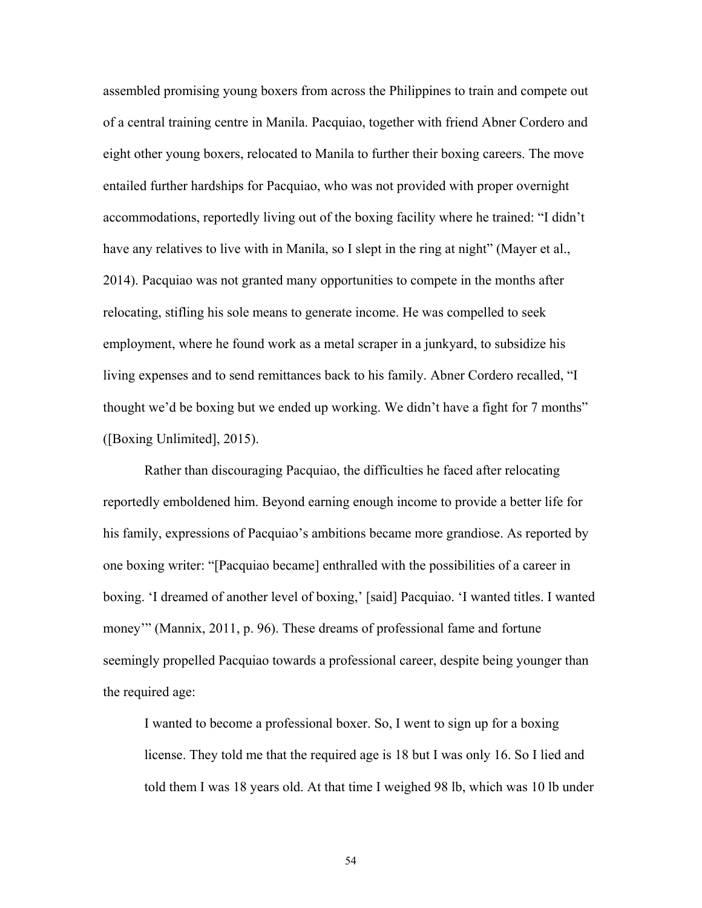assembled promising young boxers from across the Philippines to train and compete out of a central training centre in Manila. Pacquiao, together with friend Abner Cordero and eight other young boxers, relocated to Manila to further their boxing careers. The move entailed further hardships for Pacquiao, who was not provided with proper overnight accommodations, reportedly living out of the boxing facility where he trained: "I didn't have any relatives to live with in Manila, so I slept in the ring at night" (Mayer et al., 2014). Pacquiao was not granted many opportunities to compete in the months after relocating, stifling his sole means to generate income. He was compelled to seek employment, where he found work as a metal scraper in a junkyard, to subsidize his living expenses and to send remittances back to his family. Abner Cordero recalled, "I thought we'd be boxing but we ended up working. We didn't have a fight for 7 months" ([Boxing Unlimited], 2015).

Rather than discouraging Pacquiao, the difficulties he faced after relocating reportedly emboldened him. Beyond earning enough income to provide a better life for his family, expressions of Pacquiao's ambitions became more grandiose. As reported by one boxing writer: "[Pacquiao became] enthralled with the possibilities of a career in boxing. 'I dreamed of another level of boxing,' [said] Pacquiao. 'I wanted titles. I wanted money'" (Mannix, 2011, p. 96). These dreams of professional fame and fortune seemingly propelled Pacquiao towards a professional career, despite being younger than the required age:

> I wanted to become a professional boxer. So, I went to sign up for a boxing license. They told me that the required age is 18 but I was only 16. So I lied and told them I was 18 years old. At that time I weighed 98 lb, which was 10 lb under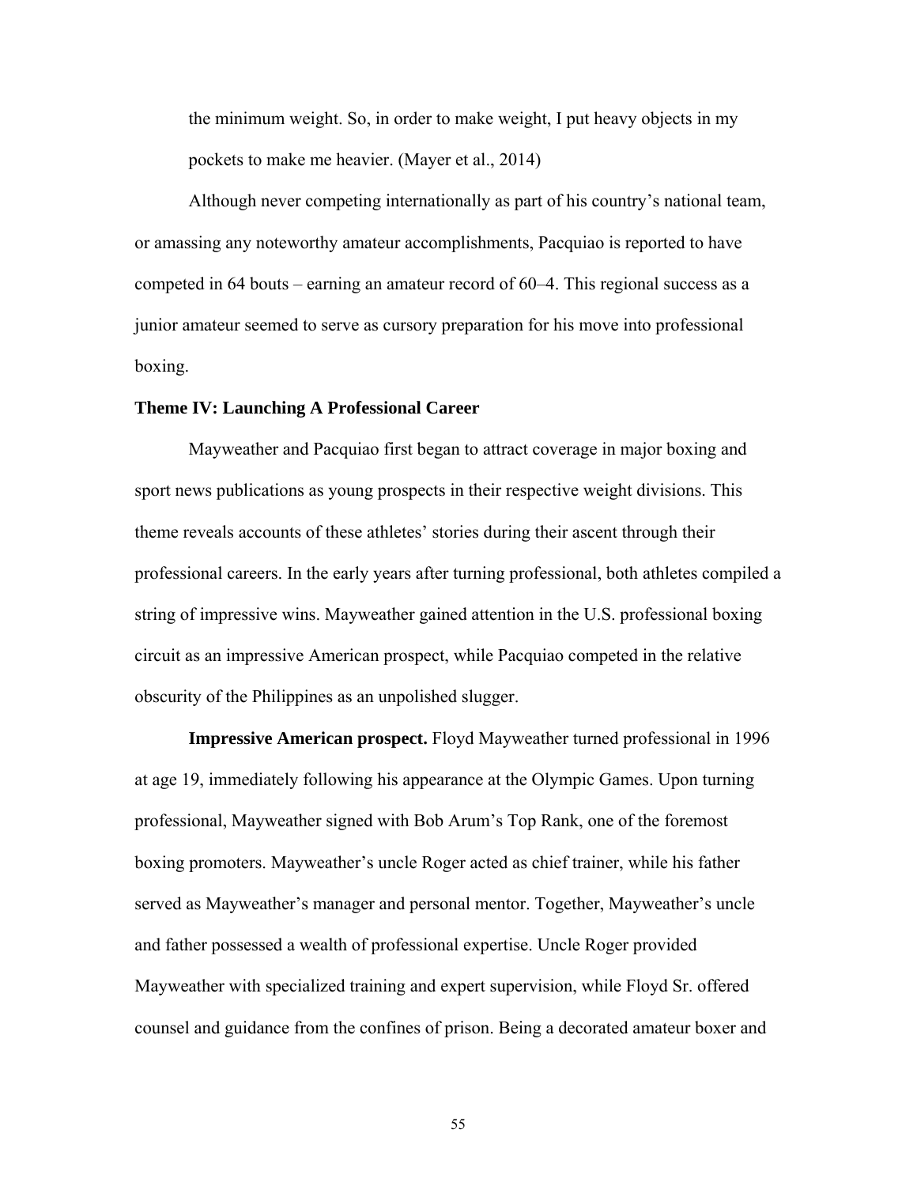the minimum weight. So, in order to make weight, I put heavy objects in my pockets to make me heavier. (Mayer et al., 2014)

Although never competing internationally as part of his country's national team, or amassing any noteworthy amateur accomplishments, Pacquiao is reported to have competed in 64 bouts – earning an amateur record of 60–4. This regional success as a junior amateur seemed to serve as cursory preparation for his move into professional boxing.

**Theme IV: Launching A Professional Career**

Mayweather and Pacquiao first began to attract coverage in major boxing and sport news publications as young prospects in their respective weight divisions. This theme reveals accounts of these athletes' stories during their ascent through their professional careers. In the early years after turning professional, both athletes compiled a string of impressive wins. Mayweather gained attention in the U.S. professional boxing circuit as an impressive American prospect, while Pacquiao competed in the relative obscurity of the Philippines as an unpolished slugger.

**Impressive American prospect.** Floyd Mayweather turned professional in 1996 at age 19, immediately following his appearance at the Olympic Games. Upon turning professional, Mayweather signed with Bob Arum's Top Rank, one of the foremost boxing promoters. Mayweather's uncle Roger acted as chief trainer, while his father served as Mayweather's manager and personal mentor. Together, Mayweather's uncle and father possessed a wealth of professional expertise. Uncle Roger provided Mayweather with specialized training and expert supervision, while Floyd Sr. offered counsel and guidance from the confines of prison. Being a decorated amateur boxer and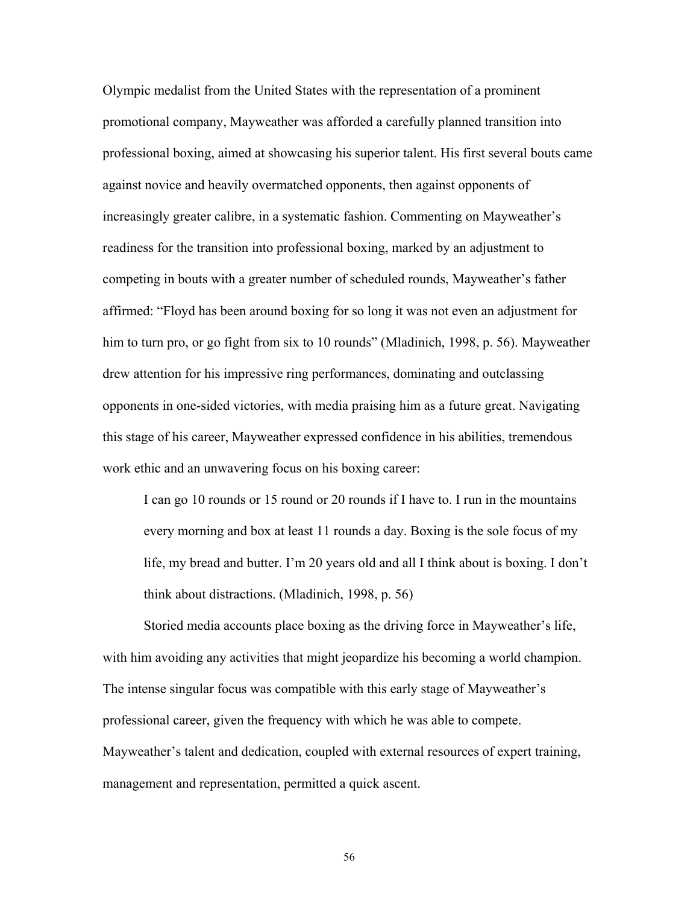Olympic medalist from the United States with the representation of a prominent promotional company, Mayweather was afforded a carefully planned transition into professional boxing, aimed at showcasing his superior talent. His first several bouts came against novice and heavily overmatched opponents, then against opponents of increasingly greater calibre, in a systematic fashion. Commenting on Mayweather's readiness for the transition into professional boxing, marked by an adjustment to competing in bouts with a greater number of scheduled rounds, Mayweather's father affirmed: "Floyd has been around boxing for so long it was not even an adjustment for him to turn pro, or go fight from six to 10 rounds" (Mladinich, 1998, p. 56). Mayweather drew attention for his impressive ring performances, dominating and outclassing opponents in one-sided victories, with media praising him as a future great. Navigating this stage of his career, Mayweather expressed confidence in his abilities, tremendous work ethic and an unwavering focus on his boxing career:

> I can go 10 rounds or 15 round or 20 rounds if I have to. I run in the mountains every morning and box at least 11 rounds a day. Boxing is the sole focus of my life, my bread and butter. I'm 20 years old and all I think about is boxing. I don't think about distractions. (Mladinich, 1998, p. 56)

Storied media accounts place boxing as the driving force in Mayweather's life, with him avoiding any activities that might jeopardize his becoming a world champion. The intense singular focus was compatible with this early stage of Mayweather's professional career, given the frequency with which he was able to compete. Mayweather's talent and dedication, coupled with external resources of expert training, management and representation, permitted a quick ascent.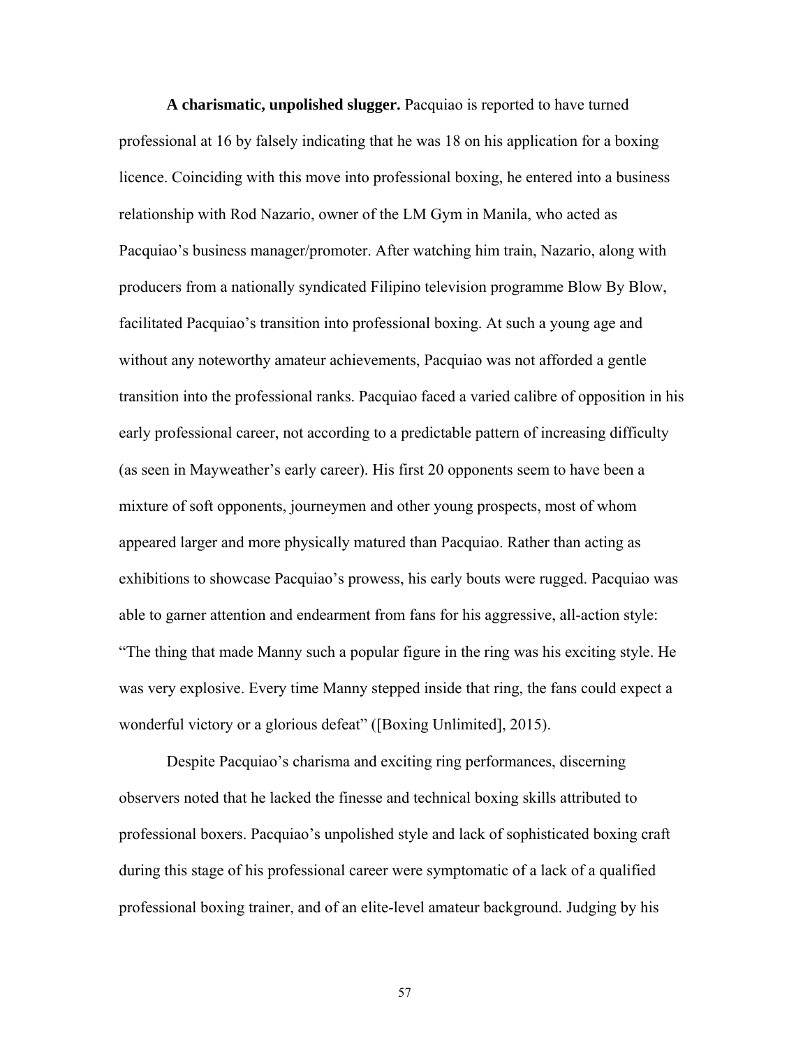**A charismatic, unpolished slugger.** Pacquiao is reported to have turned professional at 16 by falsely indicating that he was 18 on his application for a boxing licence. Coinciding with this move into professional boxing, he entered into a business relationship with Rod Nazario, owner of the LM Gym in Manila, who acted as Pacquiao's business manager/promoter. After watching him train, Nazario, along with producers from a nationally syndicated Filipino television programme Blow By Blow, facilitated Pacquiao's transition into professional boxing. At such a young age and without any noteworthy amateur achievements, Pacquiao was not afforded a gentle transition into the professional ranks. Pacquiao faced a varied calibre of opposition in his early professional career, not according to a predictable pattern of increasing difficulty (as seen in Mayweather's early career). His first 20 opponents seem to have been a mixture of soft opponents, journeymen and other young prospects, most of whom appeared larger and more physically matured than Pacquiao. Rather than acting as exhibitions to showcase Pacquiao's prowess, his early bouts were rugged. Pacquiao was able to garner attention and endearment from fans for his aggressive, all-action style: "The thing that made Manny such a popular figure in the ring was his exciting style. He was very explosive. Every time Manny stepped inside that ring, the fans could expect a wonderful victory or a glorious defeat" ([Boxing Unlimited], 2015).

Despite Pacquiao's charisma and exciting ring performances, discerning observers noted that he lacked the finesse and technical boxing skills attributed to professional boxers. Pacquiao's unpolished style and lack of sophisticated boxing craft during this stage of his professional career were symptomatic of a lack of a qualified professional boxing trainer, and of an elite-level amateur background. Judging by his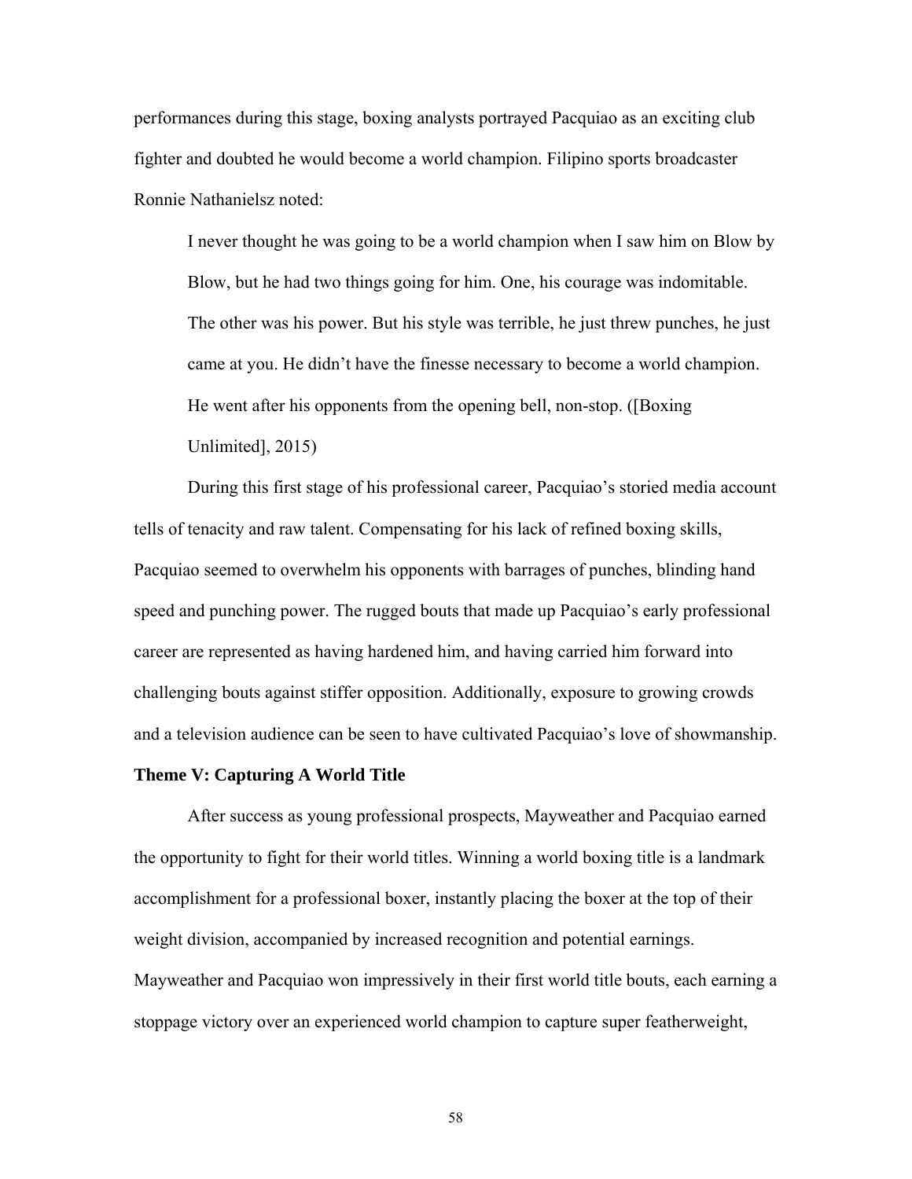performances during this stage, boxing analysts portrayed Pacquiao as an exciting club fighter and doubted he would become a world champion. Filipino sports broadcaster Ronnie Nathanielsz noted:

> I never thought he was going to be a world champion when I saw him on Blow by Blow, but he had two things going for him. One, his courage was indomitable. The other was his power. But his style was terrible, he just threw punches, he just came at you. He didn't have the finesse necessary to become a world champion. He went after his opponents from the opening bell, non-stop. ([Boxing Unlimited], 2015)

During this first stage of his professional career, Pacquiao's storied media account tells of tenacity and raw talent. Compensating for his lack of refined boxing skills, Pacquiao seemed to overwhelm his opponents with barrages of punches, blinding hand speed and punching power. The rugged bouts that made up Pacquiao's early professional career are represented as having hardened him, and having carried him forward into challenging bouts against stiffer opposition. Additionally, exposure to growing crowds and a television audience can be seen to have cultivated Pacquiao's love of showmanship.

**Theme V: Capturing A World Title**

After success as young professional prospects, Mayweather and Pacquiao earned the opportunity to fight for their world titles. Winning a world boxing title is a landmark accomplishment for a professional boxer, instantly placing the boxer at the top of their weight division, accompanied by increased recognition and potential earnings. Mayweather and Pacquiao won impressively in their first world title bouts, each earning a stoppage victory over an experienced world champion to capture super featherweight,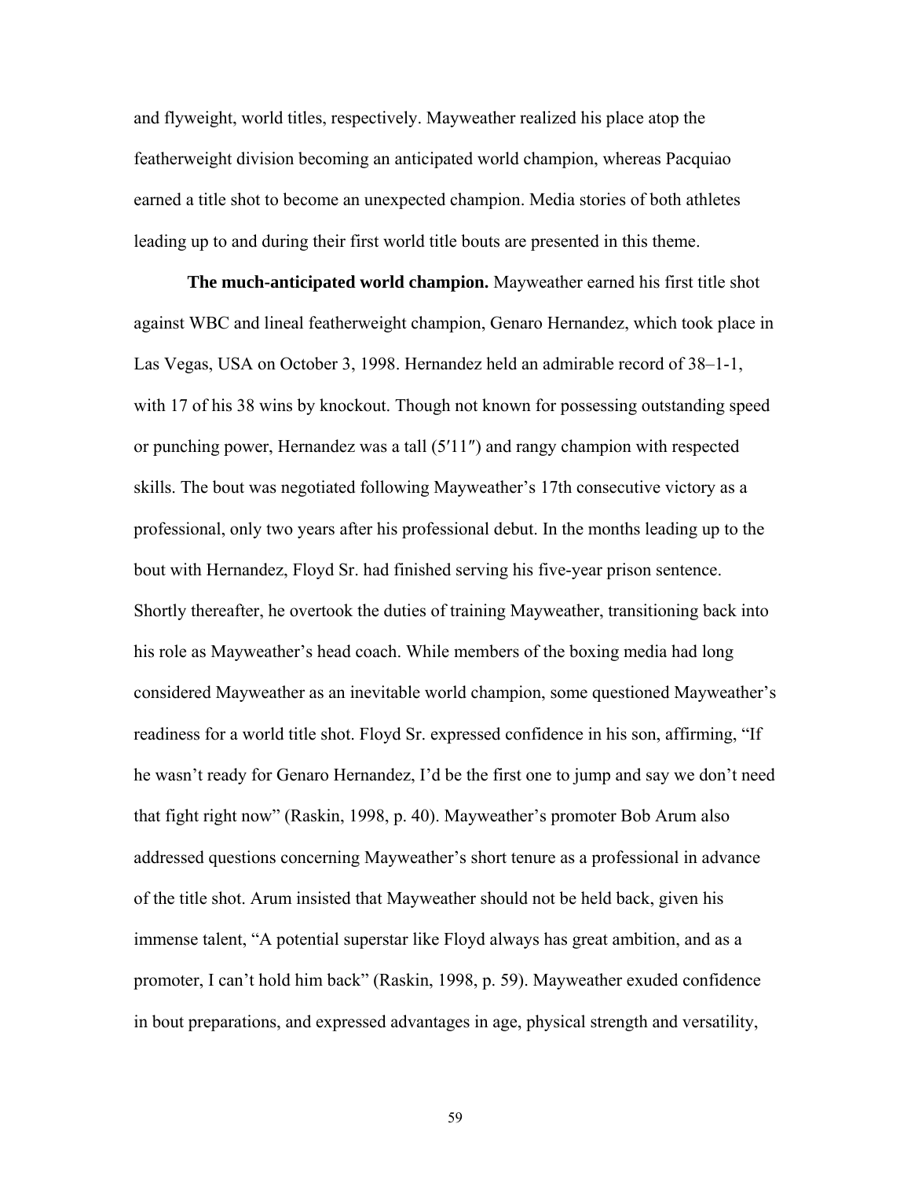and flyweight, world titles, respectively. Mayweather realized his place atop the featherweight division becoming an anticipated world champion, whereas Pacquiao earned a title shot to become an unexpected champion. Media stories of both athletes leading up to and during their first world title bouts are presented in this theme.

**The much-anticipated world champion.** Mayweather earned his first title shot against WBC and lineal featherweight champion, Genaro Hernandez, which took place in Las Vegas, USA on October 3, 1998. Hernandez held an admirable record of 38–1-1, with 17 of his 38 wins by knockout. Though not known for possessing outstanding speed or punching power, Hernandez was a tall (5′11″) and rangy champion with respected skills. The bout was negotiated following Mayweather's 17th consecutive victory as a professional, only two years after his professional debut. In the months leading up to the bout with Hernandez, Floyd Sr. had finished serving his five-year prison sentence. Shortly thereafter, he overtook the duties of training Mayweather, transitioning back into his role as Mayweather's head coach. While members of the boxing media had long considered Mayweather as an inevitable world champion, some questioned Mayweather's readiness for a world title shot. Floyd Sr. expressed confidence in his son, affirming, "If he wasn't ready for Genaro Hernandez, I'd be the first one to jump and say we don't need that fight right now" (Raskin, 1998, p. 40). Mayweather's promoter Bob Arum also addressed questions concerning Mayweather's short tenure as a professional in advance of the title shot. Arum insisted that Mayweather should not be held back, given his immense talent, "A potential superstar like Floyd always has great ambition, and as a promoter, I can't hold him back" (Raskin, 1998, p. 59). Mayweather exuded confidence in bout preparations, and expressed advantages in age, physical strength and versatility,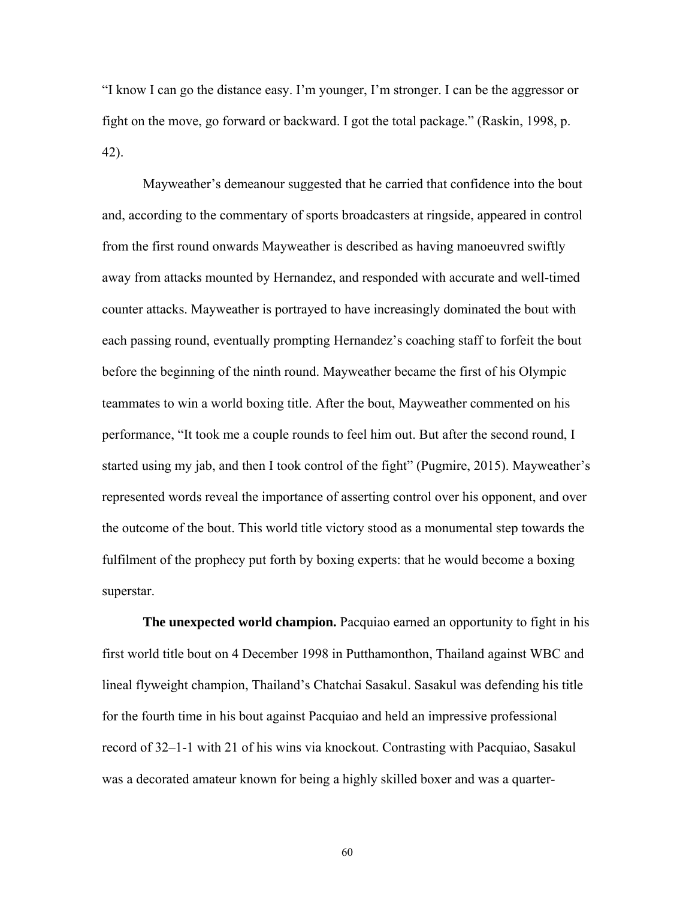"I know I can go the distance easy. I'm younger, I'm stronger. I can be the aggressor or fight on the move, go forward or backward. I got the total package." (Raskin, 1998, p. 42).

Mayweather's demeanour suggested that he carried that confidence into the bout and, according to the commentary of sports broadcasters at ringside, appeared in control from the first round onwards Mayweather is described as having manoeuvred swiftly away from attacks mounted by Hernandez, and responded with accurate and well-timed counter attacks. Mayweather is portrayed to have increasingly dominated the bout with each passing round, eventually prompting Hernandez's coaching staff to forfeit the bout before the beginning of the ninth round. Mayweather became the first of his Olympic teammates to win a world boxing title. After the bout, Mayweather commented on his performance, "It took me a couple rounds to feel him out. But after the second round, I started using my jab, and then I took control of the fight" (Pugmire, 2015). Mayweather's represented words reveal the importance of asserting control over his opponent, and over the outcome of the bout. This world title victory stood as a monumental step towards the fulfilment of the prophecy put forth by boxing experts: that he would become a boxing superstar.

**The unexpected world champion.** Pacquiao earned an opportunity to fight in his first world title bout on 4 December 1998 in Putthamonthon, Thailand against WBC and lineal flyweight champion, Thailand's Chatchai Sasakul. Sasakul was defending his title for the fourth time in his bout against Pacquiao and held an impressive professional record of 32–1-1 with 21 of his wins via knockout. Contrasting with Pacquiao, Sasakul was a decorated amateur known for being a highly skilled boxer and was a quarter-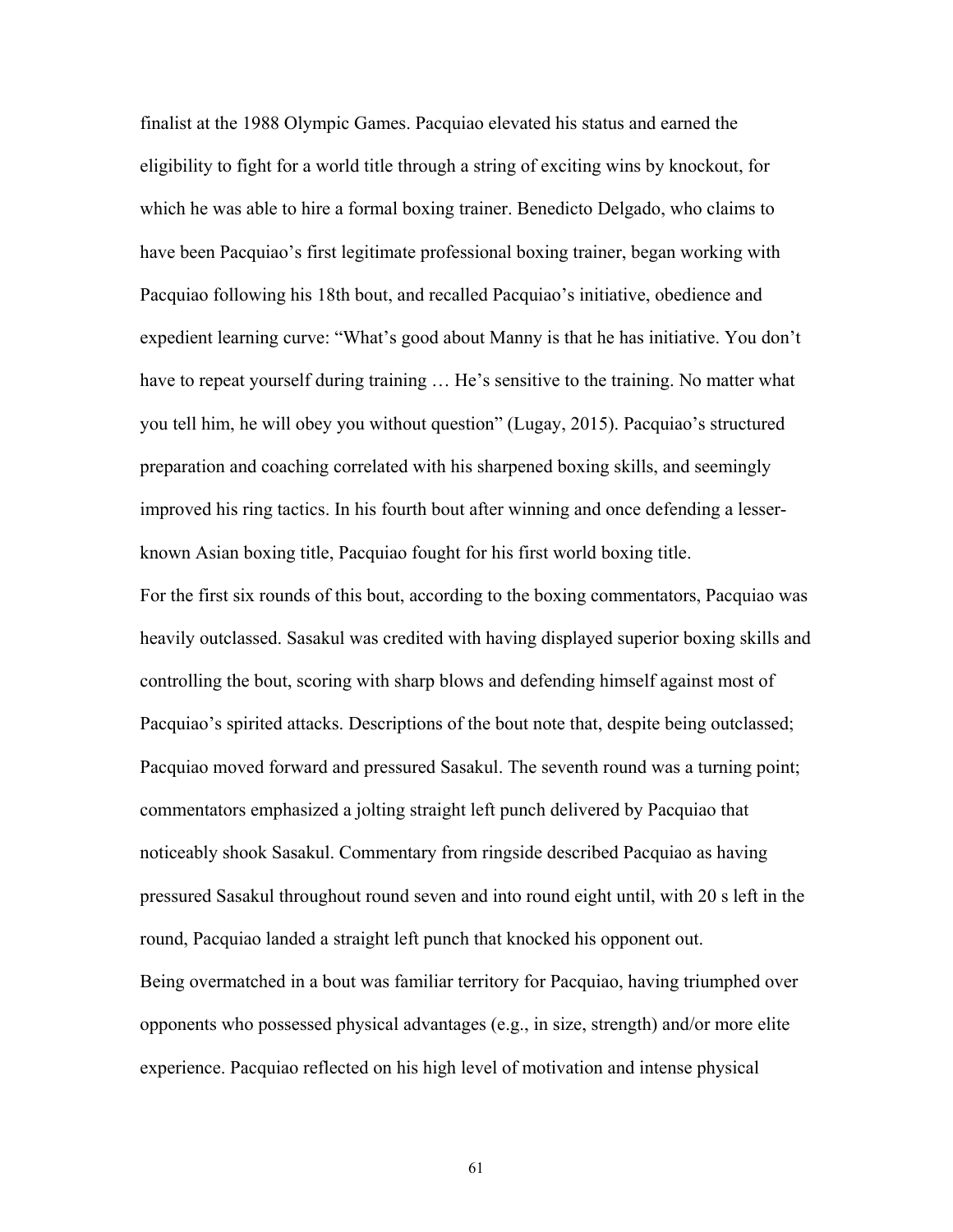finalist at the 1988 Olympic Games. Pacquiao elevated his status and earned the eligibility to fight for a world title through a string of exciting wins by knockout, for which he was able to hire a formal boxing trainer. Benedicto Delgado, who claims to have been Pacquiao's first legitimate professional boxing trainer, began working with Pacquiao following his 18th bout, and recalled Pacquiao's initiative, obedience and expedient learning curve: "What's good about Manny is that he has initiative. You don't have to repeat yourself during training … He's sensitive to the training. No matter what you tell him, he will obey you without question" (Lugay, 2015). Pacquiao's structured preparation and coaching correlated with his sharpened boxing skills, and seemingly improved his ring tactics. In his fourth bout after winning and once defending a lesser-known Asian boxing title, Pacquiao fought for his first world boxing title.

For the first six rounds of this bout, according to the boxing commentators, Pacquiao was heavily outclassed. Sasakul was credited with having displayed superior boxing skills and controlling the bout, scoring with sharp blows and defending himself against most of Pacquiao's spirited attacks. Descriptions of the bout note that, despite being outclassed; Pacquiao moved forward and pressured Sasakul. The seventh round was a turning point; commentators emphasized a jolting straight left punch delivered by Pacquiao that noticeably shook Sasakul. Commentary from ringside described Pacquiao as having pressured Sasakul throughout round seven and into round eight until, with 20 s left in the round, Pacquiao landed a straight left punch that knocked his opponent out.

Being overmatched in a bout was familiar territory for Pacquiao, having triumphed over opponents who possessed physical advantages (e.g., in size, strength) and/or more elite experience. Pacquiao reflected on his high level of motivation and intense physical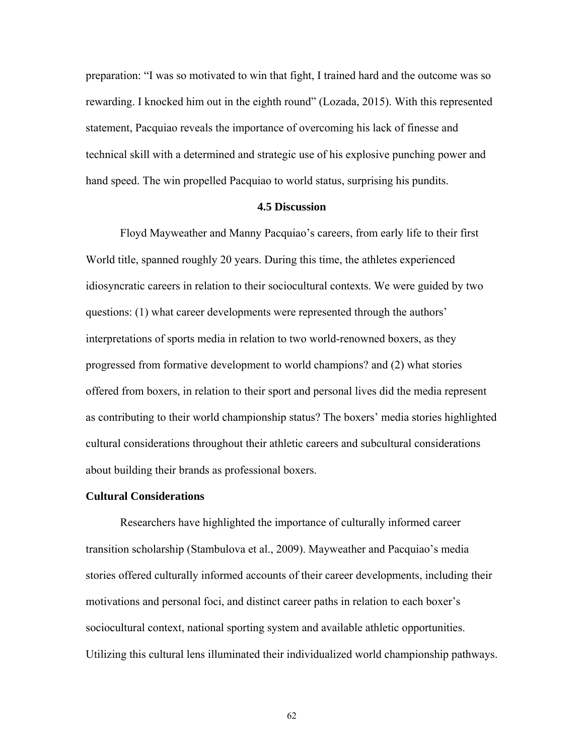preparation: "I was so motivated to win that fight, I trained hard and the outcome was so rewarding. I knocked him out in the eighth round" (Lozada, 2015). With this represented statement, Pacquiao reveals the importance of overcoming his lack of finesse and technical skill with a determined and strategic use of his explosive punching power and hand speed. The win propelled Pacquiao to world status, surprising his pundits.

## 4.5 Discussion

Floyd Mayweather and Manny Pacquiao's careers, from early life to their first World title, spanned roughly 20 years. During this time, the athletes experienced idiosyncratic careers in relation to their sociocultural contexts. We were guided by two questions: (1) what career developments were represented through the authors' interpretations of sports media in relation to two world-renowned boxers, as they progressed from formative development to world champions? and (2) what stories offered from boxers, in relation to their sport and personal lives did the media represent as contributing to their world championship status? The boxers' media stories highlighted cultural considerations throughout their athletic careers and subcultural considerations about building their brands as professional boxers.

### Cultural Considerations

Researchers have highlighted the importance of culturally informed career transition scholarship (Stambulova et al., 2009). Mayweather and Pacquiao's media stories offered culturally informed accounts of their career developments, including their motivations and personal foci, and distinct career paths in relation to each boxer's sociocultural context, national sporting system and available athletic opportunities. Utilizing this cultural lens illuminated their individualized world championship pathways.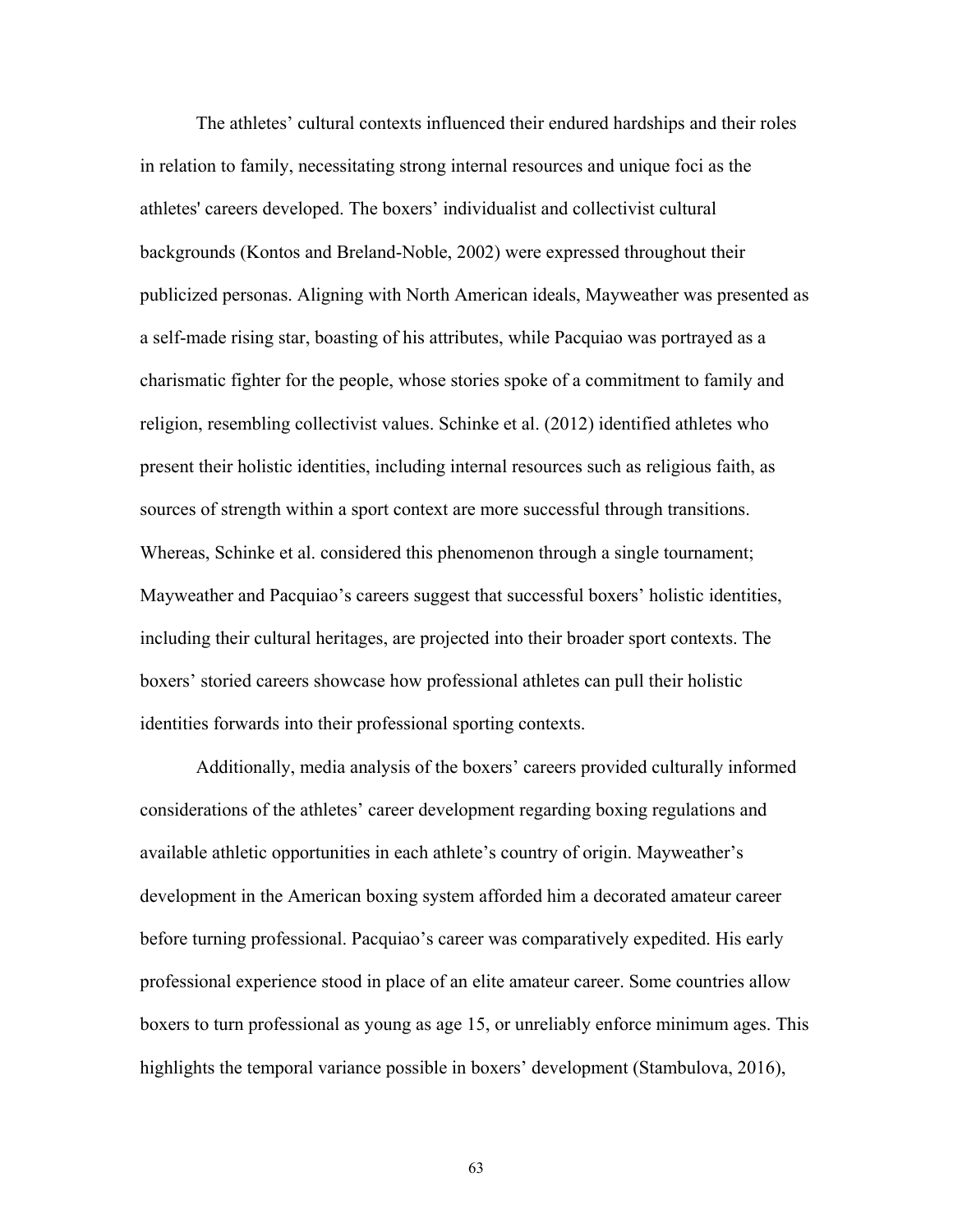The athletes' cultural contexts influenced their endured hardships and their roles in relation to family, necessitating strong internal resources and unique foci as the athletes' careers developed. The boxers' individualist and collectivist cultural backgrounds (Kontos and Breland-Noble, 2002) were expressed throughout their publicized personas. Aligning with North American ideals, Mayweather was presented as a self-made rising star, boasting of his attributes, while Pacquiao was portrayed as a charismatic fighter for the people, whose stories spoke of a commitment to family and religion, resembling collectivist values. Schinke et al. (2012) identified athletes who present their holistic identities, including internal resources such as religious faith, as sources of strength within a sport context are more successful through transitions. Whereas, Schinke et al. considered this phenomenon through a single tournament; Mayweather and Pacquiao's careers suggest that successful boxers' holistic identities, including their cultural heritages, are projected into their broader sport contexts. The boxers' storied careers showcase how professional athletes can pull their holistic identities forwards into their professional sporting contexts.

Additionally, media analysis of the boxers' careers provided culturally informed considerations of the athletes' career development regarding boxing regulations and available athletic opportunities in each athlete's country of origin. Mayweather's development in the American boxing system afforded him a decorated amateur career before turning professional. Pacquiao's career was comparatively expedited. His early professional experience stood in place of an elite amateur career. Some countries allow boxers to turn professional as young as age 15, or unreliably enforce minimum ages. This highlights the temporal variance possible in boxers' development (Stambulova, 2016),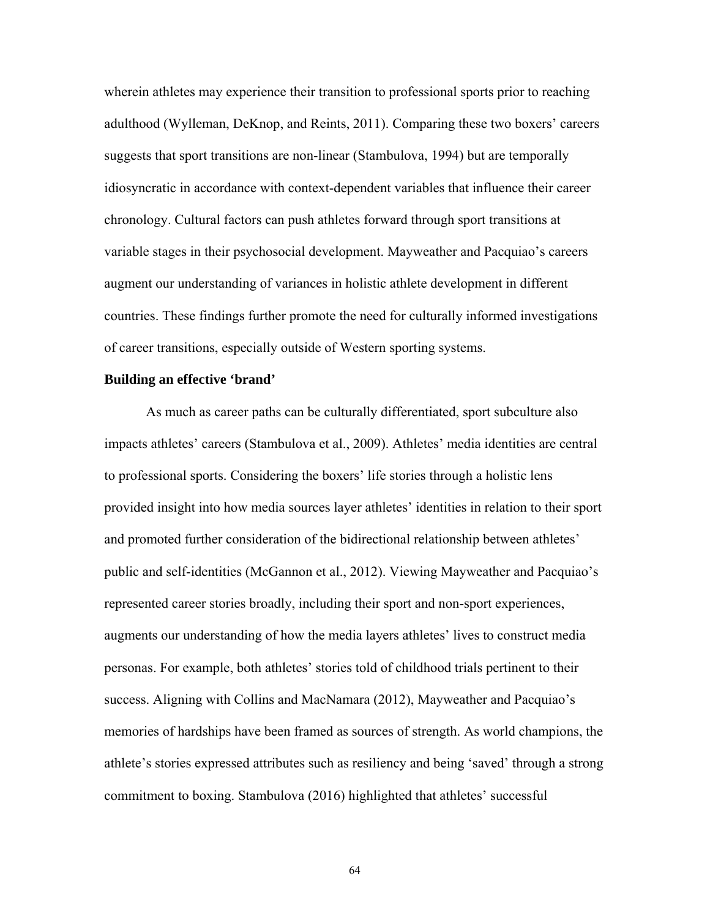wherein athletes may experience their transition to professional sports prior to reaching adulthood (Wylleman, DeKnop, and Reints, 2011). Comparing these two boxers' careers suggests that sport transitions are non-linear (Stambulova, 1994) but are temporally idiosyncratic in accordance with context-dependent variables that influence their career chronology. Cultural factors can push athletes forward through sport transitions at variable stages in their psychosocial development. Mayweather and Pacquiao's careers augment our understanding of variances in holistic athlete development in different countries. These findings further promote the need for culturally informed investigations of career transitions, especially outside of Western sporting systems.

**Building an effective 'brand'**

As much as career paths can be culturally differentiated, sport subculture also impacts athletes' careers (Stambulova et al., 2009). Athletes' media identities are central to professional sports. Considering the boxers' life stories through a holistic lens provided insight into how media sources layer athletes' identities in relation to their sport and promoted further consideration of the bidirectional relationship between athletes' public and self-identities (McGannon et al., 2012). Viewing Mayweather and Pacquiao's represented career stories broadly, including their sport and non-sport experiences, augments our understanding of how the media layers athletes' lives to construct media personas. For example, both athletes' stories told of childhood trials pertinent to their success. Aligning with Collins and MacNamara (2012), Mayweather and Pacquiao's memories of hardships have been framed as sources of strength. As world champions, the athlete's stories expressed attributes such as resiliency and being 'saved' through a strong commitment to boxing. Stambulova (2016) highlighted that athletes' successful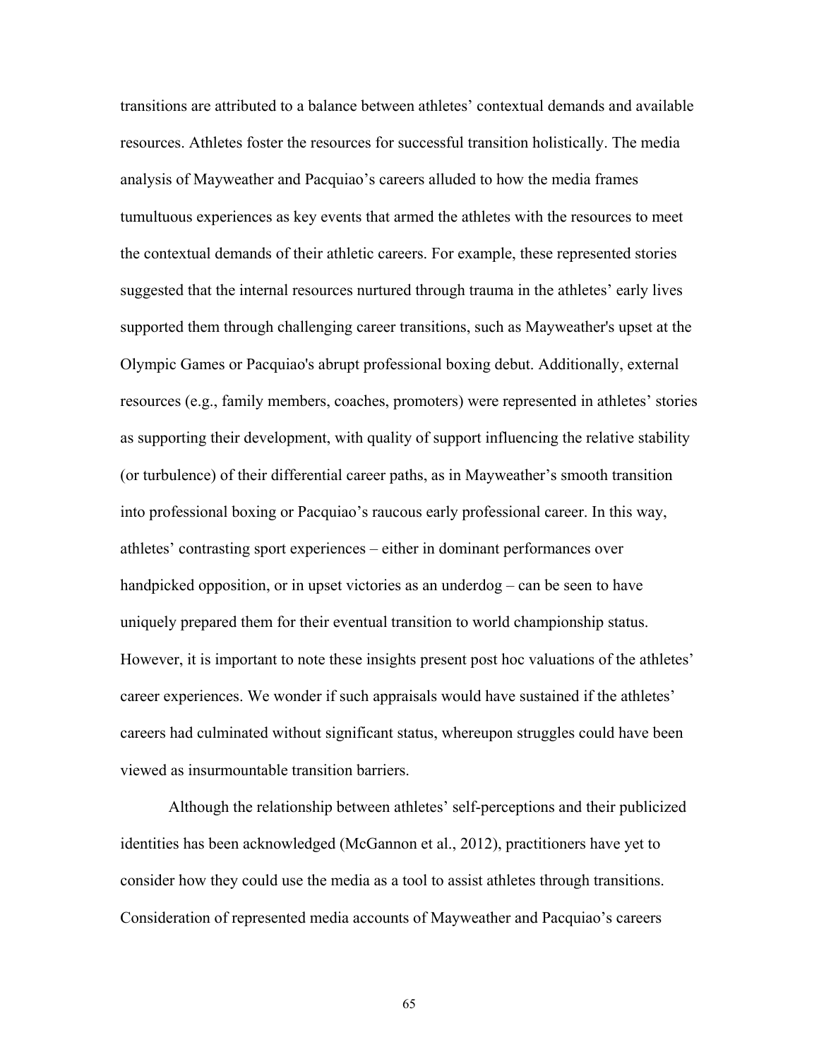transitions are attributed to a balance between athletes' contextual demands and available resources. Athletes foster the resources for successful transition holistically. The media analysis of Mayweather and Pacquiao's careers alluded to how the media frames tumultuous experiences as key events that armed the athletes with the resources to meet the contextual demands of their athletic careers. For example, these represented stories suggested that the internal resources nurtured through trauma in the athletes' early lives supported them through challenging career transitions, such as Mayweather's upset at the Olympic Games or Pacquiao's abrupt professional boxing debut. Additionally, external resources (e.g., family members, coaches, promoters) were represented in athletes' stories as supporting their development, with quality of support influencing the relative stability (or turbulence) of their differential career paths, as in Mayweather's smooth transition into professional boxing or Pacquiao's raucous early professional career. In this way, athletes' contrasting sport experiences – either in dominant performances over handpicked opposition, or in upset victories as an underdog – can be seen to have uniquely prepared them for their eventual transition to world championship status. However, it is important to note these insights present post hoc valuations of the athletes' career experiences. We wonder if such appraisals would have sustained if the athletes' careers had culminated without significant status, whereupon struggles could have been viewed as insurmountable transition barriers.

Although the relationship between athletes' self-perceptions and their publicized identities has been acknowledged (McGannon et al., 2012), practitioners have yet to consider how they could use the media as a tool to assist athletes through transitions. Consideration of represented media accounts of Mayweather and Pacquiao's careers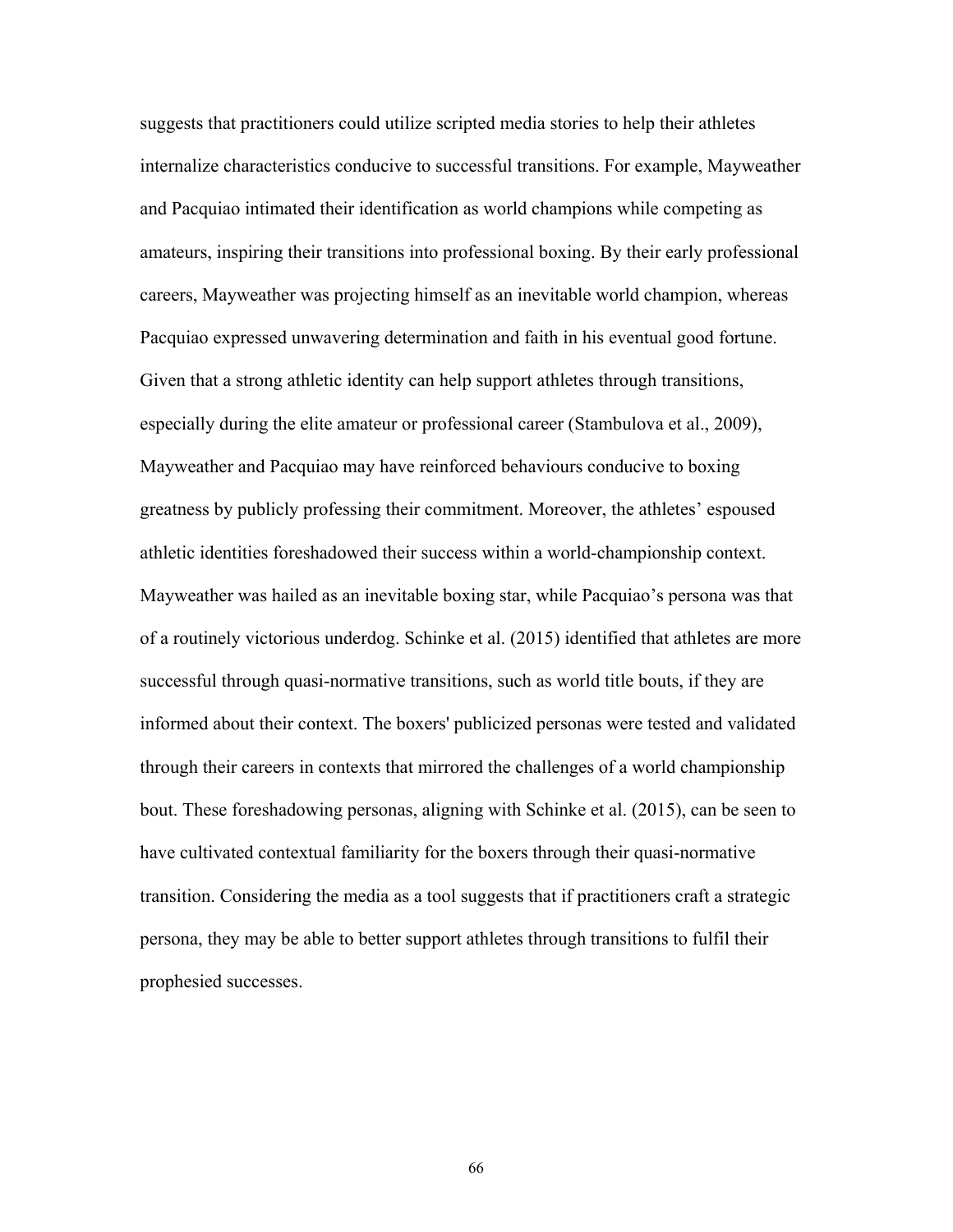suggests that practitioners could utilize scripted media stories to help their athletes internalize characteristics conducive to successful transitions. For example, Mayweather and Pacquiao intimated their identification as world champions while competing as amateurs, inspiring their transitions into professional boxing. By their early professional careers, Mayweather was projecting himself as an inevitable world champion, whereas Pacquiao expressed unwavering determination and faith in his eventual good fortune. Given that a strong athletic identity can help support athletes through transitions, especially during the elite amateur or professional career (Stambulova et al., 2009), Mayweather and Pacquiao may have reinforced behaviours conducive to boxing greatness by publicly professing their commitment. Moreover, the athletes' espoused athletic identities foreshadowed their success within a world-championship context. Mayweather was hailed as an inevitable boxing star, while Pacquiao's persona was that of a routinely victorious underdog. Schinke et al. (2015) identified that athletes are more successful through quasi-normative transitions, such as world title bouts, if they are informed about their context. The boxers' publicized personas were tested and validated through their careers in contexts that mirrored the challenges of a world championship bout. These foreshadowing personas, aligning with Schinke et al. (2015), can be seen to have cultivated contextual familiarity for the boxers through their quasi-normative transition. Considering the media as a tool suggests that if practitioners craft a strategic persona, they may be able to better support athletes through transitions to fulfil their prophesied successes.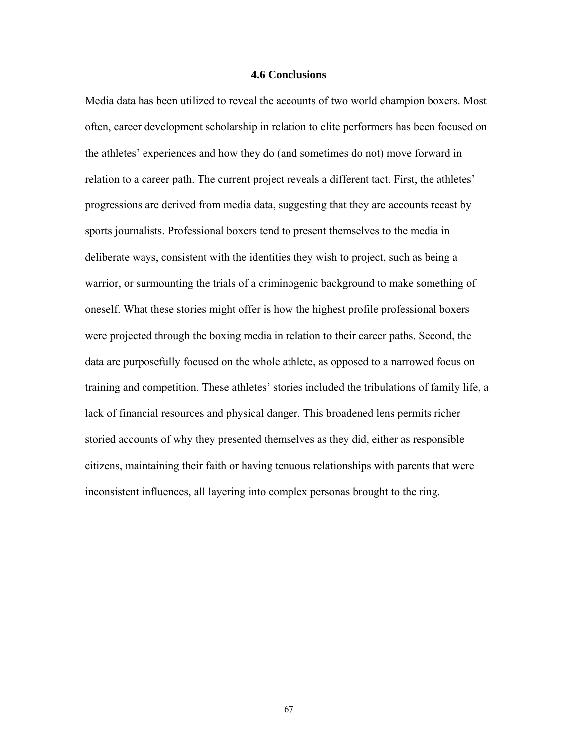### 4.6 Conclusions

Media data has been utilized to reveal the accounts of two world champion boxers. Most often, career development scholarship in relation to elite performers has been focused on the athletes' experiences and how they do (and sometimes do not) move forward in relation to a career path. The current project reveals a different tact. First, the athletes' progressions are derived from media data, suggesting that they are accounts recast by sports journalists. Professional boxers tend to present themselves to the media in deliberate ways, consistent with the identities they wish to project, such as being a warrior, or surmounting the trials of a criminogenic background to make something of oneself. What these stories might offer is how the highest profile professional boxers were projected through the boxing media in relation to their career paths. Second, the data are purposefully focused on the whole athlete, as opposed to a narrowed focus on training and competition. These athletes' stories included the tribulations of family life, a lack of financial resources and physical danger. This broadened lens permits richer storied accounts of why they presented themselves as they did, either as responsible citizens, maintaining their faith or having tenuous relationships with parents that were inconsistent influences, all layering into complex personas brought to the ring.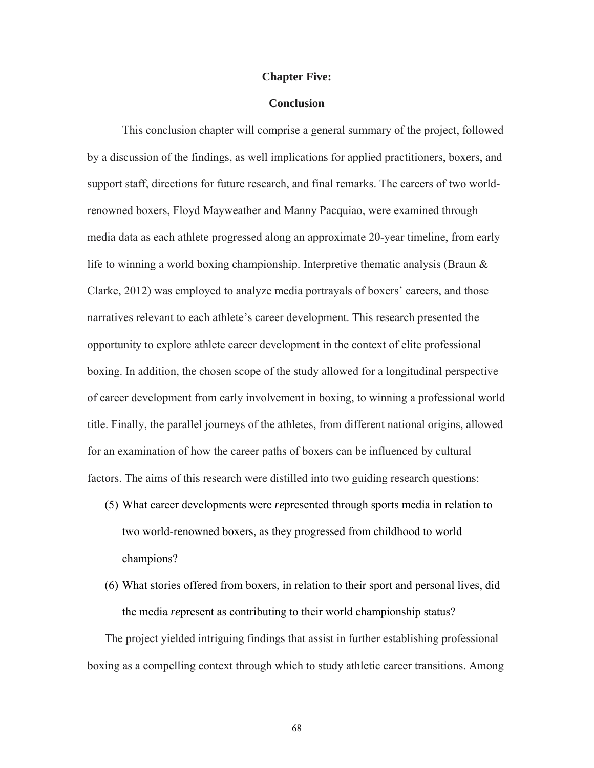# Chapter Five:

## Conclusion

This conclusion chapter will comprise a general summary of the project, followed by a discussion of the findings, as well implications for applied practitioners, boxers, and support staff, directions for future research, and final remarks. The careers of two world-renowned boxers, Floyd Mayweather and Manny Pacquiao, were examined through media data as each athlete progressed along an approximate 20-year timeline, from early life to winning a world boxing championship. Interpretive thematic analysis (Braun & Clarke, 2012) was employed to analyze media portrayals of boxers' careers, and those narratives relevant to each athlete's career development. This research presented the opportunity to explore athlete career development in the context of elite professional boxing. In addition, the chosen scope of the study allowed for a longitudinal perspective of career development from early involvement in boxing, to winning a professional world title. Finally, the parallel journeys of the athletes, from different national origins, allowed for an examination of how the career paths of boxers can be influenced by cultural factors. The aims of this research were distilled into two guiding research questions:

(5) What career developments were *re*presented through sports media in relation to two world-renowned boxers, as they progressed from childhood to world champions?

(6) What stories offered from boxers, in relation to their sport and personal lives, did the media *re*present as contributing to their world championship status?

The project yielded intriguing findings that assist in further establishing professional boxing as a compelling context through which to study athletic career transitions. Among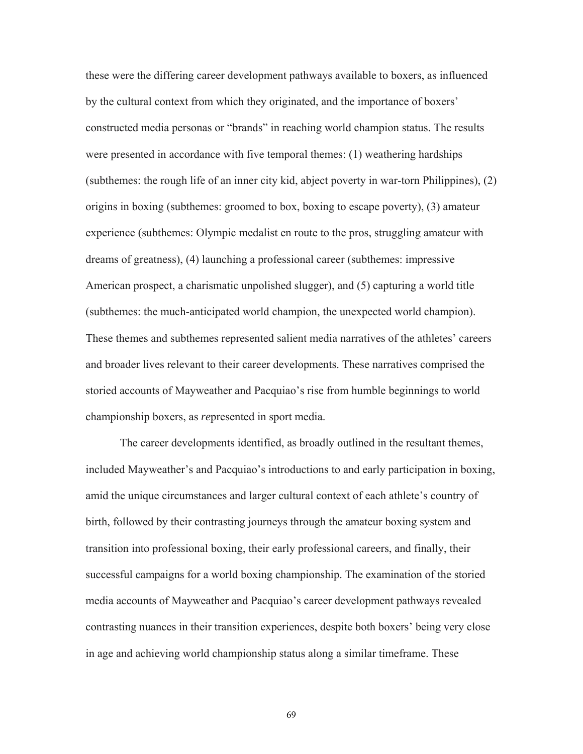these were the differing career development pathways available to boxers, as influenced by the cultural context from which they originated, and the importance of boxers' constructed media personas or "brands" in reaching world champion status. The results were presented in accordance with five temporal themes: (1) weathering hardships (subthemes: the rough life of an inner city kid, abject poverty in war-torn Philippines), (2) origins in boxing (subthemes: groomed to box, boxing to escape poverty), (3) amateur experience (subthemes: Olympic medalist en route to the pros, struggling amateur with dreams of greatness), (4) launching a professional career (subthemes: impressive American prospect, a charismatic unpolished slugger), and (5) capturing a world title (subthemes: the much-anticipated world champion, the unexpected world champion). These themes and subthemes represented salient media narratives of the athletes' careers and broader lives relevant to their career developments. These narratives comprised the storied accounts of Mayweather and Pacquiao's rise from humble beginnings to world championship boxers, as *re*presented in sport media.

The career developments identified, as broadly outlined in the resultant themes, included Mayweather's and Pacquiao's introductions to and early participation in boxing, amid the unique circumstances and larger cultural context of each athlete's country of birth, followed by their contrasting journeys through the amateur boxing system and transition into professional boxing, their early professional careers, and finally, their successful campaigns for a world boxing championship. The examination of the storied media accounts of Mayweather and Pacquiao's career development pathways revealed contrasting nuances in their transition experiences, despite both boxers' being very close in age and achieving world championship status along a similar timeframe. These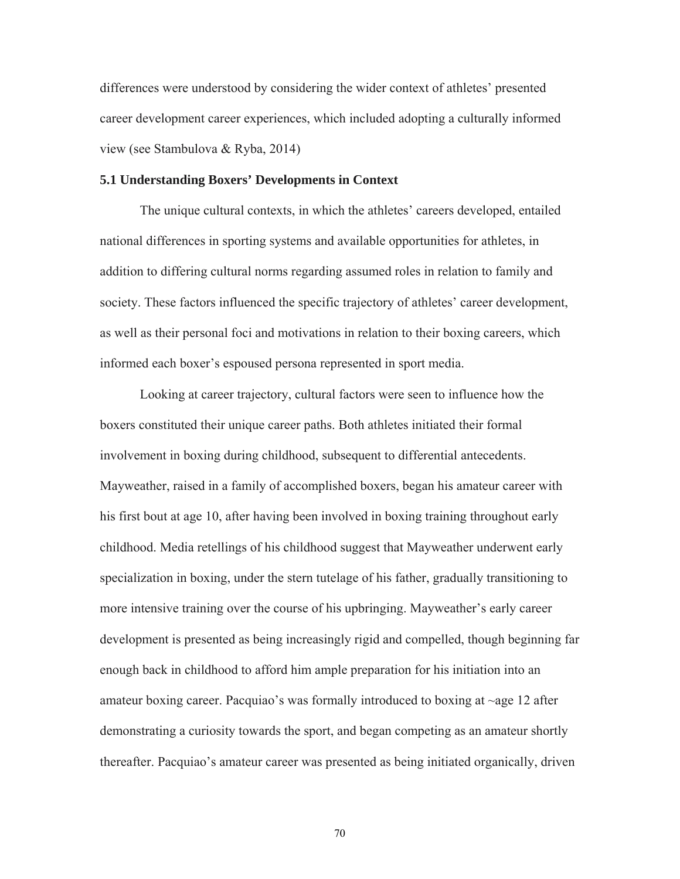differences were understood by considering the wider context of athletes' presented career development career experiences, which included adopting a culturally informed view (see Stambulova & Ryba, 2014)

### 5.1 Understanding Boxers' Developments in Context

The unique cultural contexts, in which the athletes' careers developed, entailed national differences in sporting systems and available opportunities for athletes, in addition to differing cultural norms regarding assumed roles in relation to family and society. These factors influenced the specific trajectory of athletes' career development, as well as their personal foci and motivations in relation to their boxing careers, which informed each boxer's espoused persona represented in sport media.

Looking at career trajectory, cultural factors were seen to influence how the boxers constituted their unique career paths. Both athletes initiated their formal involvement in boxing during childhood, subsequent to differential antecedents. Mayweather, raised in a family of accomplished boxers, began his amateur career with his first bout at age 10, after having been involved in boxing training throughout early childhood. Media retellings of his childhood suggest that Mayweather underwent early specialization in boxing, under the stern tutelage of his father, gradually transitioning to more intensive training over the course of his upbringing. Mayweather's early career development is presented as being increasingly rigid and compelled, though beginning far enough back in childhood to afford him ample preparation for his initiation into an amateur boxing career. Pacquiao's was formally introduced to boxing at ~age 12 after demonstrating a curiosity towards the sport, and began competing as an amateur shortly thereafter. Pacquiao's amateur career was presented as being initiated organically, driven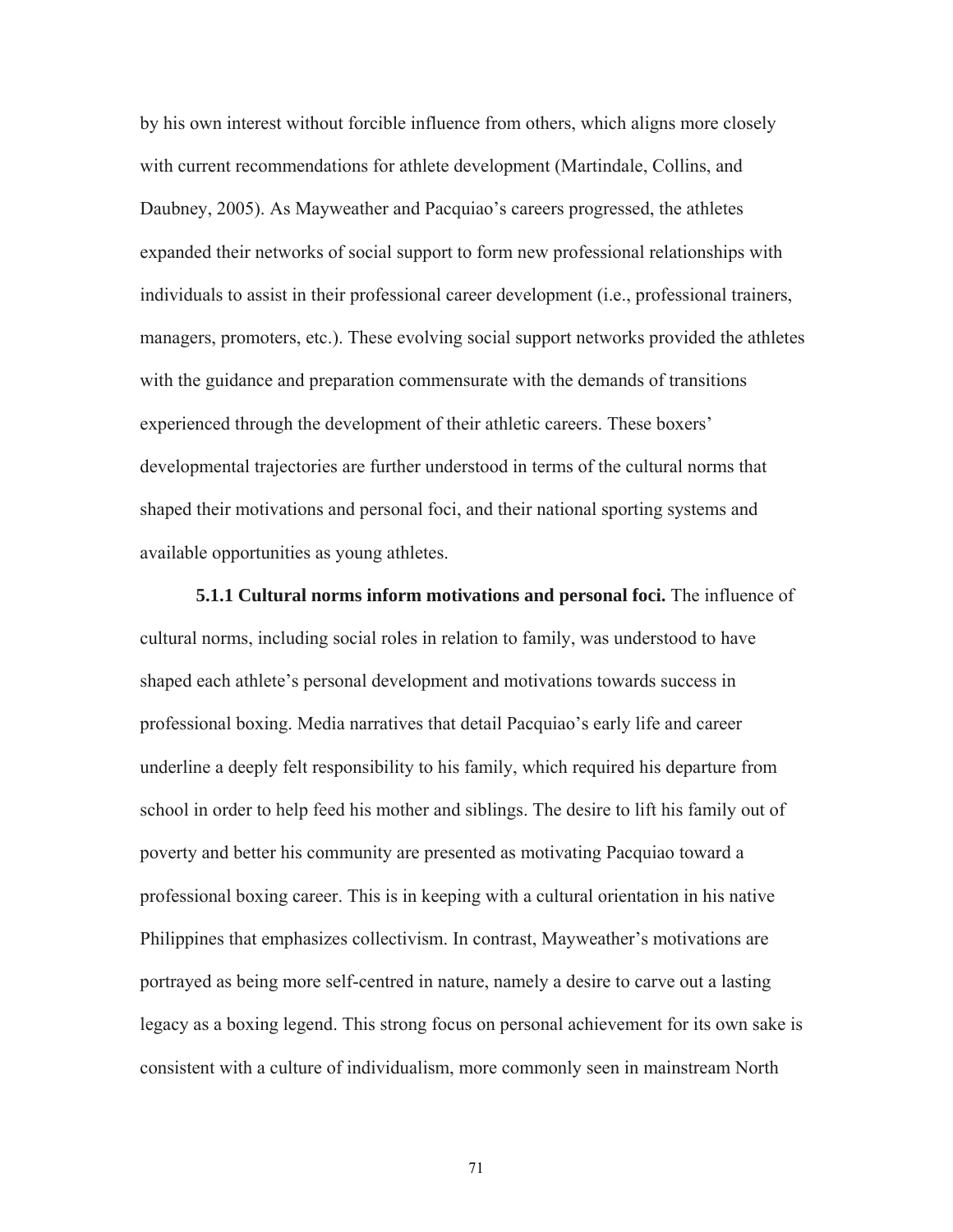by his own interest without forcible influence from others, which aligns more closely with current recommendations for athlete development (Martindale, Collins, and Daubney, 2005). As Mayweather and Pacquiao's careers progressed, the athletes expanded their networks of social support to form new professional relationships with individuals to assist in their professional career development (i.e., professional trainers, managers, promoters, etc.). These evolving social support networks provided the athletes with the guidance and preparation commensurate with the demands of transitions experienced through the development of their athletic careers. These boxers' developmental trajectories are further understood in terms of the cultural norms that shaped their motivations and personal foci, and their national sporting systems and available opportunities as young athletes.

**5.1.1 Cultural norms inform motivations and personal foci.** The influence of cultural norms, including social roles in relation to family, was understood to have shaped each athlete's personal development and motivations towards success in professional boxing. Media narratives that detail Pacquiao's early life and career underline a deeply felt responsibility to his family, which required his departure from school in order to help feed his mother and siblings. The desire to lift his family out of poverty and better his community are presented as motivating Pacquiao toward a professional boxing career. This is in keeping with a cultural orientation in his native Philippines that emphasizes collectivism. In contrast, Mayweather's motivations are portrayed as being more self-centred in nature, namely a desire to carve out a lasting legacy as a boxing legend. This strong focus on personal achievement for its own sake is consistent with a culture of individualism, more commonly seen in mainstream North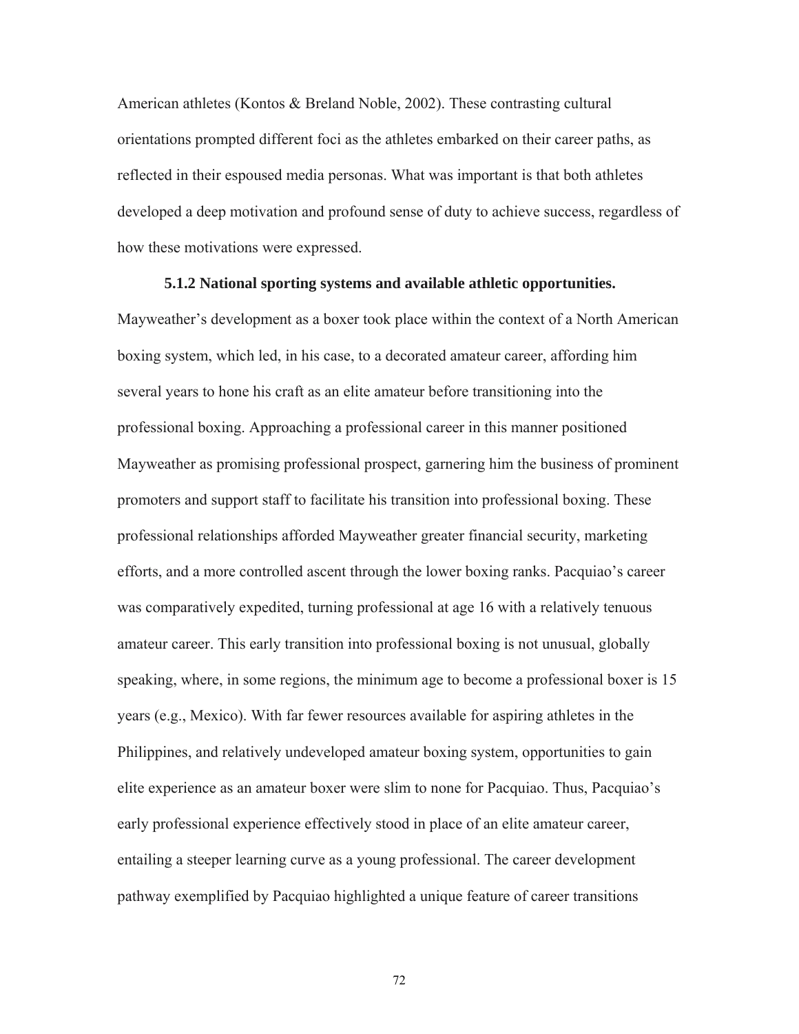American athletes (Kontos & Breland Noble, 2002). These contrasting cultural orientations prompted different foci as the athletes embarked on their career paths, as reflected in their espoused media personas. What was important is that both athletes developed a deep motivation and profound sense of duty to achieve success, regardless of how these motivations were expressed.

**5.1.2 National sporting systems and available athletic opportunities.** Mayweather's development as a boxer took place within the context of a North American boxing system, which led, in his case, to a decorated amateur career, affording him several years to hone his craft as an elite amateur before transitioning into the professional boxing. Approaching a professional career in this manner positioned Mayweather as promising professional prospect, garnering him the business of prominent promoters and support staff to facilitate his transition into professional boxing. These professional relationships afforded Mayweather greater financial security, marketing efforts, and a more controlled ascent through the lower boxing ranks. Pacquiao's career was comparatively expedited, turning professional at age 16 with a relatively tenuous amateur career. This early transition into professional boxing is not unusual, globally speaking, where, in some regions, the minimum age to become a professional boxer is 15 years (e.g., Mexico). With far fewer resources available for aspiring athletes in the Philippines, and relatively undeveloped amateur boxing system, opportunities to gain elite experience as an amateur boxer were slim to none for Pacquiao. Thus, Pacquiao's early professional experience effectively stood in place of an elite amateur career, entailing a steeper learning curve as a young professional. The career development pathway exemplified by Pacquiao highlighted a unique feature of career transitions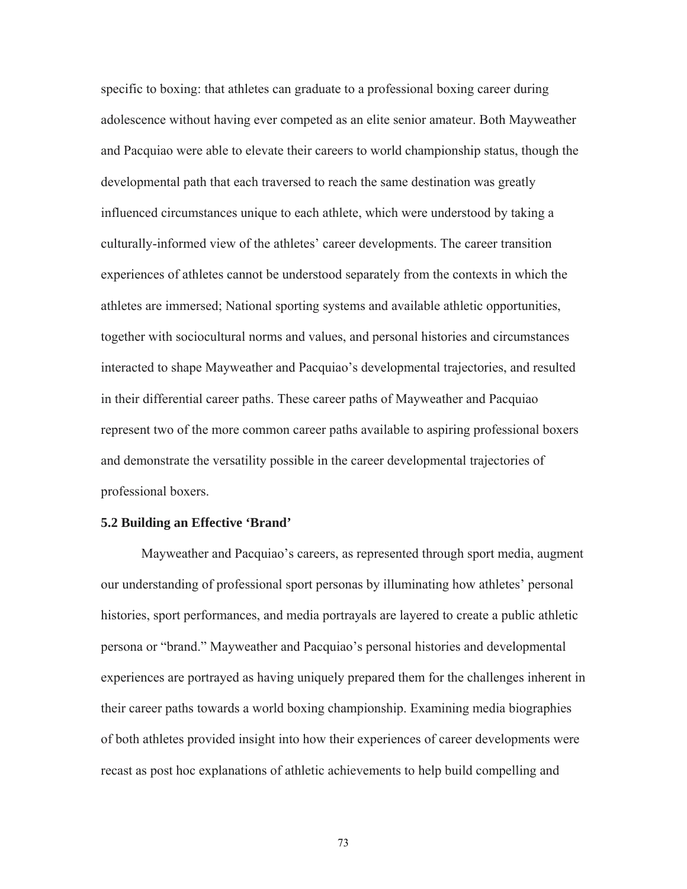specific to boxing: that athletes can graduate to a professional boxing career during adolescence without having ever competed as an elite senior amateur. Both Mayweather and Pacquiao were able to elevate their careers to world championship status, though the developmental path that each traversed to reach the same destination was greatly influenced circumstances unique to each athlete, which were understood by taking a culturally-informed view of the athletes' career developments. The career transition experiences of athletes cannot be understood separately from the contexts in which the athletes are immersed; National sporting systems and available athletic opportunities, together with sociocultural norms and values, and personal histories and circumstances interacted to shape Mayweather and Pacquiao's developmental trajectories, and resulted in their differential career paths. These career paths of Mayweather and Pacquiao represent two of the more common career paths available to aspiring professional boxers and demonstrate the versatility possible in the career developmental trajectories of professional boxers.

### 5.2 Building an Effective 'Brand'

Mayweather and Pacquiao's careers, as represented through sport media, augment our understanding of professional sport personas by illuminating how athletes' personal histories, sport performances, and media portrayals are layered to create a public athletic persona or "brand." Mayweather and Pacquiao's personal histories and developmental experiences are portrayed as having uniquely prepared them for the challenges inherent in their career paths towards a world boxing championship. Examining media biographies of both athletes provided insight into how their experiences of career developments were recast as post hoc explanations of athletic achievements to help build compelling and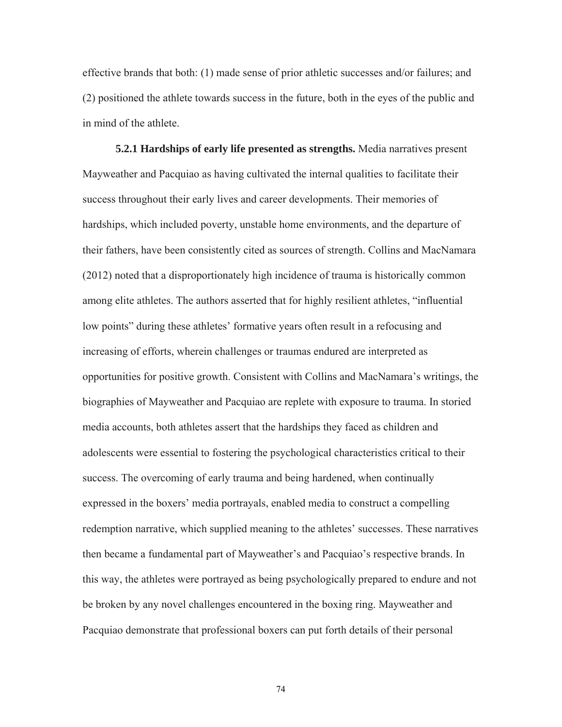effective brands that both: (1) made sense of prior athletic successes and/or failures; and (2) positioned the athlete towards success in the future, both in the eyes of the public and in mind of the athlete.

**5.2.1 Hardships of early life presented as strengths.** Media narratives present Mayweather and Pacquiao as having cultivated the internal qualities to facilitate their success throughout their early lives and career developments. Their memories of hardships, which included poverty, unstable home environments, and the departure of their fathers, have been consistently cited as sources of strength. Collins and MacNamara (2012) noted that a disproportionately high incidence of trauma is historically common among elite athletes. The authors asserted that for highly resilient athletes, "influential low points" during these athletes' formative years often result in a refocusing and increasing of efforts, wherein challenges or traumas endured are interpreted as opportunities for positive growth. Consistent with Collins and MacNamara's writings, the biographies of Mayweather and Pacquiao are replete with exposure to trauma. In storied media accounts, both athletes assert that the hardships they faced as children and adolescents were essential to fostering the psychological characteristics critical to their success. The overcoming of early trauma and being hardened, when continually expressed in the boxers' media portrayals, enabled media to construct a compelling redemption narrative, which supplied meaning to the athletes' successes. These narratives then became a fundamental part of Mayweather's and Pacquiao's respective brands. In this way, the athletes were portrayed as being psychologically prepared to endure and not be broken by any novel challenges encountered in the boxing ring. Mayweather and Pacquiao demonstrate that professional boxers can put forth details of their personal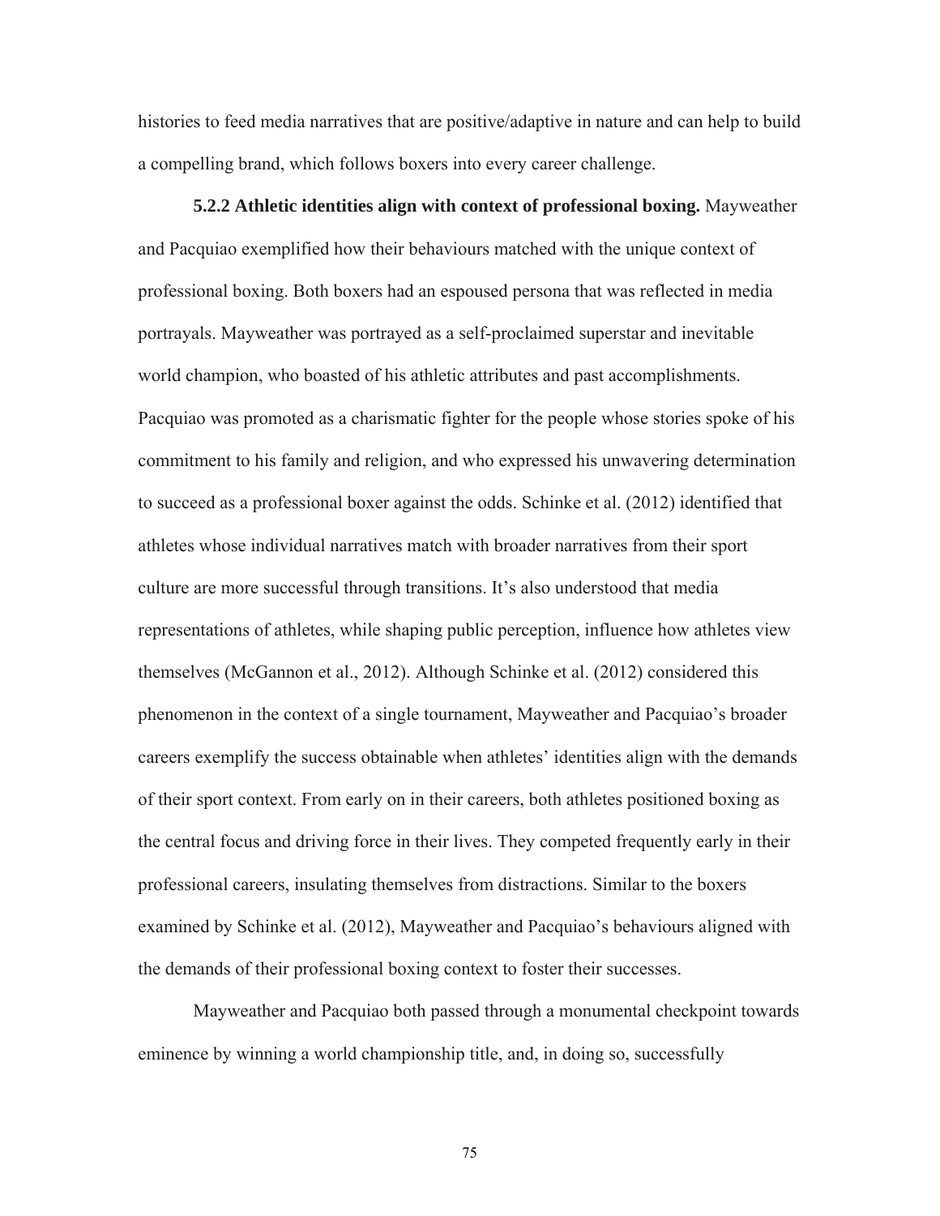histories to feed media narratives that are positive/adaptive in nature and can help to build a compelling brand, which follows boxers into every career challenge.

**5.2.2 Athletic identities align with context of professional boxing.** Mayweather and Pacquiao exemplified how their behaviours matched with the unique context of professional boxing. Both boxers had an espoused persona that was reflected in media portrayals. Mayweather was portrayed as a self-proclaimed superstar and inevitable world champion, who boasted of his athletic attributes and past accomplishments. Pacquiao was promoted as a charismatic fighter for the people whose stories spoke of his commitment to his family and religion, and who expressed his unwavering determination to succeed as a professional boxer against the odds. Schinke et al. (2012) identified that athletes whose individual narratives match with broader narratives from their sport culture are more successful through transitions. It's also understood that media representations of athletes, while shaping public perception, influence how athletes view themselves (McGannon et al., 2012). Although Schinke et al. (2012) considered this phenomenon in the context of a single tournament, Mayweather and Pacquiao's broader careers exemplify the success obtainable when athletes' identities align with the demands of their sport context. From early on in their careers, both athletes positioned boxing as the central focus and driving force in their lives. They competed frequently early in their professional careers, insulating themselves from distractions. Similar to the boxers examined by Schinke et al. (2012), Mayweather and Pacquiao's behaviours aligned with the demands of their professional boxing context to foster their successes.

Mayweather and Pacquiao both passed through a monumental checkpoint towards eminence by winning a world championship title, and, in doing so, successfully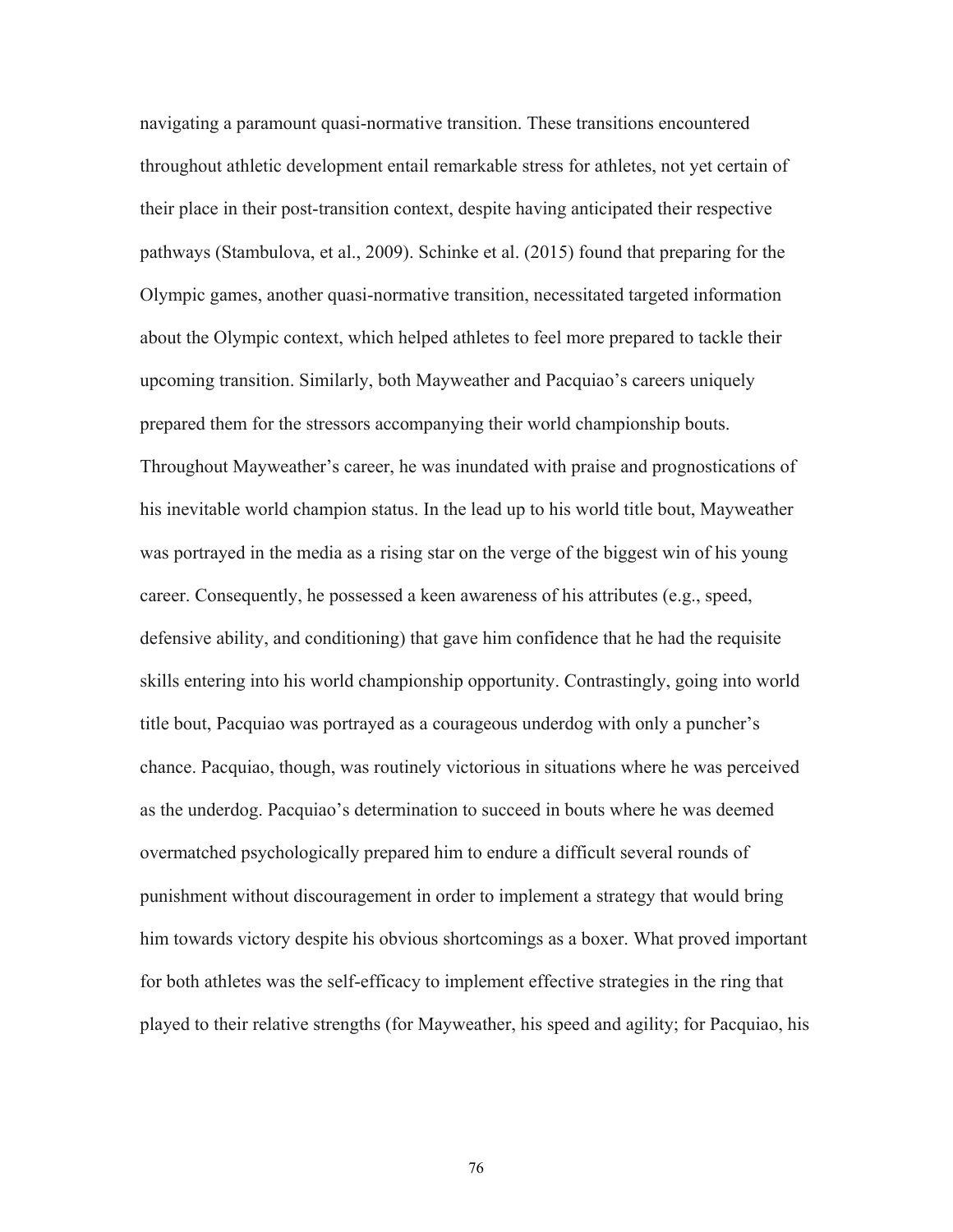navigating a paramount quasi-normative transition. These transitions encountered throughout athletic development entail remarkable stress for athletes, not yet certain of their place in their post-transition context, despite having anticipated their respective pathways (Stambulova, et al., 2009). Schinke et al. (2015) found that preparing for the Olympic games, another quasi-normative transition, necessitated targeted information about the Olympic context, which helped athletes to feel more prepared to tackle their upcoming transition. Similarly, both Mayweather and Pacquiao's careers uniquely prepared them for the stressors accompanying their world championship bouts. Throughout Mayweather's career, he was inundated with praise and prognostications of his inevitable world champion status. In the lead up to his world title bout, Mayweather was portrayed in the media as a rising star on the verge of the biggest win of his young career. Consequently, he possessed a keen awareness of his attributes (e.g., speed, defensive ability, and conditioning) that gave him confidence that he had the requisite skills entering into his world championship opportunity. Contrastingly, going into world title bout, Pacquiao was portrayed as a courageous underdog with only a puncher's chance. Pacquiao, though, was routinely victorious in situations where he was perceived as the underdog. Pacquiao's determination to succeed in bouts where he was deemed overmatched psychologically prepared him to endure a difficult several rounds of punishment without discouragement in order to implement a strategy that would bring him towards victory despite his obvious shortcomings as a boxer. What proved important for both athletes was the self-efficacy to implement effective strategies in the ring that played to their relative strengths (for Mayweather, his speed and agility; for Pacquiao, his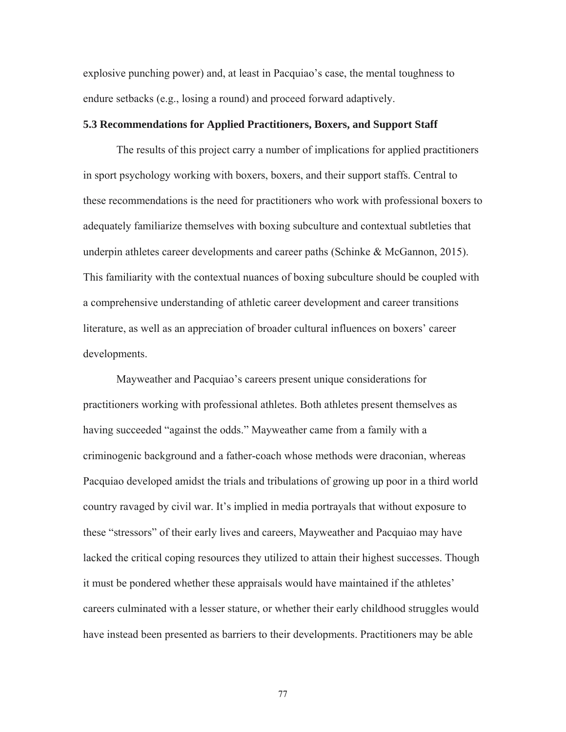explosive punching power) and, at least in Pacquiao's case, the mental toughness to endure setbacks (e.g., losing a round) and proceed forward adaptively.

### 5.3 Recommendations for Applied Practitioners, Boxers, and Support Staff

The results of this project carry a number of implications for applied practitioners in sport psychology working with boxers, boxers, and their support staffs. Central to these recommendations is the need for practitioners who work with professional boxers to adequately familiarize themselves with boxing subculture and contextual subtleties that underpin athletes career developments and career paths (Schinke & McGannon, 2015). This familiarity with the contextual nuances of boxing subculture should be coupled with a comprehensive understanding of athletic career development and career transitions literature, as well as an appreciation of broader cultural influences on boxers' career developments.

Mayweather and Pacquiao's careers present unique considerations for practitioners working with professional athletes. Both athletes present themselves as having succeeded "against the odds." Mayweather came from a family with a criminogenic background and a father-coach whose methods were draconian, whereas Pacquiao developed amidst the trials and tribulations of growing up poor in a third world country ravaged by civil war. It's implied in media portrayals that without exposure to these "stressors" of their early lives and careers, Mayweather and Pacquiao may have lacked the critical coping resources they utilized to attain their highest successes. Though it must be pondered whether these appraisals would have maintained if the athletes' careers culminated with a lesser stature, or whether their early childhood struggles would have instead been presented as barriers to their developments. Practitioners may be able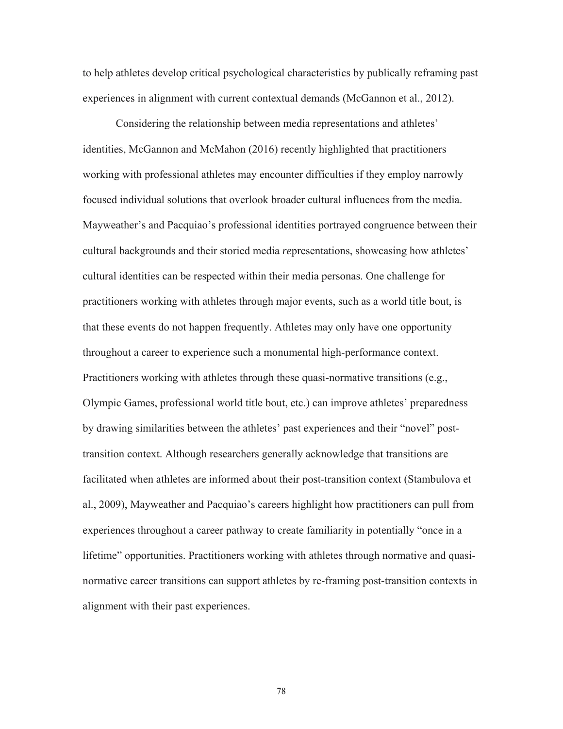to help athletes develop critical psychological characteristics by publically reframing past experiences in alignment with current contextual demands (McGannon et al., 2012).

Considering the relationship between media representations and athletes' identities, McGannon and McMahon (2016) recently highlighted that practitioners working with professional athletes may encounter difficulties if they employ narrowly focused individual solutions that overlook broader cultural influences from the media. Mayweather's and Pacquiao's professional identities portrayed congruence between their cultural backgrounds and their storied media *re*presentations, showcasing how athletes' cultural identities can be respected within their media personas. One challenge for practitioners working with athletes through major events, such as a world title bout, is that these events do not happen frequently. Athletes may only have one opportunity throughout a career to experience such a monumental high-performance context. Practitioners working with athletes through these quasi-normative transitions (e.g., Olympic Games, professional world title bout, etc.) can improve athletes' preparedness by drawing similarities between the athletes' past experiences and their "novel" post-transition context. Although researchers generally acknowledge that transitions are facilitated when athletes are informed about their post-transition context (Stambulova et al., 2009), Mayweather and Pacquiao's careers highlight how practitioners can pull from experiences throughout a career pathway to create familiarity in potentially "once in a lifetime" opportunities. Practitioners working with athletes through normative and quasi-normative career transitions can support athletes by re-framing post-transition contexts in alignment with their past experiences.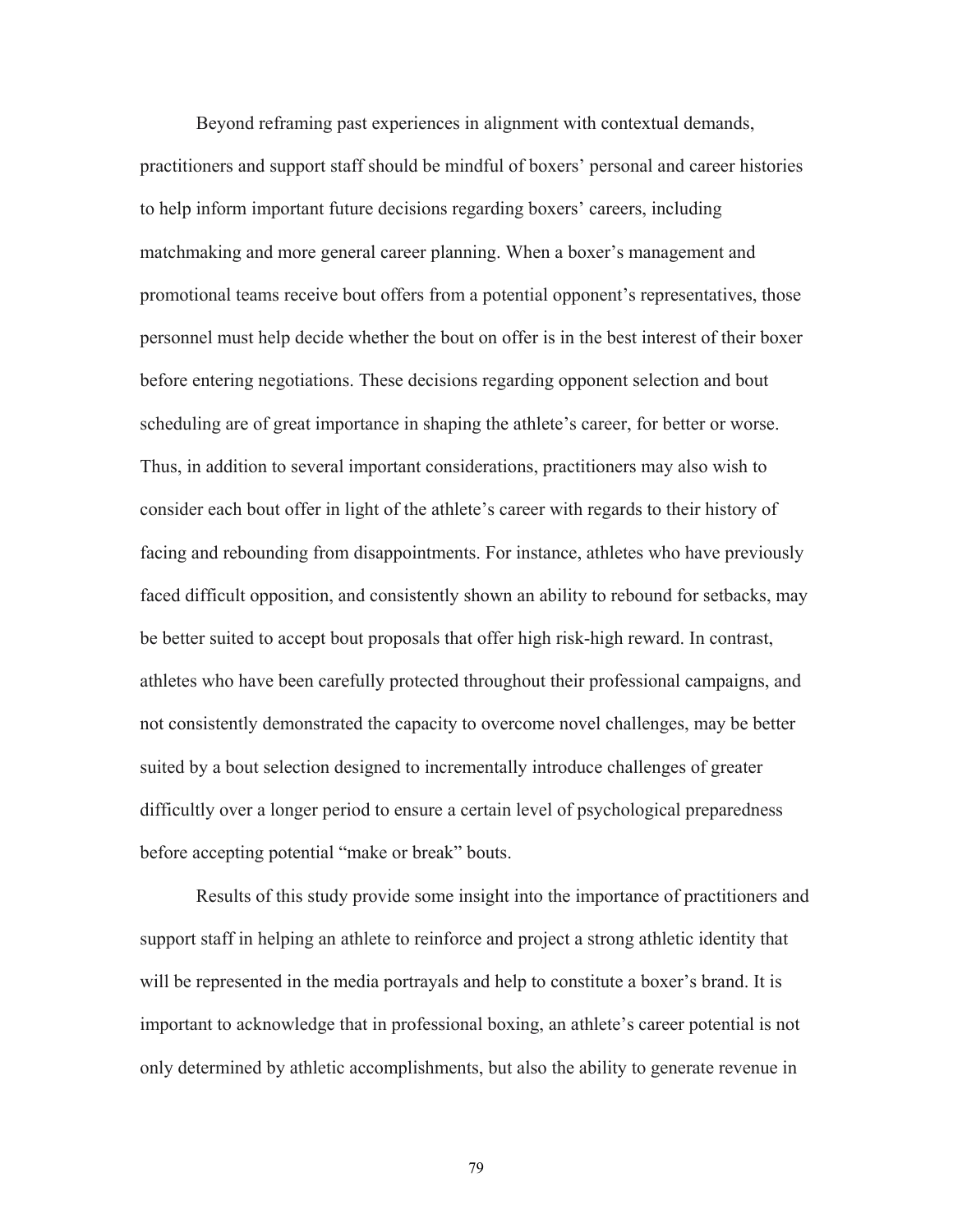Beyond reframing past experiences in alignment with contextual demands, practitioners and support staff should be mindful of boxers' personal and career histories to help inform important future decisions regarding boxers' careers, including matchmaking and more general career planning. When a boxer's management and promotional teams receive bout offers from a potential opponent's representatives, those personnel must help decide whether the bout on offer is in the best interest of their boxer before entering negotiations. These decisions regarding opponent selection and bout scheduling are of great importance in shaping the athlete's career, for better or worse. Thus, in addition to several important considerations, practitioners may also wish to consider each bout offer in light of the athlete's career with regards to their history of facing and rebounding from disappointments. For instance, athletes who have previously faced difficult opposition, and consistently shown an ability to rebound for setbacks, may be better suited to accept bout proposals that offer high risk-high reward. In contrast, athletes who have been carefully protected throughout their professional campaigns, and not consistently demonstrated the capacity to overcome novel challenges, may be better suited by a bout selection designed to incrementally introduce challenges of greater difficultly over a longer period to ensure a certain level of psychological preparedness before accepting potential "make or break" bouts.

Results of this study provide some insight into the importance of practitioners and support staff in helping an athlete to reinforce and project a strong athletic identity that will be represented in the media portrayals and help to constitute a boxer's brand. It is important to acknowledge that in professional boxing, an athlete's career potential is not only determined by athletic accomplishments, but also the ability to generate revenue in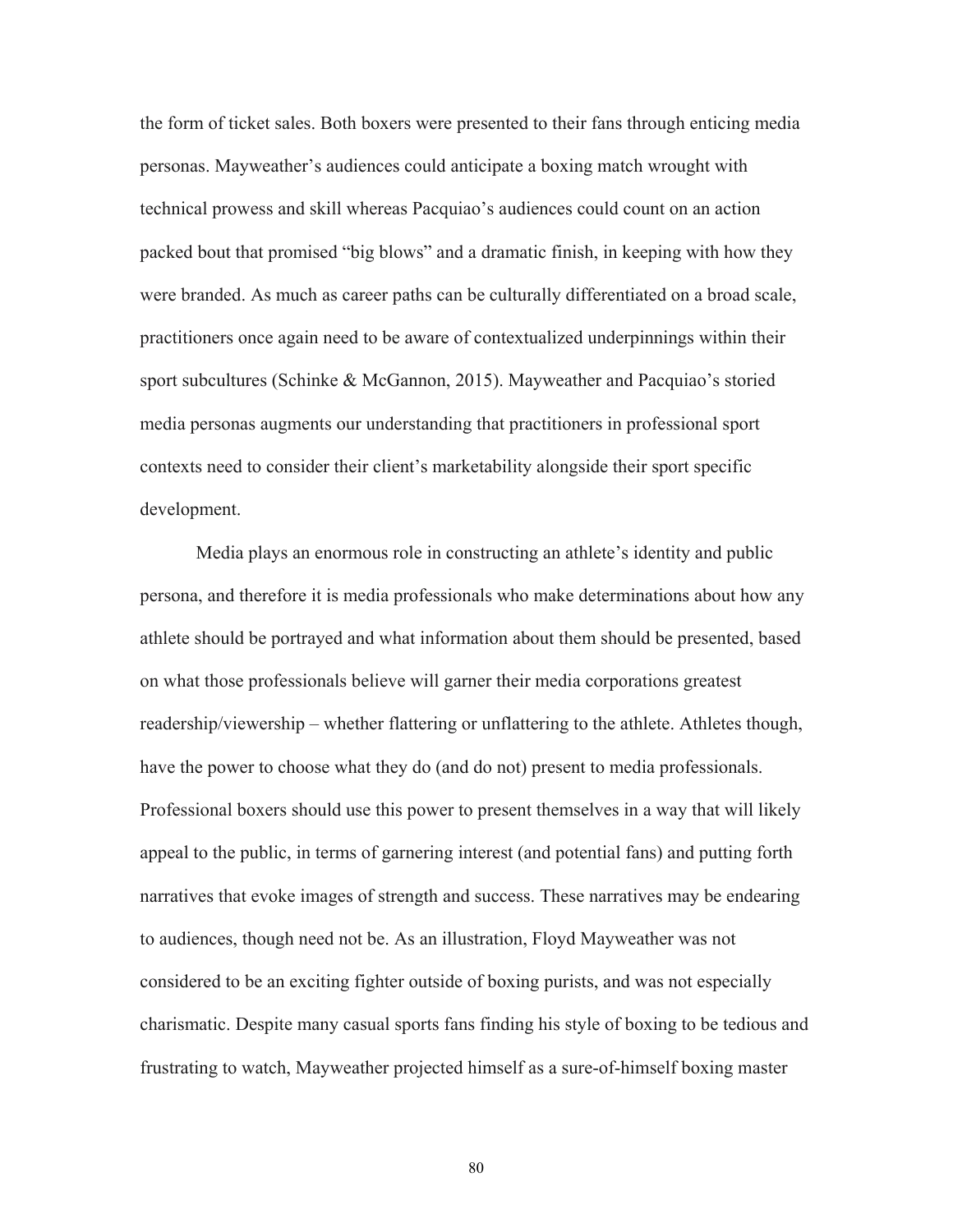the form of ticket sales. Both boxers were presented to their fans through enticing media personas. Mayweather's audiences could anticipate a boxing match wrought with technical prowess and skill whereas Pacquiao's audiences could count on an action packed bout that promised "big blows" and a dramatic finish, in keeping with how they were branded. As much as career paths can be culturally differentiated on a broad scale, practitioners once again need to be aware of contextualized underpinnings within their sport subcultures (Schinke & McGannon, 2015). Mayweather and Pacquiao's storied media personas augments our understanding that practitioners in professional sport contexts need to consider their client's marketability alongside their sport specific development.

Media plays an enormous role in constructing an athlete's identity and public persona, and therefore it is media professionals who make determinations about how any athlete should be portrayed and what information about them should be presented, based on what those professionals believe will garner their media corporations greatest readership/viewership – whether flattering or unflattering to the athlete. Athletes though, have the power to choose what they do (and do not) present to media professionals. Professional boxers should use this power to present themselves in a way that will likely appeal to the public, in terms of garnering interest (and potential fans) and putting forth narratives that evoke images of strength and success. These narratives may be endearing to audiences, though need not be. As an illustration, Floyd Mayweather was not considered to be an exciting fighter outside of boxing purists, and was not especially charismatic. Despite many casual sports fans finding his style of boxing to be tedious and frustrating to watch, Mayweather projected himself as a sure-of-himself boxing master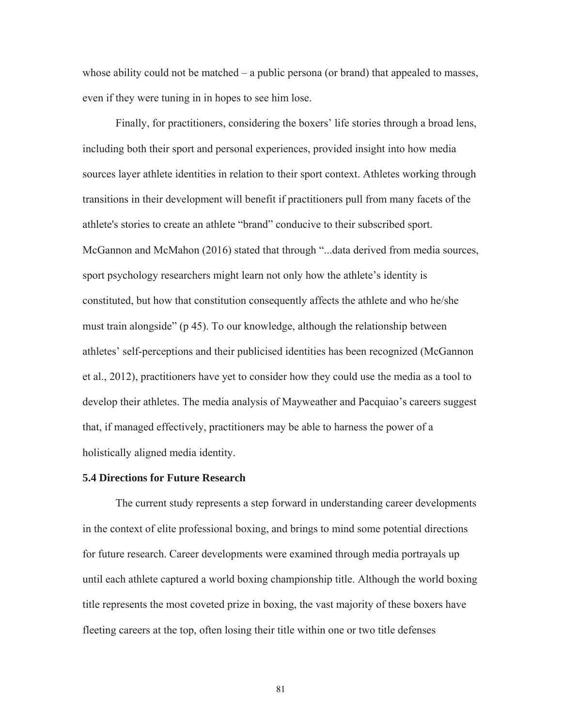whose ability could not be matched – a public persona (or brand) that appealed to masses, even if they were tuning in in hopes to see him lose.

Finally, for practitioners, considering the boxers' life stories through a broad lens, including both their sport and personal experiences, provided insight into how media sources layer athlete identities in relation to their sport context. Athletes working through transitions in their development will benefit if practitioners pull from many facets of the athlete's stories to create an athlete "brand" conducive to their subscribed sport. McGannon and McMahon (2016) stated that through "...data derived from media sources, sport psychology researchers might learn not only how the athlete's identity is constituted, but how that constitution consequently affects the athlete and who he/she must train alongside" (p 45). To our knowledge, although the relationship between athletes' self-perceptions and their publicised identities has been recognized (McGannon et al., 2012), practitioners have yet to consider how they could use the media as a tool to develop their athletes. The media analysis of Mayweather and Pacquiao's careers suggest that, if managed effectively, practitioners may be able to harness the power of a holistically aligned media identity.

### 5.4 Directions for Future Research

The current study represents a step forward in understanding career developments in the context of elite professional boxing, and brings to mind some potential directions for future research. Career developments were examined through media portrayals up until each athlete captured a world boxing championship title. Although the world boxing title represents the most coveted prize in boxing, the vast majority of these boxers have fleeting careers at the top, often losing their title within one or two title defenses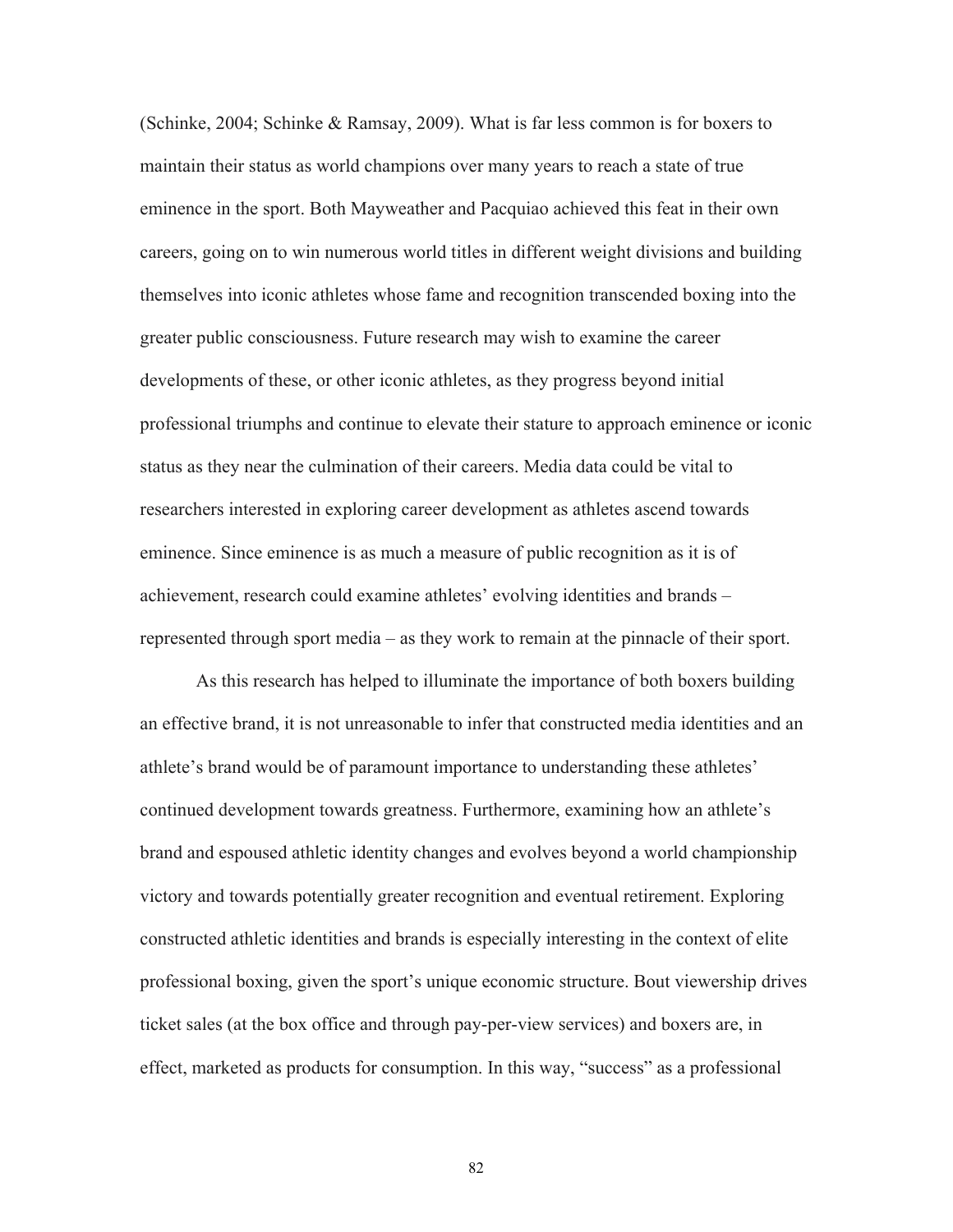(Schinke, 2004; Schinke & Ramsay, 2009). What is far less common is for boxers to maintain their status as world champions over many years to reach a state of true eminence in the sport. Both Mayweather and Pacquiao achieved this feat in their own careers, going on to win numerous world titles in different weight divisions and building themselves into iconic athletes whose fame and recognition transcended boxing into the greater public consciousness. Future research may wish to examine the career developments of these, or other iconic athletes, as they progress beyond initial professional triumphs and continue to elevate their stature to approach eminence or iconic status as they near the culmination of their careers. Media data could be vital to researchers interested in exploring career development as athletes ascend towards eminence. Since eminence is as much a measure of public recognition as it is of achievement, research could examine athletes' evolving identities and brands – represented through sport media – as they work to remain at the pinnacle of their sport.

As this research has helped to illuminate the importance of both boxers building an effective brand, it is not unreasonable to infer that constructed media identities and an athlete's brand would be of paramount importance to understanding these athletes' continued development towards greatness. Furthermore, examining how an athlete's brand and espoused athletic identity changes and evolves beyond a world championship victory and towards potentially greater recognition and eventual retirement. Exploring constructed athletic identities and brands is especially interesting in the context of elite professional boxing, given the sport's unique economic structure. Bout viewership drives ticket sales (at the box office and through pay-per-view services) and boxers are, in effect, marketed as products for consumption. In this way, "success" as a professional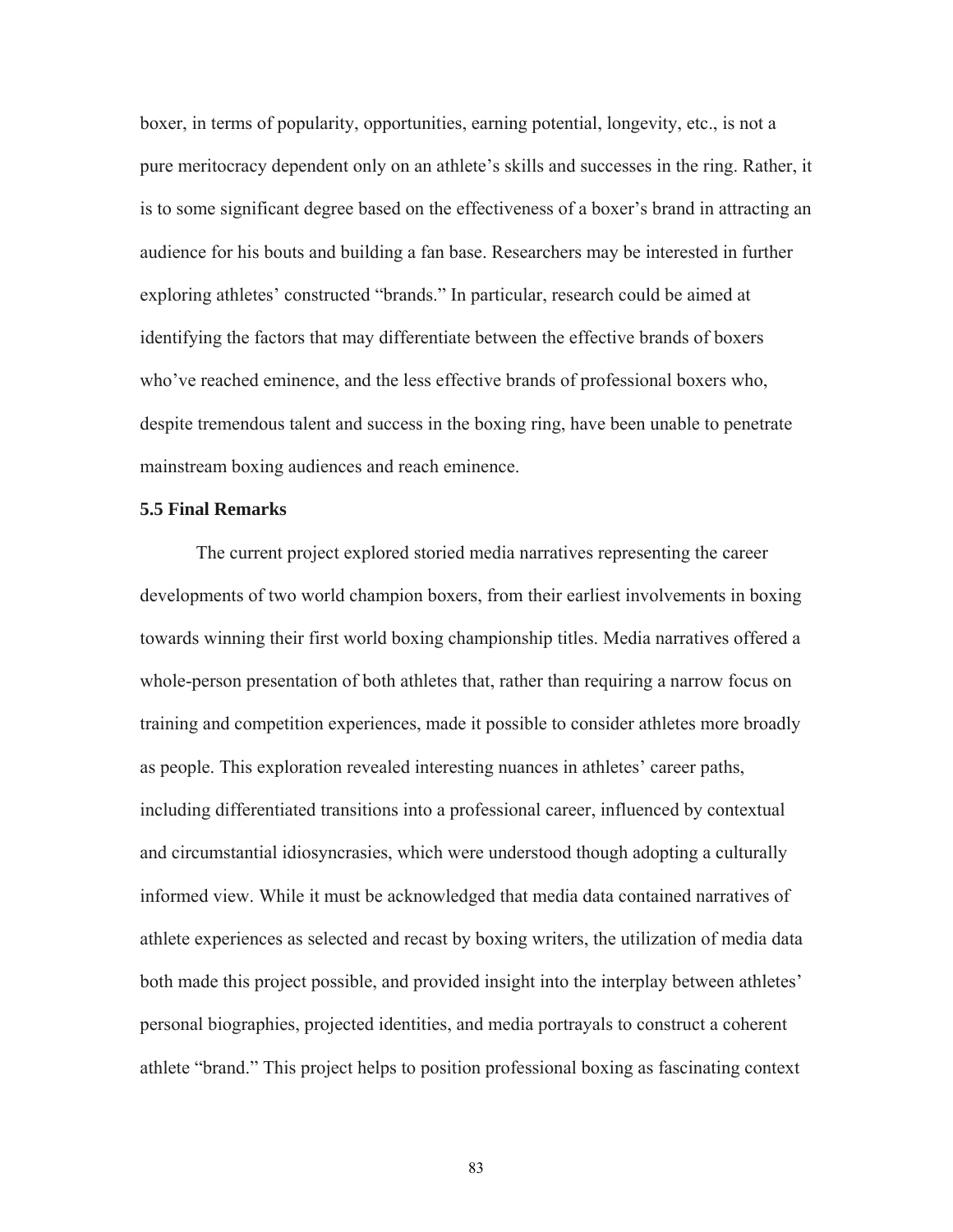boxer, in terms of popularity, opportunities, earning potential, longevity, etc., is not a pure meritocracy dependent only on an athlete's skills and successes in the ring. Rather, it is to some significant degree based on the effectiveness of a boxer's brand in attracting an audience for his bouts and building a fan base. Researchers may be interested in further exploring athletes' constructed "brands." In particular, research could be aimed at identifying the factors that may differentiate between the effective brands of boxers who've reached eminence, and the less effective brands of professional boxers who, despite tremendous talent and success in the boxing ring, have been unable to penetrate mainstream boxing audiences and reach eminence.

### 5.5 Final Remarks

The current project explored storied media narratives representing the career developments of two world champion boxers, from their earliest involvements in boxing towards winning their first world boxing championship titles. Media narratives offered a whole-person presentation of both athletes that, rather than requiring a narrow focus on training and competition experiences, made it possible to consider athletes more broadly as people. This exploration revealed interesting nuances in athletes' career paths, including differentiated transitions into a professional career, influenced by contextual and circumstantial idiosyncrasies, which were understood though adopting a culturally informed view. While it must be acknowledged that media data contained narratives of athlete experiences as selected and recast by boxing writers, the utilization of media data both made this project possible, and provided insight into the interplay between athletes' personal biographies, projected identities, and media portrayals to construct a coherent athlete "brand." This project helps to position professional boxing as fascinating context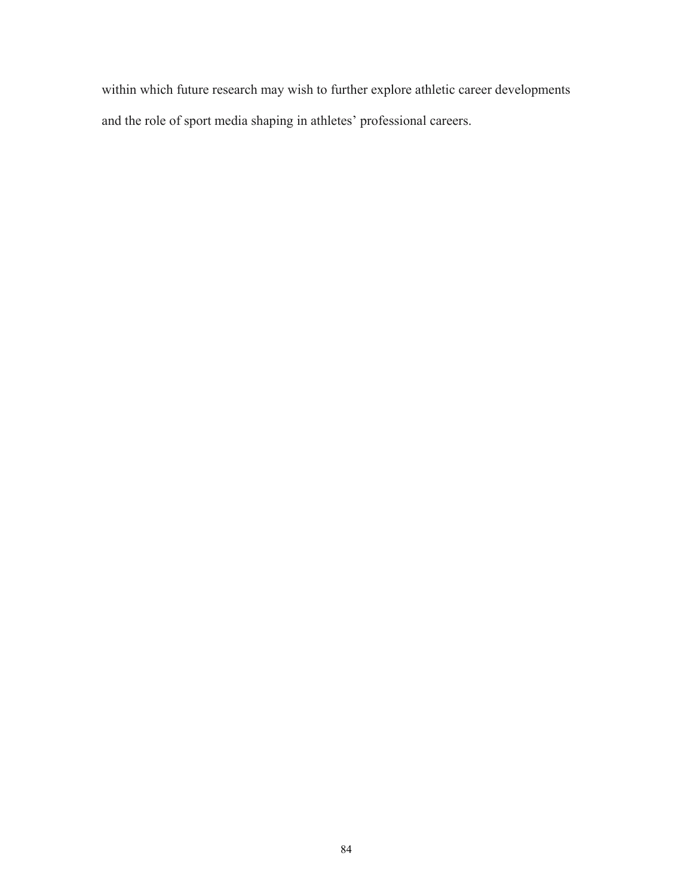within which future research may wish to further explore athletic career developments and the role of sport media shaping in athletes' professional careers.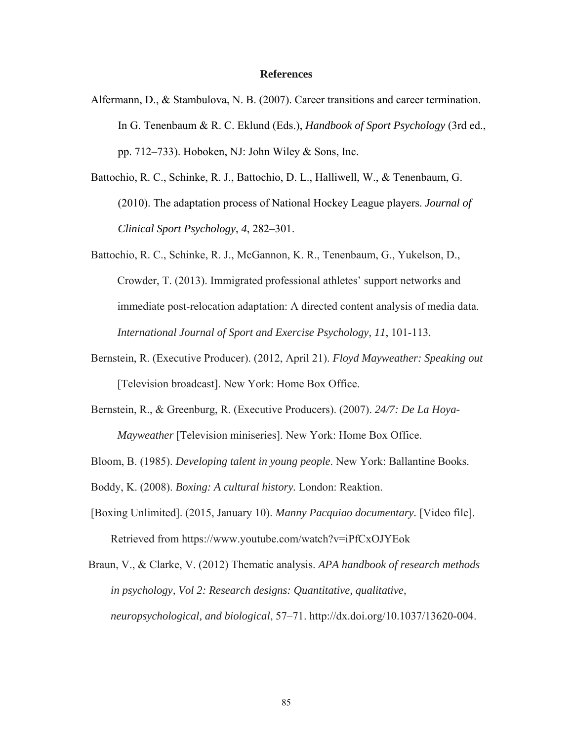# References

Alfermann, D., & Stambulova, N. B. (2007). Career transitions and career termination. In G. Tenenbaum & R. C. Eklund (Eds.), *Handbook of Sport Psychology* (3rd ed., pp. 712–733). Hoboken, NJ: John Wiley & Sons, Inc.

Battochio, R. C., Schinke, R. J., Battochio, D. L., Halliwell, W., & Tenenbaum, G. (2010). The adaptation process of National Hockey League players. *Journal of Clinical Sport Psychology*, *4*, 282–301.

Battochio, R. C., Schinke, R. J., McGannon, K. R., Tenenbaum, G., Yukelson, D., Crowder, T. (2013). Immigrated professional athletes' support networks and immediate post-relocation adaptation: A directed content analysis of media data. *International Journal of Sport and Exercise Psychology, 11*, 101-113.

Bernstein, R. (Executive Producer). (2012, April 21). *Floyd Mayweather: Speaking out* [Television broadcast]. New York: Home Box Office.

Bernstein, R., & Greenburg, R. (Executive Producers). (2007). *24/7: De La Hoya-Mayweather* [Television miniseries]. New York: Home Box Office.

Bloom, B. (1985). *Developing talent in young people*. New York: Ballantine Books.

Boddy, K. (2008). *Boxing: A cultural history.* London: Reaktion.

[Boxing Unlimited]. (2015, January 10). *Manny Pacquiao documentary.* [Video file]. Retrieved from https://www.youtube.com/watch?v=iPfCxOJYEok

Braun, V., & Clarke, V. (2012) Thematic analysis. *APA handbook of research methods in psychology, Vol 2: Research designs: Quantitative, qualitative, neuropsychological, and biological*, 57–71. http://dx.doi.org/10.1037/13620-004.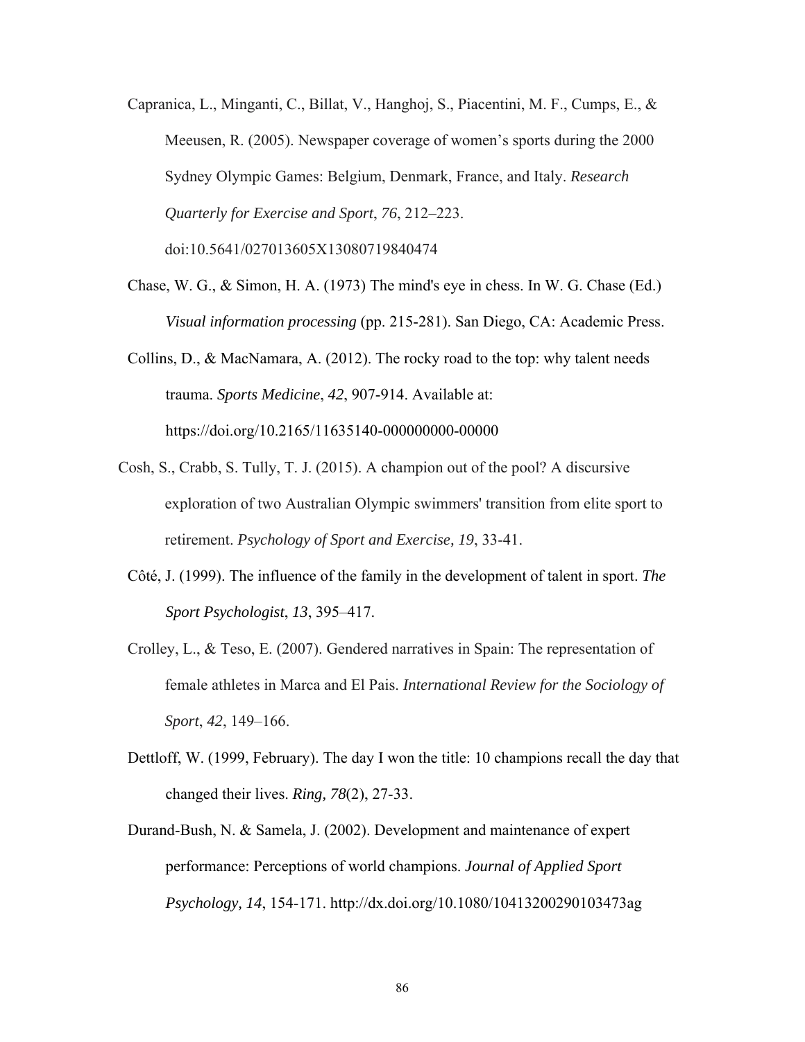Capranica, L., Minganti, C., Billat, V., Hanghoj, S., Piacentini, M. F., Cumps, E., & Meeusen, R. (2005). Newspaper coverage of women's sports during the 2000 Sydney Olympic Games: Belgium, Denmark, France, and Italy. *Research Quarterly for Exercise and Sport*, *76*, 212–223. doi:10.5641/027013605X13080719840474

Chase, W. G., & Simon, H. A. (1973) The mind's eye in chess. In W. G. Chase (Ed.) *Visual information processing* (pp. 215-281). San Diego, CA: Academic Press.

Collins, D., & MacNamara, A. (2012). The rocky road to the top: why talent needs trauma. *Sports Medicine*, *42*, 907-914. Available at: https://doi.org/10.2165/11635140-000000000-00000

Cosh, S., Crabb, S. Tully, T. J. (2015). A champion out of the pool? A discursive exploration of two Australian Olympic swimmers' transition from elite sport to retirement. *Psychology of Sport and Exercise, 19*, 33-41.

Côté, J. (1999). The influence of the family in the development of talent in sport. *The Sport Psychologist*, *13*, 395–417.

Crolley, L., & Teso, E. (2007). Gendered narratives in Spain: The representation of female athletes in Marca and El Pais. *International Review for the Sociology of Sport*, *42*, 149–166.

Dettloff, W. (1999, February). The day I won the title: 10 champions recall the day that changed their lives. *Ring, 78*(2), 27-33.

Durand-Bush, N. & Samela, J. (2002). Development and maintenance of expert performance: Perceptions of world champions. *Journal of Applied Sport Psychology, 14*, 154-171. http://dx.doi.org/10.1080/10413200290103473ag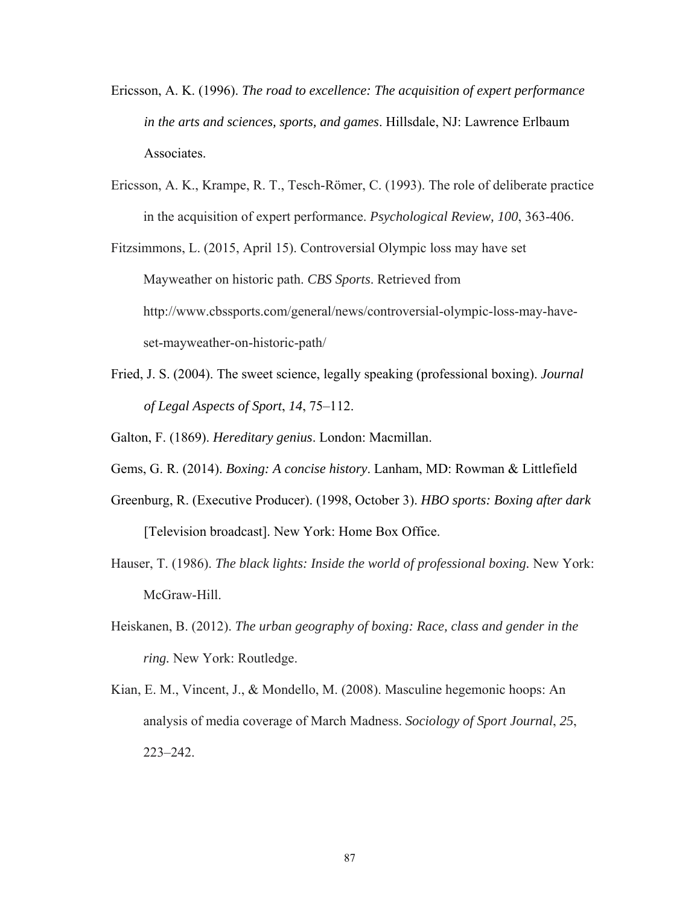Ericsson, A. K. (1996). *The road to excellence: The acquisition of expert performance in the arts and sciences, sports, and games*. Hillsdale, NJ: Lawrence Erlbaum Associates.

Ericsson, A. K., Krampe, R. T., Tesch-Römer, C. (1993). The role of deliberate practice in the acquisition of expert performance. *Psychological Review, 100*, 363-406.

Fitzsimmons, L. (2015, April 15). Controversial Olympic loss may have set Mayweather on historic path. *CBS Sports*. Retrieved from http://www.cbssports.com/general/news/controversial-olympic-loss-may-have-set-mayweather-on-historic-path/

Fried, J. S. (2004). The sweet science, legally speaking (professional boxing). *Journal of Legal Aspects of Sport*, *14*, 75–112.

Galton, F. (1869). *Hereditary genius*. London: Macmillan.

Gems, G. R. (2014). *Boxing: A concise history*. Lanham, MD: Rowman & Littlefield

Greenburg, R. (Executive Producer). (1998, October 3). *HBO sports: Boxing after dark* [Television broadcast]. New York: Home Box Office.

Hauser, T. (1986). *The black lights: Inside the world of professional boxing.* New York: McGraw-Hill.

Heiskanen, B. (2012). *The urban geography of boxing: Race, class and gender in the ring.* New York: Routledge.

Kian, E. M., Vincent, J., & Mondello, M. (2008). Masculine hegemonic hoops: An analysis of media coverage of March Madness. *Sociology of Sport Journal*, *25*, 223–242.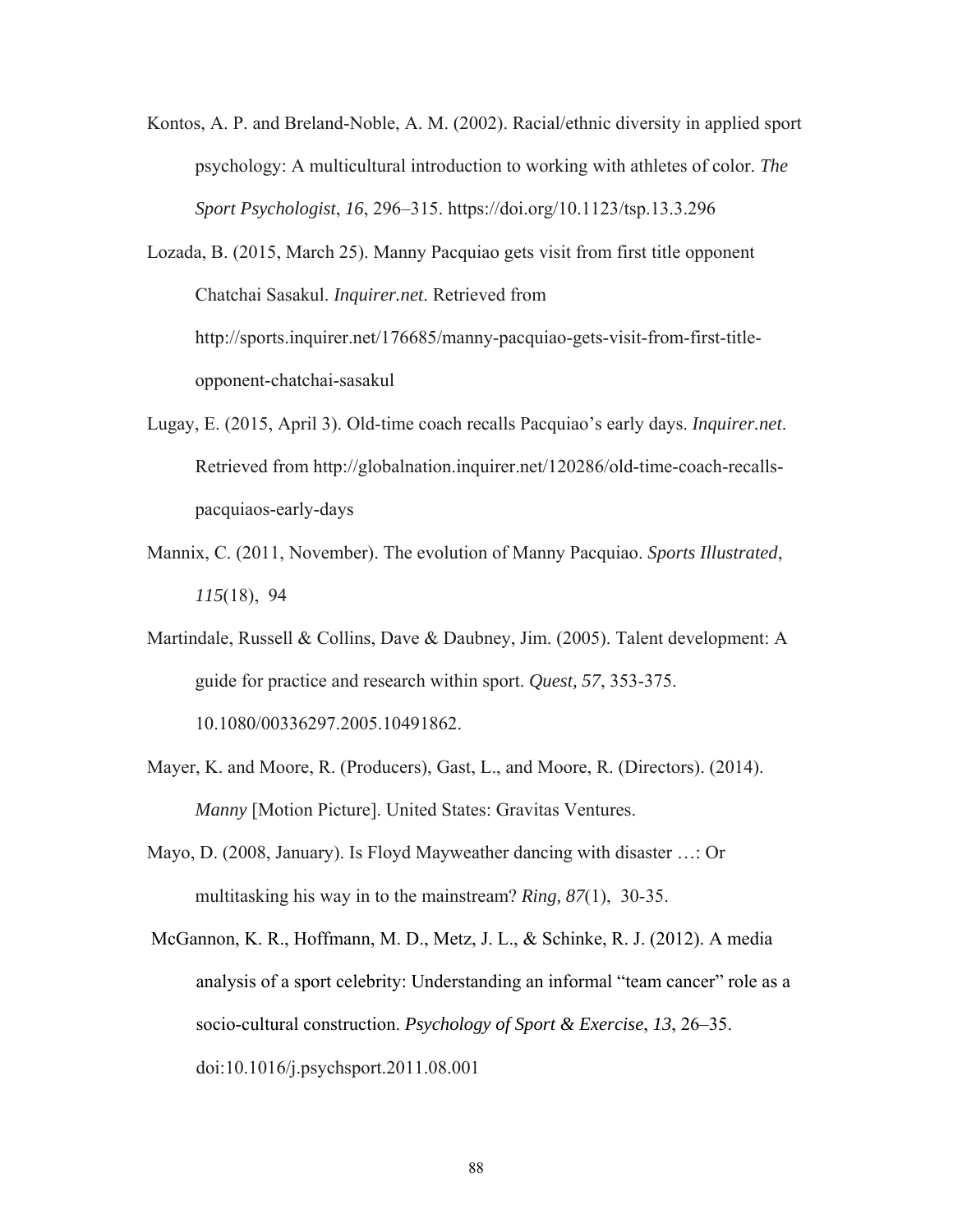Kontos, A. P. and Breland-Noble, A. M. (2002). Racial/ethnic diversity in applied sport psychology: A multicultural introduction to working with athletes of color. *The Sport Psychologist*, *16*, 296–315. https://doi.org/10.1123/tsp.13.3.296

Lozada, B. (2015, March 25). Manny Pacquiao gets visit from first title opponent Chatchai Sasakul. *Inquirer.net*. Retrieved from http://sports.inquirer.net/176685/manny-pacquiao-gets-visit-from-first-title-opponent-chatchai-sasakul

Lugay, E. (2015, April 3). Old-time coach recalls Pacquiao's early days. *Inquirer.net*. Retrieved from http://globalnation.inquirer.net/120286/old-time-coach-recalls-pacquiaos-early-days

Mannix, C. (2011, November). The evolution of Manny Pacquiao. *Sports Illustrated*, *115*(18), 94

Martindale, Russell & Collins, Dave & Daubney, Jim. (2005). Talent development: A guide for practice and research within sport. *Quest, 57*, 353-375. 10.1080/00336297.2005.10491862.

Mayer, K. and Moore, R. (Producers), Gast, L., and Moore, R. (Directors). (2014). *Manny* [Motion Picture]. United States: Gravitas Ventures.

Mayo, D. (2008, January). Is Floyd Mayweather dancing with disaster …: Or multitasking his way in to the mainstream? *Ring, 87*(1), 30-35.

McGannon, K. R., Hoffmann, M. D., Metz, J. L., & Schinke, R. J. (2012). A media analysis of a sport celebrity: Understanding an informal "team cancer" role as a socio-cultural construction. *Psychology of Sport & Exercise*, *13*, 26–35. doi:10.1016/j.psychsport.2011.08.001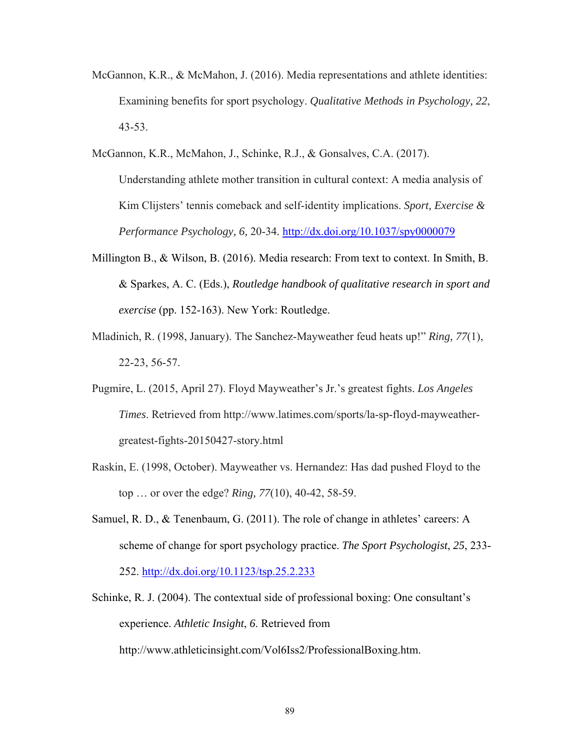McGannon, K.R., & McMahon, J. (2016). Media representations and athlete identities: Examining benefits for sport psychology. *Qualitative Methods in Psychology, 22*, 43-53.

McGannon, K.R., McMahon, J., Schinke, R.J., & Gonsalves, C.A. (2017). Understanding athlete mother transition in cultural context: A media analysis of Kim Clijsters' tennis comeback and self-identity implications. *Sport, Exercise & Performance Psychology, 6,* 20-34. http://dx.doi.org/10.1037/spy0000079

Millington B., & Wilson, B. (2016). Media research: From text to context. In Smith, B. & Sparkes, A. C. (Eds.), *Routledge handbook of qualitative research in sport and exercise* (pp. 152-163). New York: Routledge.

Mladinich, R. (1998, January). The Sanchez-Mayweather feud heats up!" *Ring, 77*(1), 22-23, 56-57.

Pugmire, L. (2015, April 27). Floyd Mayweather's Jr.'s greatest fights. *Los Angeles Times*. Retrieved from http://www.latimes.com/sports/la-sp-floyd-mayweather-greatest-fights-20150427-story.html

Raskin, E. (1998, October). Mayweather vs. Hernandez: Has dad pushed Floyd to the top … or over the edge? *Ring, 77*(10), 40-42, 58-59.

Samuel, R. D., & Tenenbaum, G. (2011). The role of change in athletes' careers: A scheme of change for sport psychology practice. *The Sport Psychologist*, *25*, 233-252. http://dx.doi.org/10.1123/tsp.25.2.233

Schinke, R. J. (2004). The contextual side of professional boxing: One consultant's experience. *Athletic Insight*, *6*. Retrieved from http://www.athleticinsight.com/Vol6Iss2/ProfessionalBoxing.htm.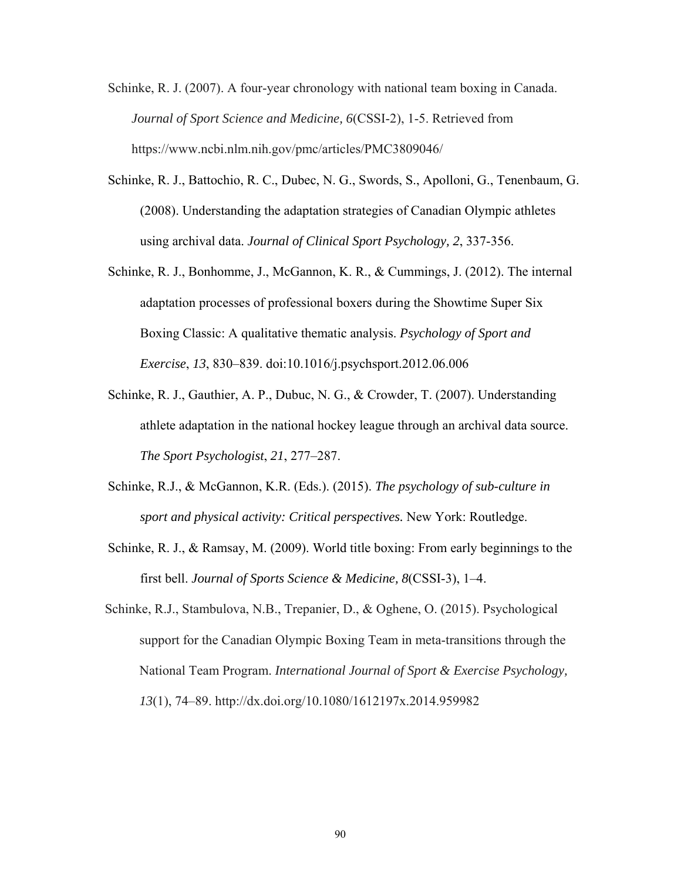Schinke, R. J. (2007). A four-year chronology with national team boxing in Canada. *Journal of Sport Science and Medicine, 6*(CSSI-2), 1-5. Retrieved from https://www.ncbi.nlm.nih.gov/pmc/articles/PMC3809046/

Schinke, R. J., Battochio, R. C., Dubec, N. G., Swords, S., Apolloni, G., Tenenbaum, G. (2008). Understanding the adaptation strategies of Canadian Olympic athletes using archival data. *Journal of Clinical Sport Psychology, 2*, 337-356.

Schinke, R. J., Bonhomme, J., McGannon, K. R., & Cummings, J. (2012). The internal adaptation processes of professional boxers during the Showtime Super Six Boxing Classic: A qualitative thematic analysis. *Psychology of Sport and Exercise*, *13*, 830–839. doi:10.1016/j.psychsport.2012.06.006

Schinke, R. J., Gauthier, A. P., Dubuc, N. G., & Crowder, T. (2007). Understanding athlete adaptation in the national hockey league through an archival data source. *The Sport Psychologist*, *21*, 277–287.

Schinke, R.J., & McGannon, K.R. (Eds.). (2015). *The psychology of sub-culture in sport and physical activity: Critical perspectives.* New York: Routledge.

Schinke, R. J., & Ramsay, M. (2009). World title boxing: From early beginnings to the first bell. *Journal of Sports Science & Medicine, 8*(CSSI-3), 1–4.

Schinke, R.J., Stambulova, N.B., Trepanier, D., & Oghene, O. (2015). Psychological support for the Canadian Olympic Boxing Team in meta-transitions through the National Team Program. *International Journal of Sport & Exercise Psychology, 13*(1), 74–89. http://dx.doi.org/10.1080/1612197x.2014.959982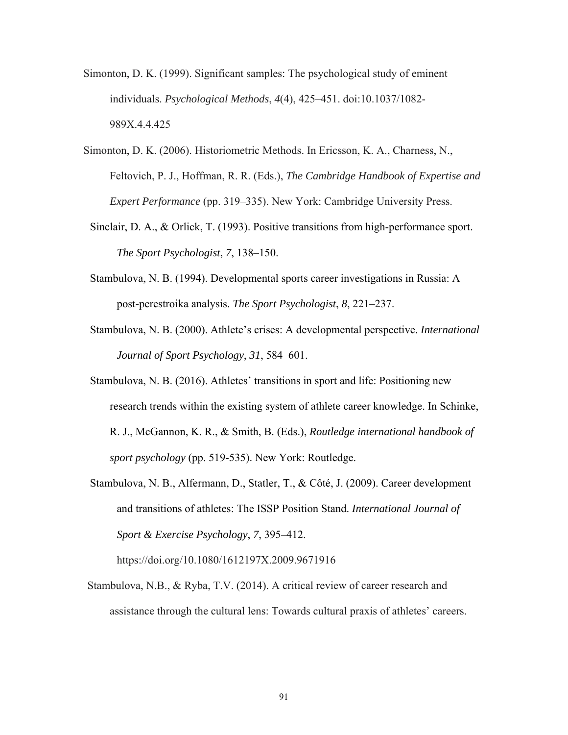Simonton, D. K. (1999). Significant samples: The psychological study of eminent individuals. *Psychological Methods*, *4*(4), 425–451. doi:10.1037/1082-989X.4.4.425

Simonton, D. K. (2006). Historiometric Methods. In Ericsson, K. A., Charness, N., Feltovich, P. J., Hoffman, R. R. (Eds.), *The Cambridge Handbook of Expertise and Expert Performance* (pp. 319–335). New York: Cambridge University Press.

Sinclair, D. A., & Orlick, T. (1993). Positive transitions from high-performance sport. *The Sport Psychologist*, *7*, 138–150.

Stambulova, N. B. (1994). Developmental sports career investigations in Russia: A post-perestroika analysis. *The Sport Psychologist*, *8*, 221–237.

Stambulova, N. B. (2000). Athlete's crises: A developmental perspective. *International Journal of Sport Psychology*, *31*, 584–601.

Stambulova, N. B. (2016). Athletes' transitions in sport and life: Positioning new research trends within the existing system of athlete career knowledge. In Schinke, R. J., McGannon, K. R., & Smith, B. (Eds.), *Routledge international handbook of sport psychology* (pp. 519-535). New York: Routledge.

Stambulova, N. B., Alfermann, D., Statler, T., & Côté, J. (2009). Career development and transitions of athletes: The ISSP Position Stand. *International Journal of Sport & Exercise Psychology*, *7*, 395–412. https://doi.org/10.1080/1612197X.2009.9671916

Stambulova, N.B., & Ryba, T.V. (2014). A critical review of career research and assistance through the cultural lens: Towards cultural praxis of athletes' careers.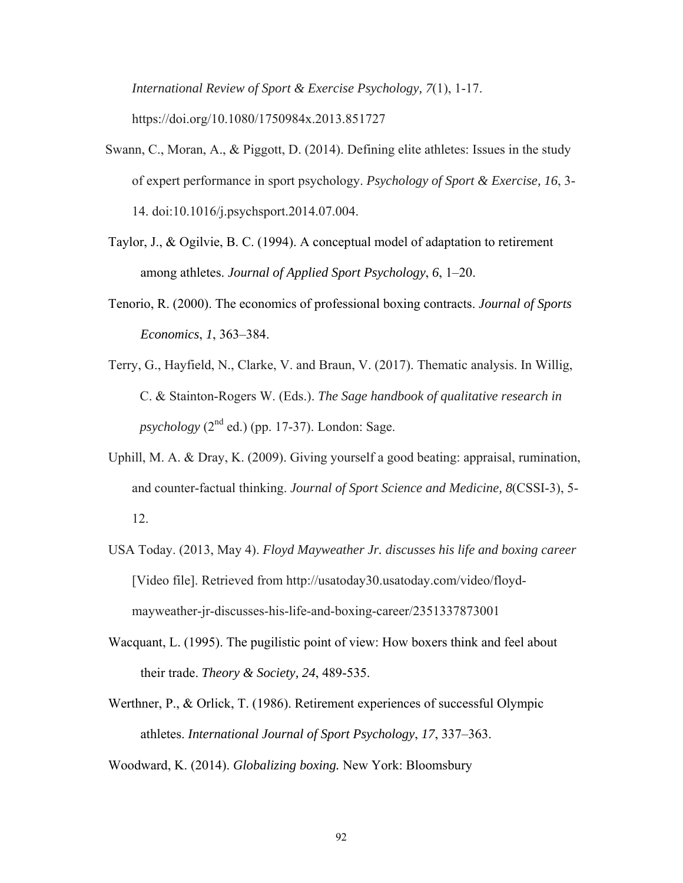*International Review of Sport & Exercise Psychology, 7*(1), 1-17. https://doi.org/10.1080/1750984x.2013.851727

Swann, C., Moran, A., & Piggott, D. (2014). Defining elite athletes: Issues in the study of expert performance in sport psychology. *Psychology of Sport & Exercise, 16*, 3-14. doi:10.1016/j.psychsport.2014.07.004.

Taylor, J., & Ogilvie, B. C. (1994). A conceptual model of adaptation to retirement among athletes. *Journal of Applied Sport Psychology*, *6*, 1–20.

Tenorio, R. (2000). The economics of professional boxing contracts. *Journal of Sports Economics*, *1*, 363–384.

Terry, G., Hayfield, N., Clarke, V. and Braun, V. (2017). Thematic analysis. In Willig, C. & Stainton-Rogers W. (Eds.). *The Sage handbook of qualitative research in psychology* (2nd ed.) (pp. 17-37). London: Sage.

Uphill, M. A. & Dray, K. (2009). Giving yourself a good beating: appraisal, rumination, and counter-factual thinking. *Journal of Sport Science and Medicine, 8*(CSSI-3), 5-12.

USA Today. (2013, May 4). *Floyd Mayweather Jr. discusses his life and boxing career* [Video file]. Retrieved from http://usatoday30.usatoday.com/video/floyd-mayweather-jr-discusses-his-life-and-boxing-career/2351337873001

Wacquant, L. (1995). The pugilistic point of view: How boxers think and feel about their trade. *Theory & Society, 24*, 489-535.

Werthner, P., & Orlick, T. (1986). Retirement experiences of successful Olympic athletes. *International Journal of Sport Psychology*, *17*, 337–363.

Woodward, K. (2014). *Globalizing boxing.* New York: Bloomsbury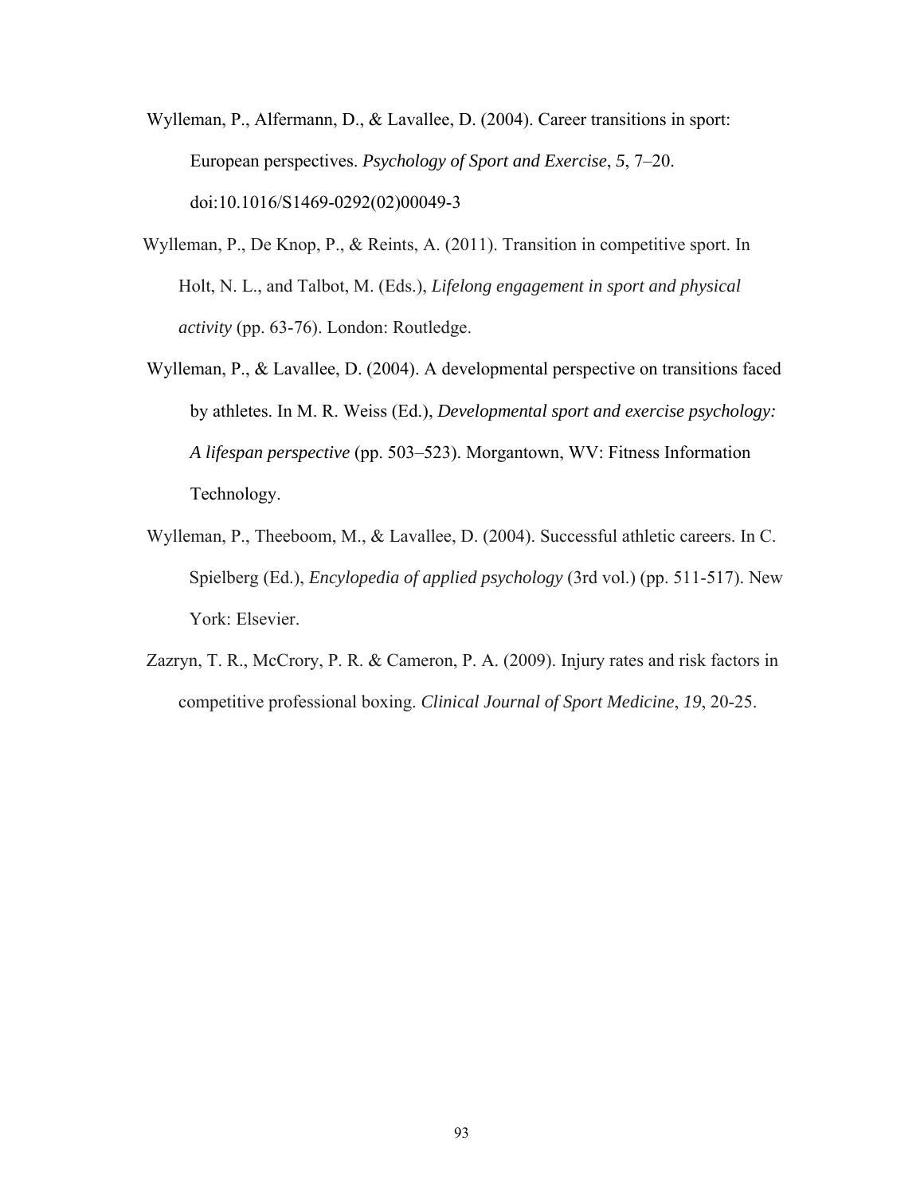Wylleman, P., Alfermann, D., & Lavallee, D. (2004). Career transitions in sport: European perspectives. *Psychology of Sport and Exercise*, *5*, 7–20. doi:10.1016/S1469-0292(02)00049-3

Wylleman, P., De Knop, P., & Reints, A. (2011). Transition in competitive sport. In Holt, N. L., and Talbot, M. (Eds.), *Lifelong engagement in sport and physical activity* (pp. 63-76). London: Routledge.

Wylleman, P., & Lavallee, D. (2004). A developmental perspective on transitions faced by athletes. In M. R. Weiss (Ed.), *Developmental sport and exercise psychology: A lifespan perspective* (pp. 503–523). Morgantown, WV: Fitness Information Technology.

Wylleman, P., Theeboom, M., & Lavallee, D. (2004). Successful athletic careers. In C. Spielberg (Ed.), *Encylopedia of applied psychology* (3rd vol.) (pp. 511-517). New York: Elsevier.

Zazryn, T. R., McCrory, P. R. & Cameron, P. A. (2009). Injury rates and risk factors in competitive professional boxing. *Clinical Journal of Sport Medicine*, *19*, 20-25.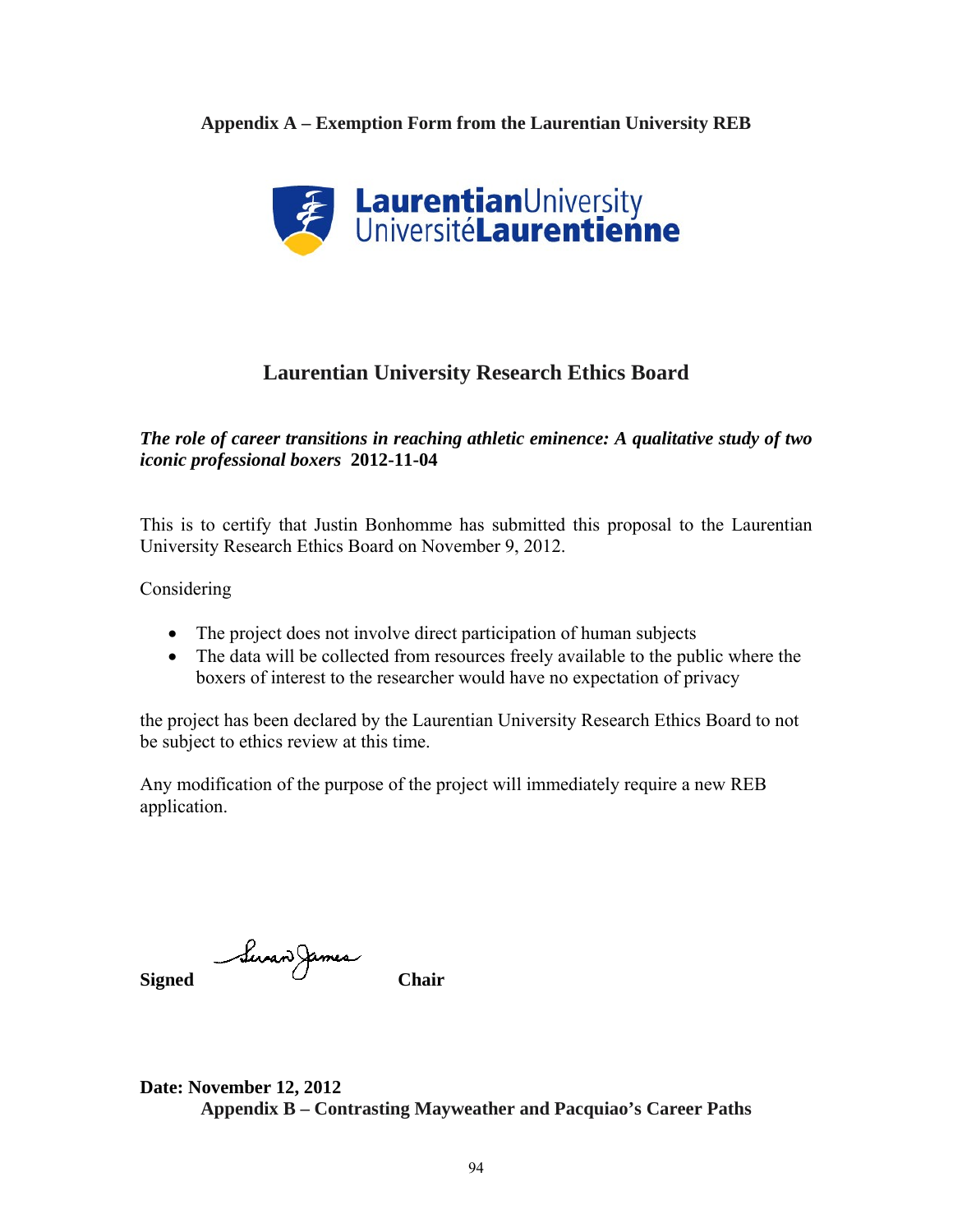## Appendix A – Exemption Form from the Laurentian University REB

LaurentianUniversity
UniversitéLaurentienne

### Laurentian University Research Ethics Board

***The role of career transitions in reaching athletic eminence: A qualitative study of two iconic professional boxers*** **2012-11-04**

This is to certify that Justin Bonhomme has submitted this proposal to the Laurentian University Research Ethics Board on November 9, 2012.

Considering

- The project does not involve direct participation of human subjects
- The data will be collected from resources freely available to the public where the boxers of interest to the researcher would have no expectation of privacy

the project has been declared by the Laurentian University Research Ethics Board to not be subject to ethics review at this time.

Any modification of the purpose of the project will immediately require a new REB application.

**Signed** Susan James **Chair**

**Date: November 12, 2012**

## Appendix B – Contrasting Mayweather and Pacquiao's Career Paths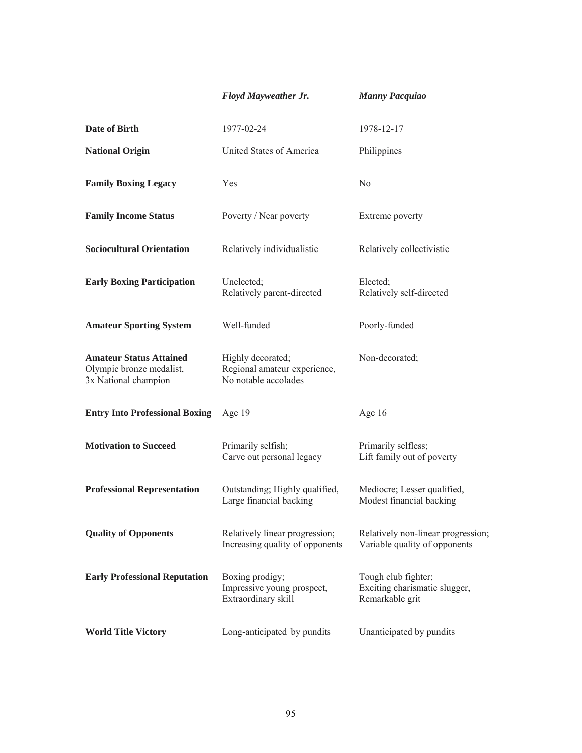| | *Floyd Mayweather Jr.* | *Manny Pacquiao* |
|---|---|---|
| **Date of Birth** | 1977-02-24 | 1978-12-17 |
| **National Origin** | United States of America | Philippines |
| **Family Boxing Legacy** | Yes | No |
| **Family Income Status** | Poverty / Near poverty | Extreme poverty |
| **Sociocultural Orientation** | Relatively individualistic | Relatively collectivistic |
| **Early Boxing Participation** | Unelected; Relatively parent-directed | Elected; Relatively self-directed |
| **Amateur Sporting System** | Well-funded | Poorly-funded |
| **Amateur Status Attained** Olympic bronze medalist, 3x National champion | Highly decorated; Regional amateur experience, No notable accolades | Non-decorated; |
| **Entry Into Professional Boxing** | Age 19 | Age 16 |
| **Motivation to Succeed** | Primarily selfish; Carve out personal legacy | Primarily selfless; Lift family out of poverty |
| **Professional Representation** | Outstanding; Highly qualified, Large financial backing | Mediocre; Lesser qualified, Modest financial backing |
| **Quality of Opponents** | Relatively linear progression; Increasing quality of opponents | Relatively non-linear progression; Variable quality of opponents |
| **Early Professional Reputation** | Boxing prodigy; Impressive young prospect, Extraordinary skill | Tough club fighter; Exciting charismatic slugger, Remarkable grit |
| **World Title Victory** | Long-anticipated by pundits | Unanticipated by pundits |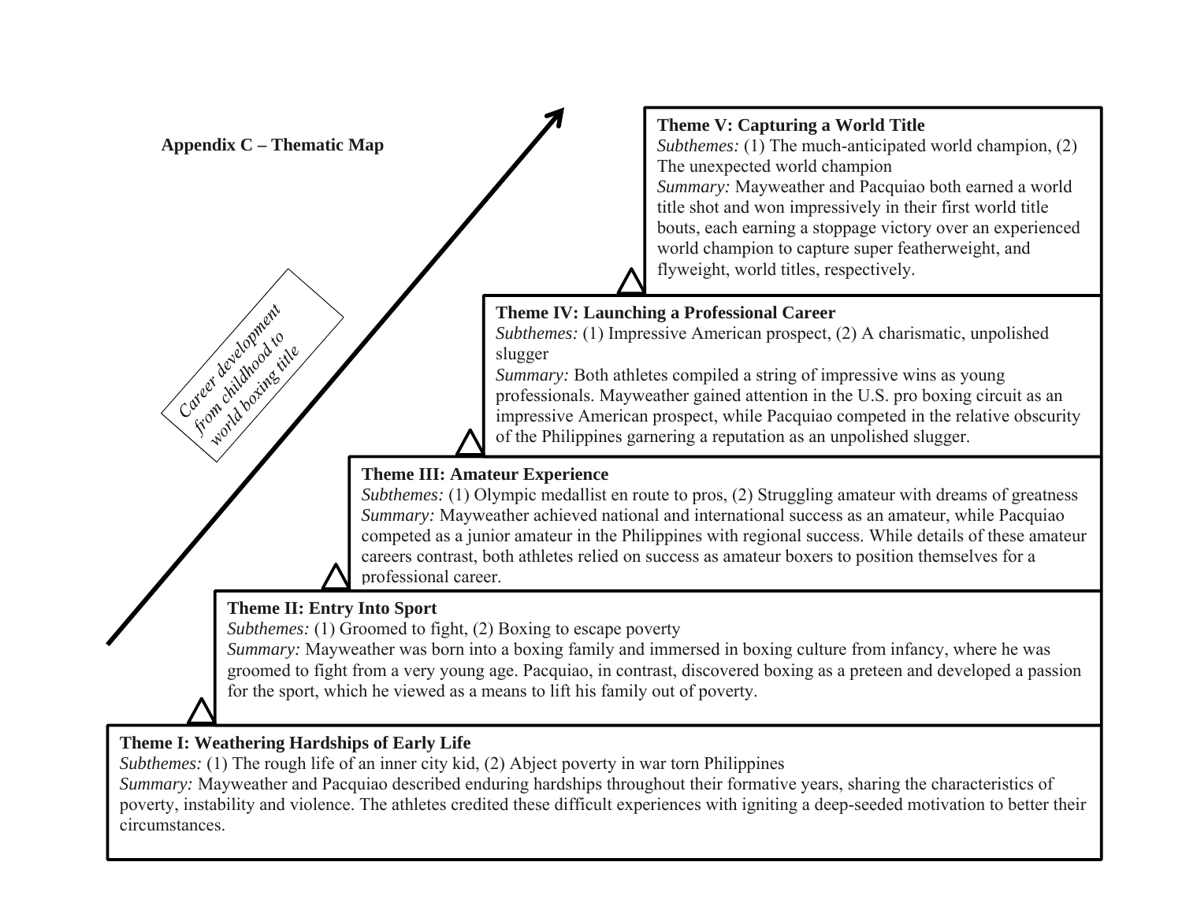**Appendix C – Thematic Map**

*Career development from childhood to world boxing title*

**Theme V: Capturing a World Title**
*Subthemes:* (1) The much-anticipated world champion, (2) The unexpected world champion
*Summary:* Mayweather and Pacquiao both earned a world title shot and won impressively in their first world title bouts, each earning a stoppage victory over an experienced world champion to capture super featherweight, and flyweight, world titles, respectively.

**Theme IV: Launching a Professional Career**
*Subthemes:* (1) Impressive American prospect, (2) A charismatic, unpolished slugger
*Summary:* Both athletes compiled a string of impressive wins as young professionals. Mayweather gained attention in the U.S. pro boxing circuit as an impressive American prospect, while Pacquiao competed in the relative obscurity of the Philippines garnering a reputation as an unpolished slugger.

**Theme III: Amateur Experience**
*Subthemes:* (1) Olympic medallist en route to pros, (2) Struggling amateur with dreams of greatness
*Summary:* Mayweather achieved national and international success as an amateur, while Pacquiao competed as a junior amateur in the Philippines with regional success. While details of these amateur careers contrast, both athletes relied on success as amateur boxers to position themselves for a professional career.

**Theme II: Entry Into Sport**
*Subthemes:* (1) Groomed to fight, (2) Boxing to escape poverty
*Summary:* Mayweather was born into a boxing family and immersed in boxing culture from infancy, where he was groomed to fight from a very young age. Pacquiao, in contrast, discovered boxing as a preteen and developed a passion for the sport, which he viewed as a means to lift his family out of poverty.

**Theme I: Weathering Hardships of Early Life**
*Subthemes:* (1) The rough life of an inner city kid, (2) Abject poverty in war torn Philippines
*Summary:* Mayweather and Pacquiao described enduring hardships throughout their formative years, sharing the characteristics of poverty, instability and violence. The athletes credited these difficult experiences with igniting a deep-seeded motivation to better their circumstances.